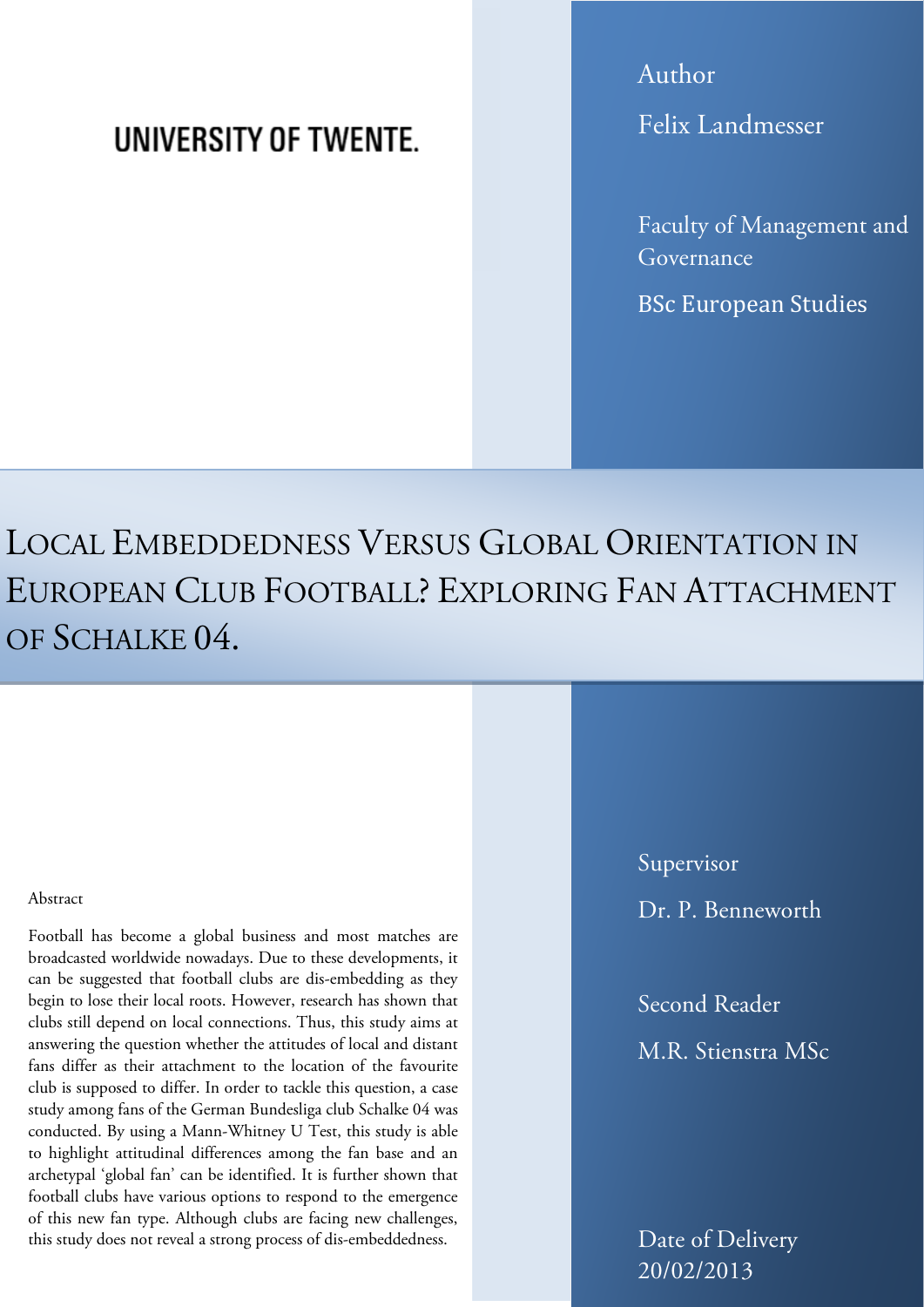UNIVERSITY OF TWENTE.

Author

Felix Landmesser

Faculty of Management and Governance

BSc European Studies

# LOCAL EMBEDDEDNESS VERSUS GLOBAL ORIENTATION IN EUROPEAN CLUB FOOTBALL? EXPLORING FAN ATTACHMENT OF SCHALKE 04.

Abstract

Football has become a global business and most matches are broadcasted worldwide nowadays. Due to these developments, it can be suggested that football clubs are dis-embedding as they begin to lose their local roots. However, research has shown that clubs still depend on local connections. Thus, this study aims at answering the question whether the attitudes of local and distant fans differ as their attachment to the location of the favourite club is supposed to differ. In order to tackle this question, a case study among fans of the German Bundesliga club Schalke 04 was conducted. By using a Mann-Whitney U Test, this study is able to highlight attitudinal differences among the fan base and an archetypal 'global fan' can be identified. It is further shown that football clubs have various options to respond to the emergence of this new fan type. Although clubs are facing new challenges, this study does not reveal a strong process of dis-embeddedness.

Supervisor

Dr. P. Benneworth

Second Reader

M.R. Stienstra MSc

Date of Delivery

20/02/2013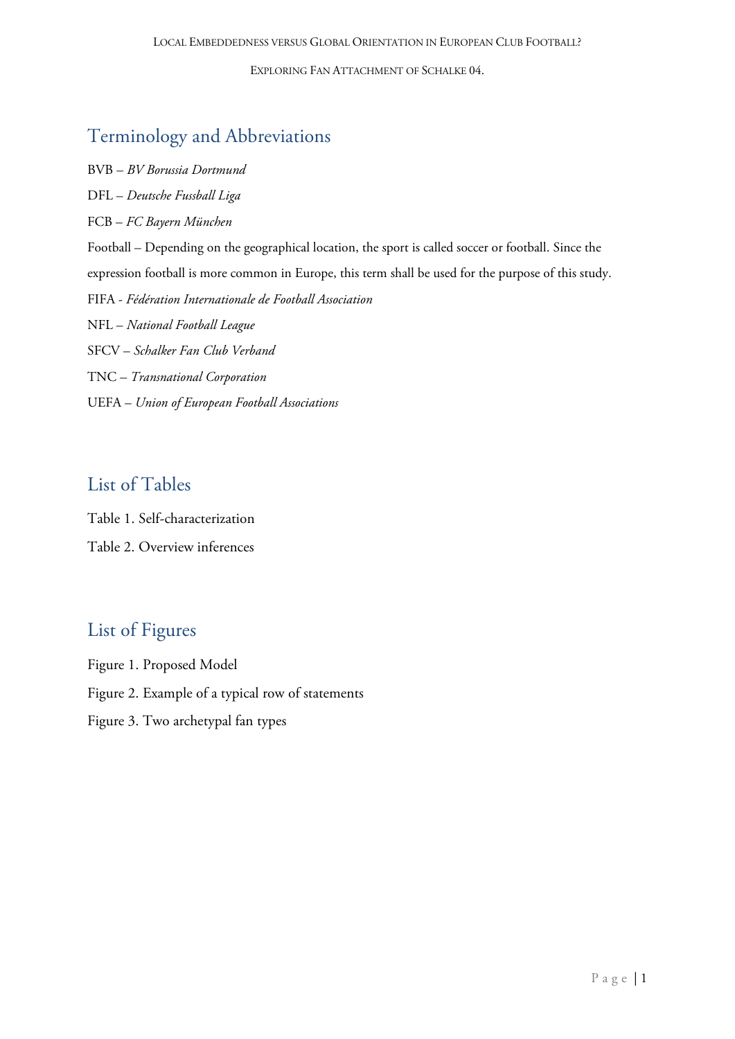## Terminology and Abbreviations

BVB – *BV Borussia Dortmund*

DFL – *Deutsche Fussball Liga*

FCB – *FC Bayern München*

Football – Depending on the geographical location, the sport is called soccer or football. Since the expression football is more common in Europe, this term shall be used for the purpose of this study.

FIFA - *Fédération Internationale de Football Association*

NFL – *National Football League*

SFCV – *Schalker Fan Club Verband*

TNC – *Transnational Corporation*

UEFA – *Union of European Football Associations*

## List of Tables

Table 1. Self-characterization

Table 2. Overview inferences

## List of Figures

Figure 1. Proposed Model

Figure 2. Example of a typical row of statements

Figure 3. Two archetypal fan types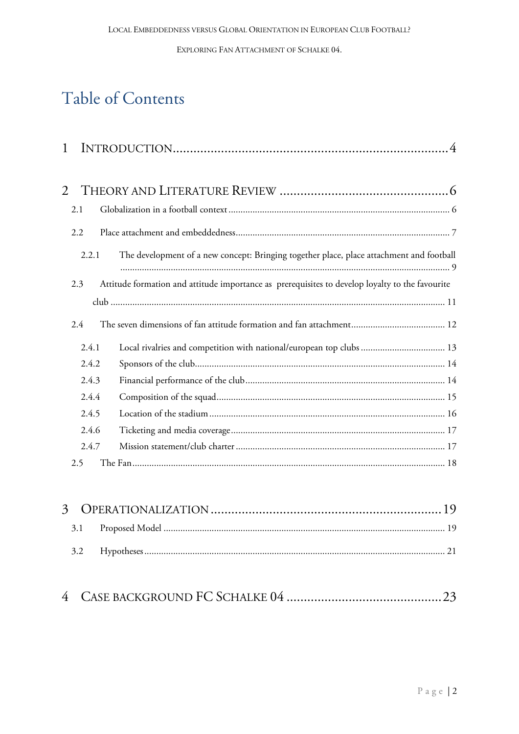# Table of Contents

1 INTRODUCTION .......... 4

2 THEORY AND LITERATURE REVIEW .......... 6

- 2.1 Globalization in a football context .......... 6
- 2.2 Place attachment and embeddedness .......... 7
  - 2.2.1 The development of a new concept: Bringing together place, place attachment and football .......... 9
- 2.3 Attitude formation and attitude importance as prerequisites to develop loyalty to the favourite club .......... 11
- 2.4 The seven dimensions of fan attitude formation and fan attachment .......... 12
  - 2.4.1 Local rivalries and competition with national/european top clubs .......... 13
  - 2.4.2 Sponsors of the club .......... 14
  - 2.4.3 Financial performance of the club .......... 14
  - 2.4.4 Composition of the squad .......... 15
  - 2.4.5 Location of the stadium .......... 16
  - 2.4.6 Ticketing and media coverage .......... 17
  - 2.4.7 Mission statement/club charter .......... 17
- 2.5 The Fan .......... 18

3 OPERATIONALIZATION .......... 19

- 3.1 Proposed Model .......... 19
- 3.2 Hypotheses .......... 21

4 CASE BACKGROUND FC SCHALKE 04 .......... 23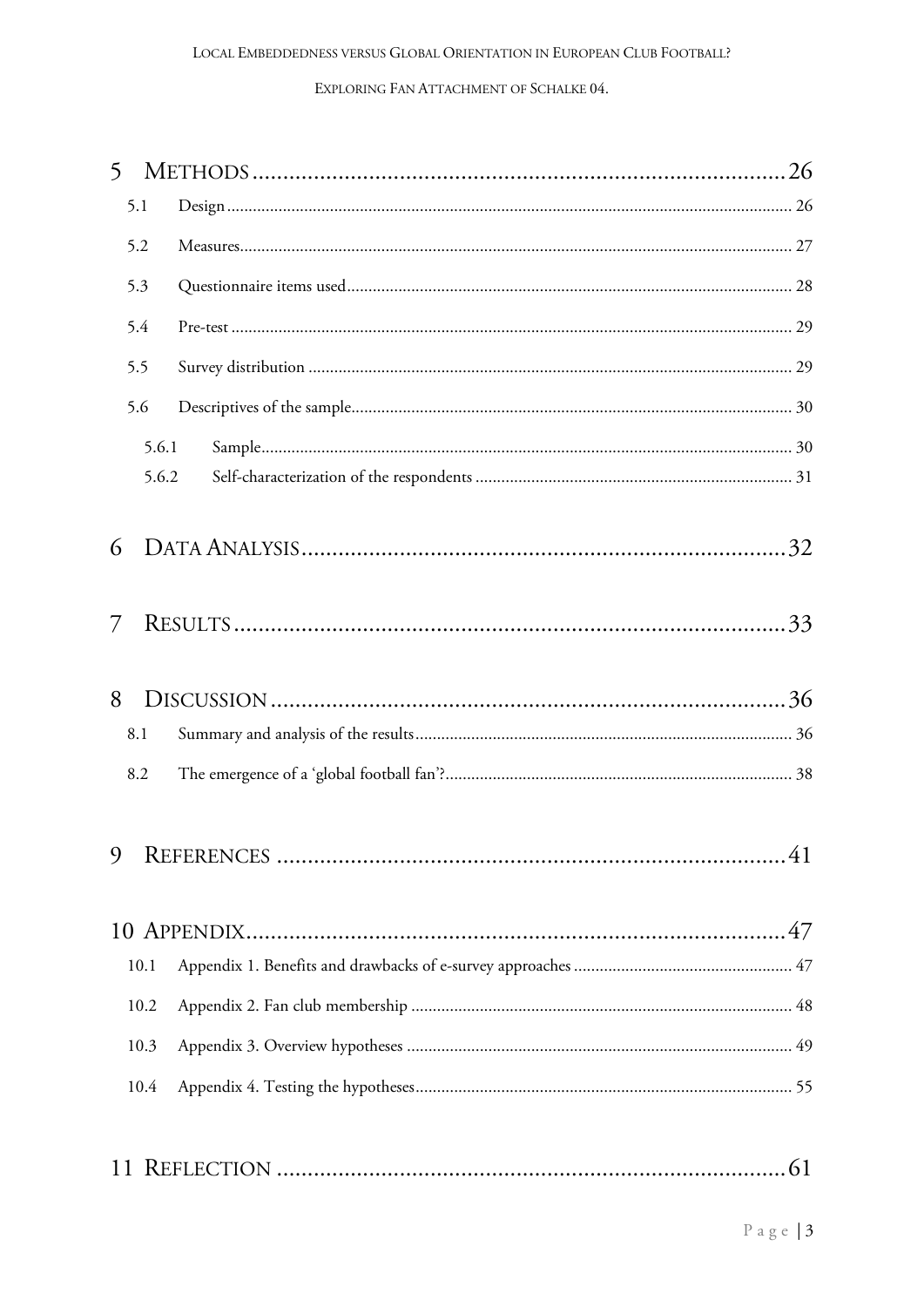5 METHODS .................................................................................... 26

5.1 Design .................................................................................................................. 26

5.2 Measures ............................................................................................................... 27

5.3 Questionnaire items used ....................................................................................... 28

5.4 Pre-test ................................................................................................................. 29

5.5 Survey distribution ................................................................................................ 29

5.6 Descriptives of the sample ...................................................................................... 30

5.6.1 Sample ............................................................................................................ 30

5.6.2 Self-characterization of the respondents .......................................................... 31

6 DATA ANALYSIS ............................................................................. 32

7 RESULTS ....................................................................................... 33

8 DISCUSSION .................................................................................. 36

8.1 Summary and analysis of the results ....................................................................... 36

8.2 The emergence of a 'global football fan'? ................................................................ 38

9 REFERENCES ................................................................................. 41

10 APPENDIX ..................................................................................... 47

10.1 Appendix 1. Benefits and drawbacks of e-survey approaches .................................. 47

10.2 Appendix 2. Fan club membership ........................................................................ 48

10.3 Appendix 3. Overview hypotheses ......................................................................... 49

10.4 Appendix 4. Testing the hypotheses ....................................................................... 55

11 REFLECTION ................................................................................. 61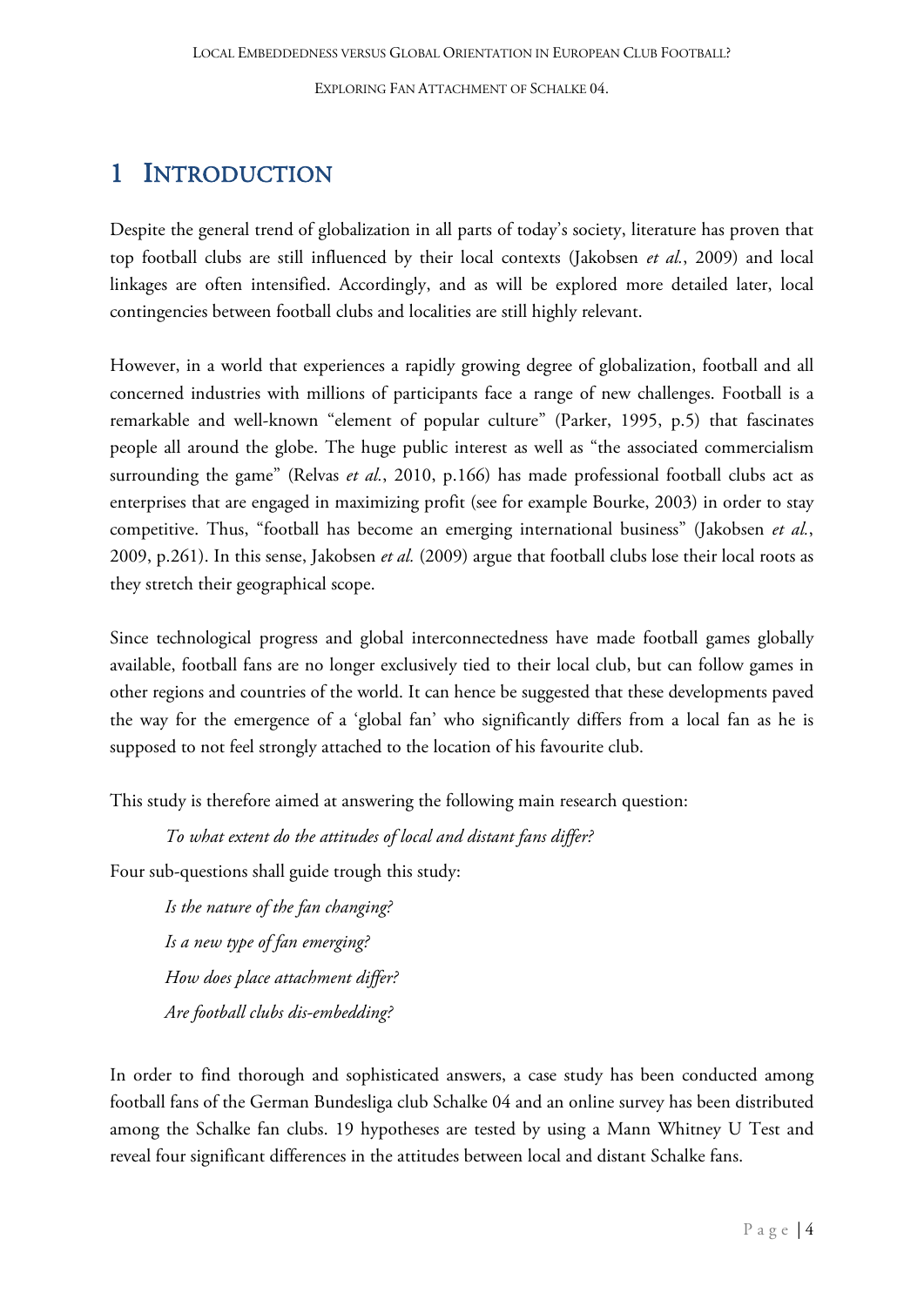# 1 INTRODUCTION

Despite the general trend of globalization in all parts of today's society, literature has proven that top football clubs are still influenced by their local contexts (Jakobsen *et al.*, 2009) and local linkages are often intensified. Accordingly, and as will be explored more detailed later, local contingencies between football clubs and localities are still highly relevant.

However, in a world that experiences a rapidly growing degree of globalization, football and all concerned industries with millions of participants face a range of new challenges. Football is a remarkable and well-known "element of popular culture" (Parker, 1995, p.5) that fascinates people all around the globe. The huge public interest as well as "the associated commercialism surrounding the game" (Relvas *et al.*, 2010, p.166) has made professional football clubs act as enterprises that are engaged in maximizing profit (see for example Bourke, 2003) in order to stay competitive. Thus, "football has become an emerging international business" (Jakobsen *et al.*, 2009, p.261). In this sense, Jakobsen *et al.* (2009) argue that football clubs lose their local roots as they stretch their geographical scope.

Since technological progress and global interconnectedness have made football games globally available, football fans are no longer exclusively tied to their local club, but can follow games in other regions and countries of the world. It can hence be suggested that these developments paved the way for the emergence of a 'global fan' who significantly differs from a local fan as he is supposed to not feel strongly attached to the location of his favourite club.

This study is therefore aimed at answering the following main research question:

*To what extent do the attitudes of local and distant fans differ?*

Four sub-questions shall guide trough this study:

*Is the nature of the fan changing?*

*Is a new type of fan emerging?*

*How does place attachment differ?*

*Are football clubs dis-embedding?*

In order to find thorough and sophisticated answers, a case study has been conducted among football fans of the German Bundesliga club Schalke 04 and an online survey has been distributed among the Schalke fan clubs. 19 hypotheses are tested by using a Mann Whitney U Test and reveal four significant differences in the attitudes between local and distant Schalke fans.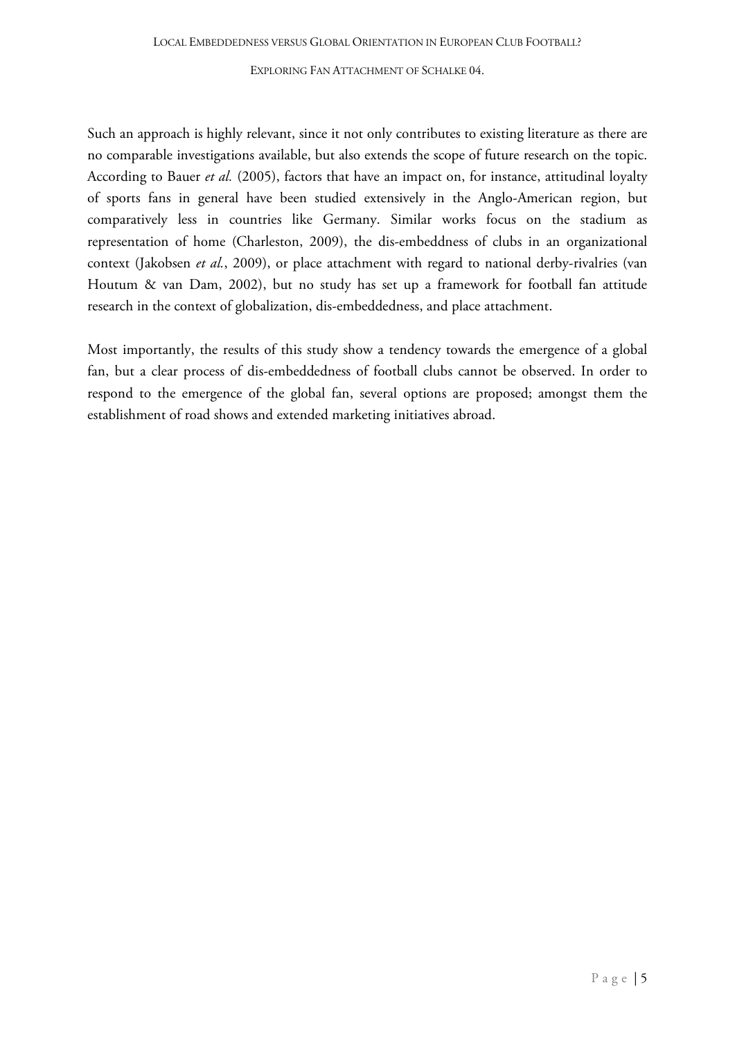Such an approach is highly relevant, since it not only contributes to existing literature as there are no comparable investigations available, but also extends the scope of future research on the topic. According to Bauer *et al.* (2005), factors that have an impact on, for instance, attitudinal loyalty of sports fans in general have been studied extensively in the Anglo-American region, but comparatively less in countries like Germany. Similar works focus on the stadium as representation of home (Charleston, 2009), the dis-embeddness of clubs in an organizational context (Jakobsen *et al.*, 2009), or place attachment with regard to national derby-rivalries (van Houtum & van Dam, 2002), but no study has set up a framework for football fan attitude research in the context of globalization, dis-embeddedness, and place attachment.

Most importantly, the results of this study show a tendency towards the emergence of a global fan, but a clear process of dis-embeddedness of football clubs cannot be observed. In order to respond to the emergence of the global fan, several options are proposed; amongst them the establishment of road shows and extended marketing initiatives abroad.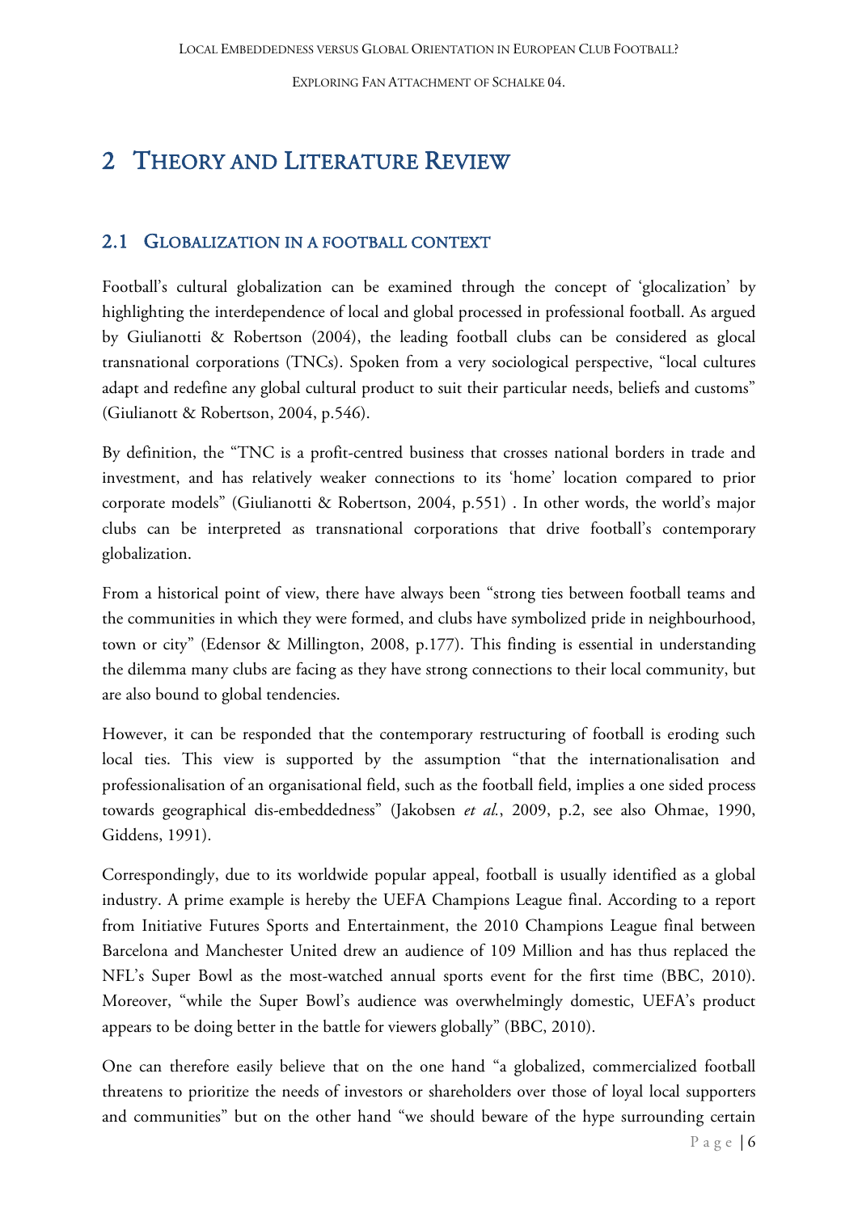# 2 Theory and Literature Review

## 2.1 Globalization in a football context

Football's cultural globalization can be examined through the concept of 'glocalization' by highlighting the interdependence of local and global processed in professional football. As argued by Giulianotti & Robertson (2004), the leading football clubs can be considered as glocal transnational corporations (TNCs). Spoken from a very sociological perspective, "local cultures adapt and redefine any global cultural product to suit their particular needs, beliefs and customs" (Giulianott & Robertson, 2004, p.546).

By definition, the "TNC is a profit-centred business that crosses national borders in trade and investment, and has relatively weaker connections to its 'home' location compared to prior corporate models" (Giulianotti & Robertson, 2004, p.551) . In other words, the world's major clubs can be interpreted as transnational corporations that drive football's contemporary globalization.

From a historical point of view, there have always been "strong ties between football teams and the communities in which they were formed, and clubs have symbolized pride in neighbourhood, town or city" (Edensor & Millington, 2008, p.177). This finding is essential in understanding the dilemma many clubs are facing as they have strong connections to their local community, but are also bound to global tendencies.

However, it can be responded that the contemporary restructuring of football is eroding such local ties. This view is supported by the assumption "that the internationalisation and professionalisation of an organisational field, such as the football field, implies a one sided process towards geographical dis-embeddedness" (Jakobsen *et al.*, 2009, p.2, see also Ohmae, 1990, Giddens, 1991).

Correspondingly, due to its worldwide popular appeal, football is usually identified as a global industry. A prime example is hereby the UEFA Champions League final. According to a report from Initiative Futures Sports and Entertainment, the 2010 Champions League final between Barcelona and Manchester United drew an audience of 109 Million and has thus replaced the NFL's Super Bowl as the most-watched annual sports event for the first time (BBC, 2010). Moreover, "while the Super Bowl's audience was overwhelmingly domestic, UEFA's product appears to be doing better in the battle for viewers globally" (BBC, 2010).

One can therefore easily believe that on the one hand "a globalized, commercialized football threatens to prioritize the needs of investors or shareholders over those of loyal local supporters and communities" but on the other hand "we should beware of the hype surrounding certain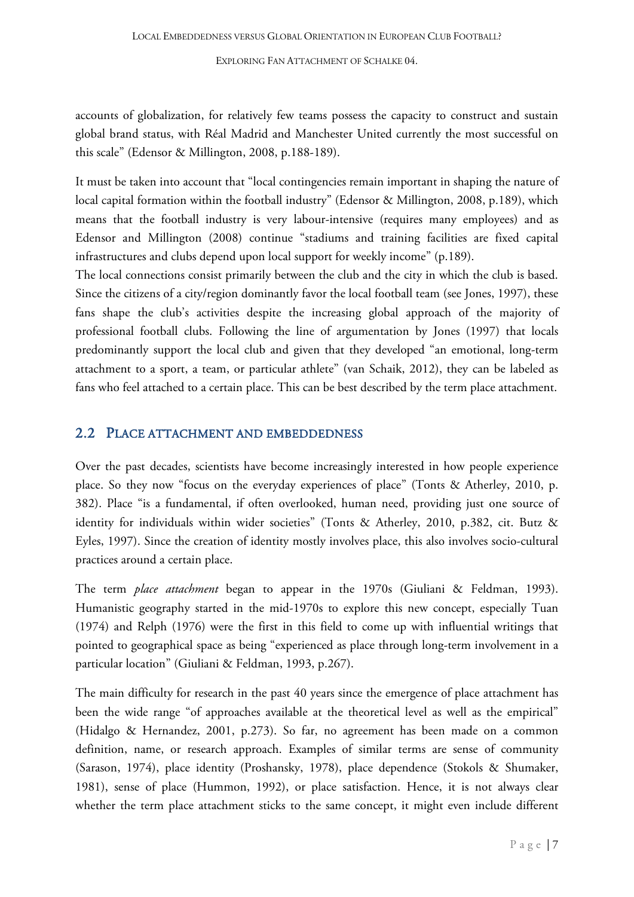accounts of globalization, for relatively few teams possess the capacity to construct and sustain global brand status, with Réal Madrid and Manchester United currently the most successful on this scale" (Edensor & Millington, 2008, p.188-189).

It must be taken into account that "local contingencies remain important in shaping the nature of local capital formation within the football industry" (Edensor & Millington, 2008, p.189), which means that the football industry is very labour-intensive (requires many employees) and as Edensor and Millington (2008) continue "stadiums and training facilities are fixed capital infrastructures and clubs depend upon local support for weekly income" (p.189).

The local connections consist primarily between the club and the city in which the club is based. Since the citizens of a city/region dominantly favor the local football team (see Jones, 1997), these fans shape the club's activities despite the increasing global approach of the majority of professional football clubs. Following the line of argumentation by Jones (1997) that locals predominantly support the local club and given that they developed "an emotional, long-term attachment to a sport, a team, or particular athlete" (van Schaik, 2012), they can be labeled as fans who feel attached to a certain place. This can be best described by the term place attachment.

## 2.2 Place attachment and embeddedness

Over the past decades, scientists have become increasingly interested in how people experience place. So they now "focus on the everyday experiences of place" (Tonts & Atherley, 2010, p. 382). Place "is a fundamental, if often overlooked, human need, providing just one source of identity for individuals within wider societies" (Tonts & Atherley, 2010, p.382, cit. Butz & Eyles, 1997). Since the creation of identity mostly involves place, this also involves socio-cultural practices around a certain place.

The term *place attachment* began to appear in the 1970s (Giuliani & Feldman, 1993). Humanistic geography started in the mid-1970s to explore this new concept, especially Tuan (1974) and Relph (1976) were the first in this field to come up with influential writings that pointed to geographical space as being "experienced as place through long-term involvement in a particular location" (Giuliani & Feldman, 1993, p.267).

The main difficulty for research in the past 40 years since the emergence of place attachment has been the wide range "of approaches available at the theoretical level as well as the empirical" (Hidalgo & Hernandez, 2001, p.273). So far, no agreement has been made on a common definition, name, or research approach. Examples of similar terms are sense of community (Sarason, 1974), place identity (Proshansky, 1978), place dependence (Stokols & Shumaker, 1981), sense of place (Hummon, 1992), or place satisfaction. Hence, it is not always clear whether the term place attachment sticks to the same concept, it might even include different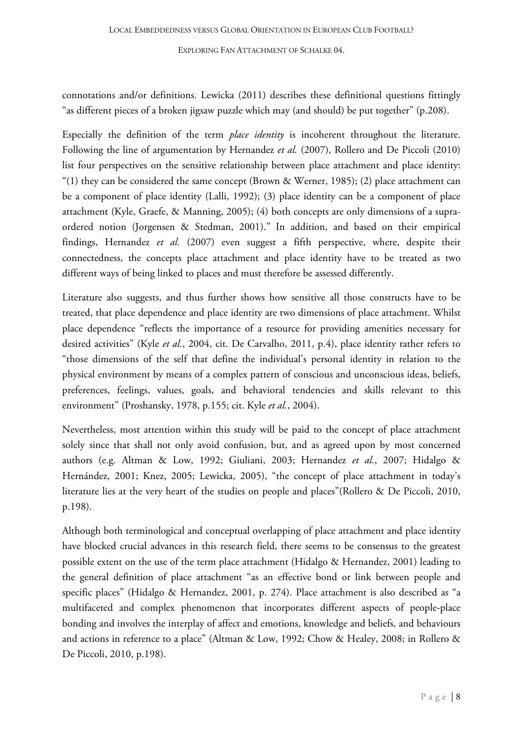connotations and/or definitions. Lewicka (2011) describes these definitional questions fittingly "as different pieces of a broken jigsaw puzzle which may (and should) be put together" (p.208).

Especially the definition of the term *place identity* is incoherent throughout the literature. Following the line of argumentation by Hernandez *et al.* (2007), Rollero and De Piccoli (2010) list four perspectives on the sensitive relationship between place attachment and place identity: "(1) they can be considered the same concept (Brown & Werner, 1985); (2) place attachment can be a component of place identity (Lalli, 1992); (3) place identity can be a component of place attachment (Kyle, Graefe, & Manning, 2005); (4) both concepts are only dimensions of a supra-ordered notion (Jorgensen & Stedman, 2001)." In addition, and based on their empirical findings, Hernandez *et al.* (2007) even suggest a fifth perspective, where, despite their connectedness, the concepts place attachment and place identity have to be treated as two different ways of being linked to places and must therefore be assessed differently.

Literature also suggests, and thus further shows how sensitive all those constructs have to be treated, that place dependence and place identity are two dimensions of place attachment. Whilst place dependence "reflects the importance of a resource for providing amenities necessary for desired activities" (Kyle *et al.*, 2004, cit. De Carvalho, 2011, p.4), place identity rather refers to "those dimensions of the self that define the individual's personal identity in relation to the physical environment by means of a complex pattern of conscious and unconscious ideas, beliefs, preferences, feelings, values, goals, and behavioral tendencies and skills relevant to this environment" (Proshansky, 1978, p.155; cit. Kyle *et al.*, 2004).

Nevertheless, most attention within this study will be paid to the concept of place attachment solely since that shall not only avoid confusion, but, and as agreed upon by most concerned authors (e.g. Altman & Low, 1992; Giuliani, 2003; Hernandez *et al.*, 2007; Hidalgo & Hernández, 2001; Knez, 2005; Lewicka, 2005), "the concept of place attachment in today's literature lies at the very heart of the studies on people and places"(Rollero & De Piccoli, 2010, p.198).

Although both terminological and conceptual overlapping of place attachment and place identity have blocked crucial advances in this research field, there seems to be consensus to the greatest possible extent on the use of the term place attachment (Hidalgo & Hernandez, 2001) leading to the general definition of place attachment "as an effective bond or link between people and specific places" (Hidalgo & Hernandez, 2001, p. 274). Place attachment is also described as "a multifaceted and complex phenomenon that incorporates different aspects of people-place bonding and involves the interplay of affect and emotions, knowledge and beliefs, and behaviours and actions in reference to a place" (Altman & Low, 1992; Chow & Healey, 2008; in Rollero & De Piccoli, 2010, p.198).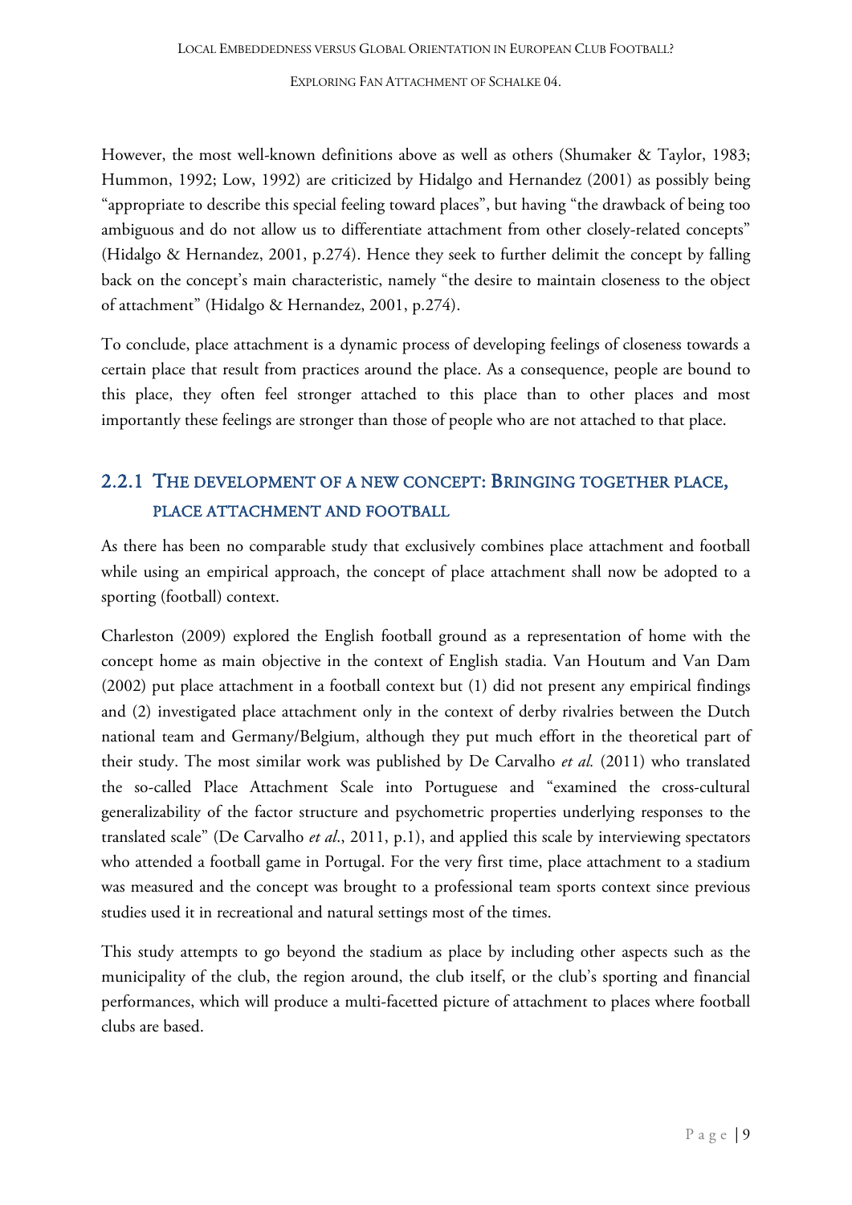However, the most well-known definitions above as well as others (Shumaker & Taylor, 1983; Hummon, 1992; Low, 1992) are criticized by Hidalgo and Hernandez (2001) as possibly being "appropriate to describe this special feeling toward places", but having "the drawback of being too ambiguous and do not allow us to differentiate attachment from other closely-related concepts" (Hidalgo & Hernandez, 2001, p.274). Hence they seek to further delimit the concept by falling back on the concept's main characteristic, namely "the desire to maintain closeness to the object of attachment" (Hidalgo & Hernandez, 2001, p.274).

To conclude, place attachment is a dynamic process of developing feelings of closeness towards a certain place that result from practices around the place. As a consequence, people are bound to this place, they often feel stronger attached to this place than to other places and most importantly these feelings are stronger than those of people who are not attached to that place.

### 2.2.1 The development of a new concept: Bringing together place, place attachment and football

As there has been no comparable study that exclusively combines place attachment and football while using an empirical approach, the concept of place attachment shall now be adopted to a sporting (football) context.

Charleston (2009) explored the English football ground as a representation of home with the concept home as main objective in the context of English stadia. Van Houtum and Van Dam (2002) put place attachment in a football context but (1) did not present any empirical findings and (2) investigated place attachment only in the context of derby rivalries between the Dutch national team and Germany/Belgium, although they put much effort in the theoretical part of their study. The most similar work was published by De Carvalho *et al.* (2011) who translated the so-called Place Attachment Scale into Portuguese and "examined the cross-cultural generalizability of the factor structure and psychometric properties underlying responses to the translated scale" (De Carvalho *et al*., 2011, p.1), and applied this scale by interviewing spectators who attended a football game in Portugal. For the very first time, place attachment to a stadium was measured and the concept was brought to a professional team sports context since previous studies used it in recreational and natural settings most of the times.

This study attempts to go beyond the stadium as place by including other aspects such as the municipality of the club, the region around, the club itself, or the club's sporting and financial performances, which will produce a multi-facetted picture of attachment to places where football clubs are based.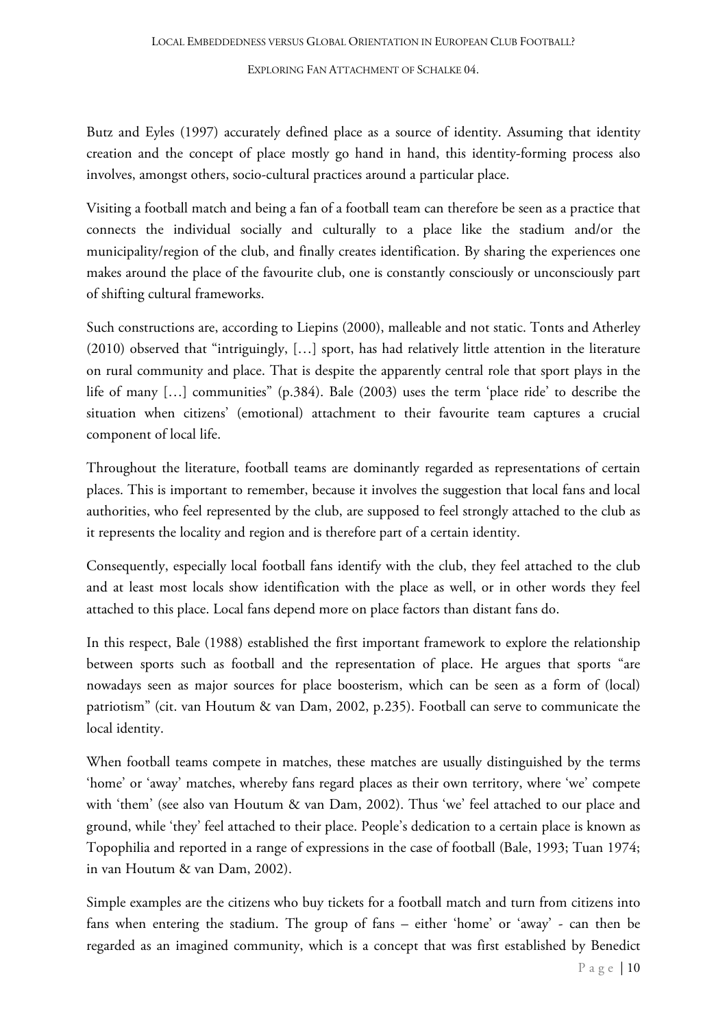Butz and Eyles (1997) accurately defined place as a source of identity. Assuming that identity creation and the concept of place mostly go hand in hand, this identity-forming process also involves, amongst others, socio-cultural practices around a particular place.

Visiting a football match and being a fan of a football team can therefore be seen as a practice that connects the individual socially and culturally to a place like the stadium and/or the municipality/region of the club, and finally creates identification. By sharing the experiences one makes around the place of the favourite club, one is constantly consciously or unconsciously part of shifting cultural frameworks.

Such constructions are, according to Liepins (2000), malleable and not static. Tonts and Atherley (2010) observed that "intriguingly, […] sport, has had relatively little attention in the literature on rural community and place. That is despite the apparently central role that sport plays in the life of many […] communities" (p.384). Bale (2003) uses the term 'place ride' to describe the situation when citizens' (emotional) attachment to their favourite team captures a crucial component of local life.

Throughout the literature, football teams are dominantly regarded as representations of certain places. This is important to remember, because it involves the suggestion that local fans and local authorities, who feel represented by the club, are supposed to feel strongly attached to the club as it represents the locality and region and is therefore part of a certain identity.

Consequently, especially local football fans identify with the club, they feel attached to the club and at least most locals show identification with the place as well, or in other words they feel attached to this place. Local fans depend more on place factors than distant fans do.

In this respect, Bale (1988) established the first important framework to explore the relationship between sports such as football and the representation of place. He argues that sports "are nowadays seen as major sources for place boosterism, which can be seen as a form of (local) patriotism" (cit. van Houtum & van Dam, 2002, p.235). Football can serve to communicate the local identity.

When football teams compete in matches, these matches are usually distinguished by the terms 'home' or 'away' matches, whereby fans regard places as their own territory, where 'we' compete with 'them' (see also van Houtum & van Dam, 2002). Thus 'we' feel attached to our place and ground, while 'they' feel attached to their place. People's dedication to a certain place is known as Topophilia and reported in a range of expressions in the case of football (Bale, 1993; Tuan 1974; in van Houtum & van Dam, 2002).

Simple examples are the citizens who buy tickets for a football match and turn from citizens into fans when entering the stadium. The group of fans – either 'home' or 'away' - can then be regarded as an imagined community, which is a concept that was first established by Benedict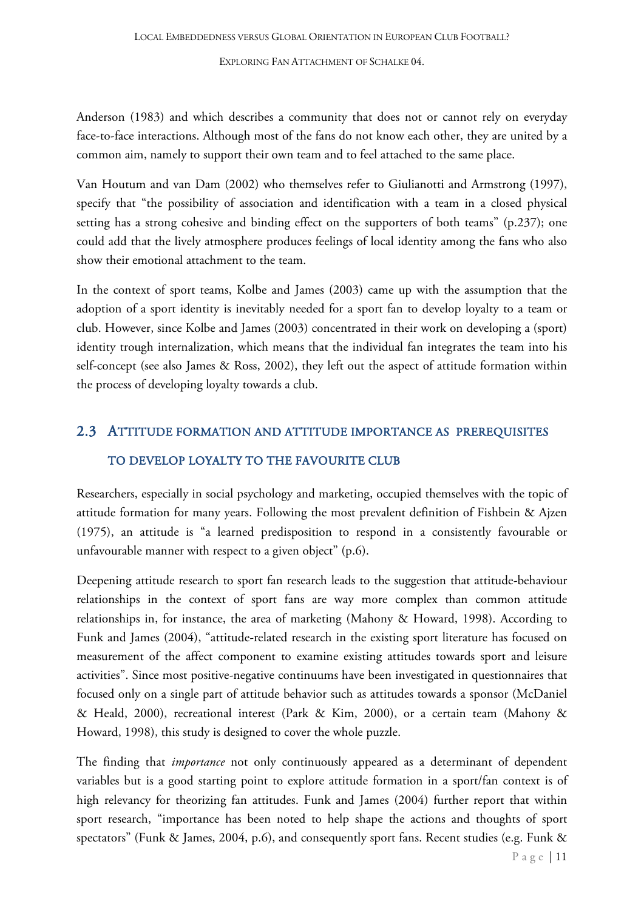Anderson (1983) and which describes a community that does not or cannot rely on everyday face-to-face interactions. Although most of the fans do not know each other, they are united by a common aim, namely to support their own team and to feel attached to the same place.

Van Houtum and van Dam (2002) who themselves refer to Giulianotti and Armstrong (1997), specify that "the possibility of association and identification with a team in a closed physical setting has a strong cohesive and binding effect on the supporters of both teams" (p.237); one could add that the lively atmosphere produces feelings of local identity among the fans who also show their emotional attachment to the team.

In the context of sport teams, Kolbe and James (2003) came up with the assumption that the adoption of a sport identity is inevitably needed for a sport fan to develop loyalty to a team or club. However, since Kolbe and James (2003) concentrated in their work on developing a (sport) identity trough internalization, which means that the individual fan integrates the team into his self-concept (see also James & Ross, 2002), they left out the aspect of attitude formation within the process of developing loyalty towards a club.

## 2.3 ATTITUDE FORMATION AND ATTITUDE IMPORTANCE AS PREREQUISITES TO DEVELOP LOYALTY TO THE FAVOURITE CLUB

Researchers, especially in social psychology and marketing, occupied themselves with the topic of attitude formation for many years. Following the most prevalent definition of Fishbein & Ajzen (1975), an attitude is "a learned predisposition to respond in a consistently favourable or unfavourable manner with respect to a given object" (p.6).

Deepening attitude research to sport fan research leads to the suggestion that attitude-behaviour relationships in the context of sport fans are way more complex than common attitude relationships in, for instance, the area of marketing (Mahony & Howard, 1998). According to Funk and James (2004), "attitude-related research in the existing sport literature has focused on measurement of the affect component to examine existing attitudes towards sport and leisure activities". Since most positive-negative continuums have been investigated in questionnaires that focused only on a single part of attitude behavior such as attitudes towards a sponsor (McDaniel & Heald, 2000), recreational interest (Park & Kim, 2000), or a certain team (Mahony & Howard, 1998), this study is designed to cover the whole puzzle.

The finding that *importance* not only continuously appeared as a determinant of dependent variables but is a good starting point to explore attitude formation in a sport/fan context is of high relevancy for theorizing fan attitudes. Funk and James (2004) further report that within sport research, "importance has been noted to help shape the actions and thoughts of sport spectators" (Funk & James, 2004, p.6), and consequently sport fans. Recent studies (e.g. Funk &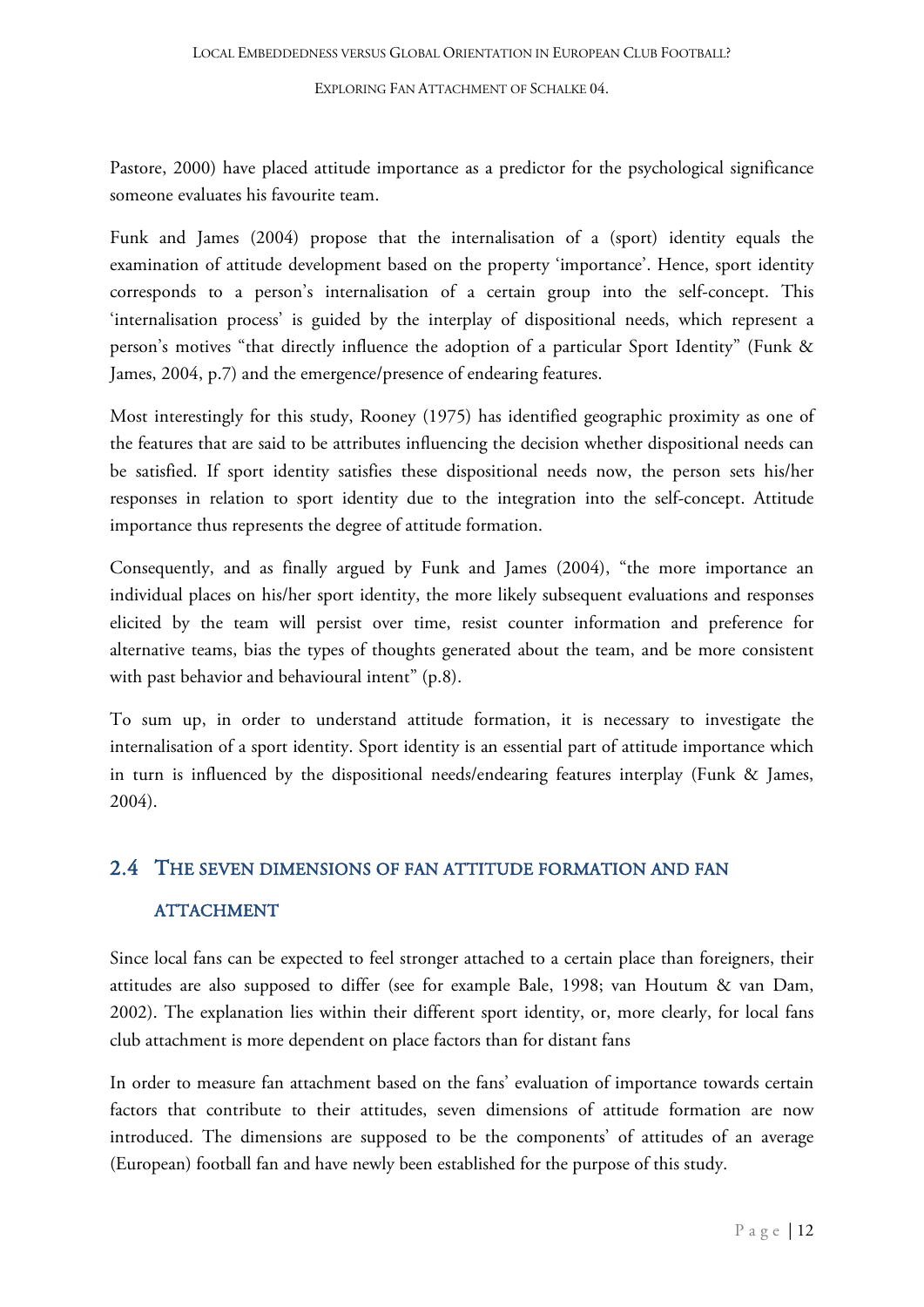Pastore, 2000) have placed attitude importance as a predictor for the psychological significance someone evaluates his favourite team.

Funk and James (2004) propose that the internalisation of a (sport) identity equals the examination of attitude development based on the property 'importance'. Hence, sport identity corresponds to a person's internalisation of a certain group into the self-concept. This 'internalisation process' is guided by the interplay of dispositional needs, which represent a person's motives "that directly influence the adoption of a particular Sport Identity" (Funk & James, 2004, p.7) and the emergence/presence of endearing features.

Most interestingly for this study, Rooney (1975) has identified geographic proximity as one of the features that are said to be attributes influencing the decision whether dispositional needs can be satisfied. If sport identity satisfies these dispositional needs now, the person sets his/her responses in relation to sport identity due to the integration into the self-concept. Attitude importance thus represents the degree of attitude formation.

Consequently, and as finally argued by Funk and James (2004), "the more importance an individual places on his/her sport identity, the more likely subsequent evaluations and responses elicited by the team will persist over time, resist counter information and preference for alternative teams, bias the types of thoughts generated about the team, and be more consistent with past behavior and behavioural intent" (p.8).

To sum up, in order to understand attitude formation, it is necessary to investigate the internalisation of a sport identity. Sport identity is an essential part of attitude importance which in turn is influenced by the dispositional needs/endearing features interplay (Funk & James, 2004).

## 2.4 The seven dimensions of fan attitude formation and fan attachment

Since local fans can be expected to feel stronger attached to a certain place than foreigners, their attitudes are also supposed to differ (see for example Bale, 1998; van Houtum & van Dam, 2002). The explanation lies within their different sport identity, or, more clearly, for local fans club attachment is more dependent on place factors than for distant fans

In order to measure fan attachment based on the fans' evaluation of importance towards certain factors that contribute to their attitudes, seven dimensions of attitude formation are now introduced. The dimensions are supposed to be the components' of attitudes of an average (European) football fan and have newly been established for the purpose of this study.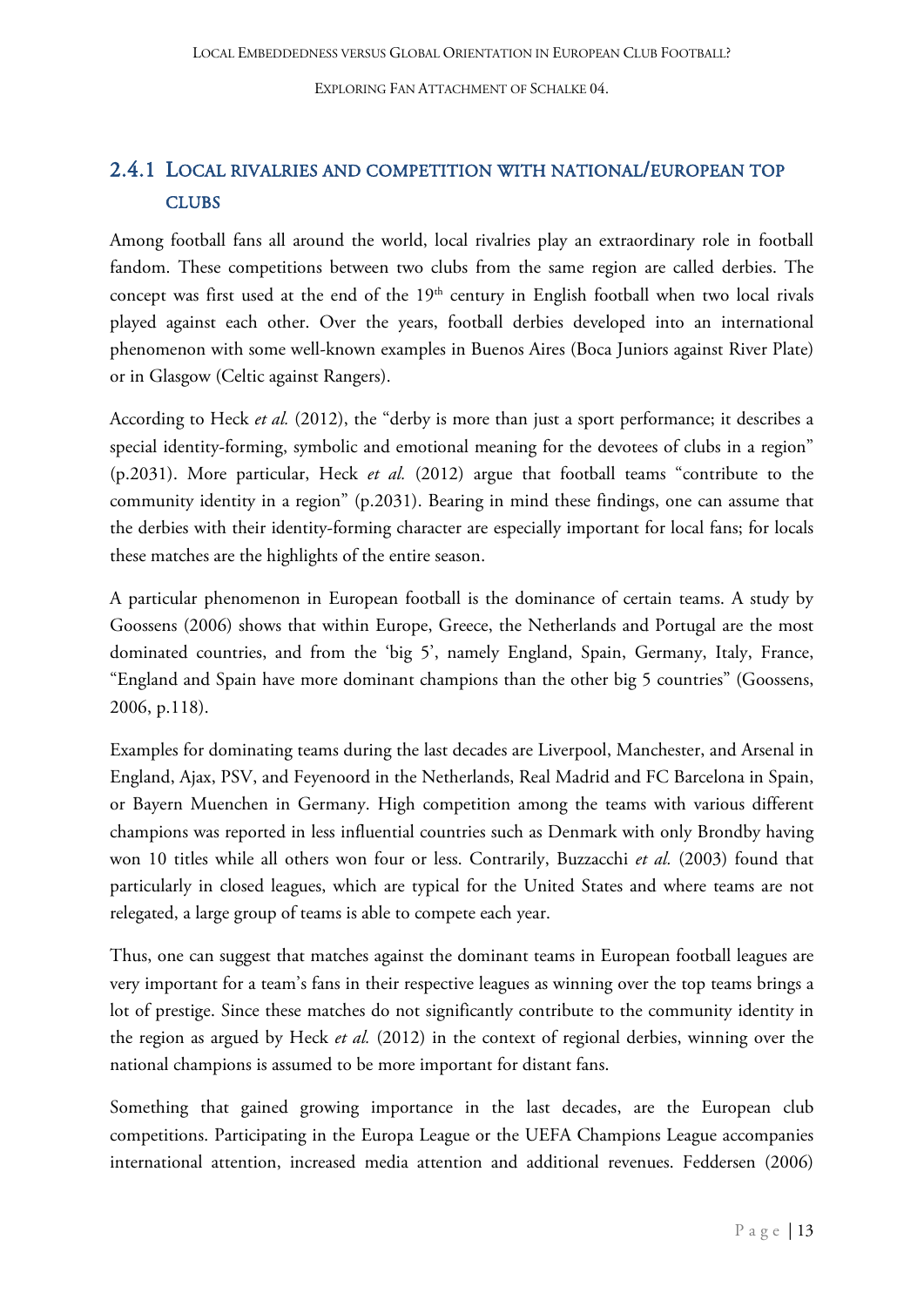### 2.4.1 Local rivalries and competition with national/European top clubs

Among football fans all around the world, local rivalries play an extraordinary role in football fandom. These competitions between two clubs from the same region are called derbies. The concept was first used at the end of the 19th century in English football when two local rivals played against each other. Over the years, football derbies developed into an international phenomenon with some well-known examples in Buenos Aires (Boca Juniors against River Plate) or in Glasgow (Celtic against Rangers).

According to Heck *et al.* (2012), the "derby is more than just a sport performance; it describes a special identity-forming, symbolic and emotional meaning for the devotees of clubs in a region" (p.2031). More particular, Heck *et al.* (2012) argue that football teams "contribute to the community identity in a region" (p.2031). Bearing in mind these findings, one can assume that the derbies with their identity-forming character are especially important for local fans; for locals these matches are the highlights of the entire season.

A particular phenomenon in European football is the dominance of certain teams. A study by Goossens (2006) shows that within Europe, Greece, the Netherlands and Portugal are the most dominated countries, and from the 'big 5', namely England, Spain, Germany, Italy, France, "England and Spain have more dominant champions than the other big 5 countries" (Goossens, 2006, p.118).

Examples for dominating teams during the last decades are Liverpool, Manchester, and Arsenal in England, Ajax, PSV, and Feyenoord in the Netherlands, Real Madrid and FC Barcelona in Spain, or Bayern Muenchen in Germany. High competition among the teams with various different champions was reported in less influential countries such as Denmark with only Brondby having won 10 titles while all others won four or less. Contrarily, Buzzacchi *et al.* (2003) found that particularly in closed leagues, which are typical for the United States and where teams are not relegated, a large group of teams is able to compete each year.

Thus, one can suggest that matches against the dominant teams in European football leagues are very important for a team's fans in their respective leagues as winning over the top teams brings a lot of prestige. Since these matches do not significantly contribute to the community identity in the region as argued by Heck *et al.* (2012) in the context of regional derbies, winning over the national champions is assumed to be more important for distant fans.

Something that gained growing importance in the last decades, are the European club competitions. Participating in the Europa League or the UEFA Champions League accompanies international attention, increased media attention and additional revenues. Feddersen (2006)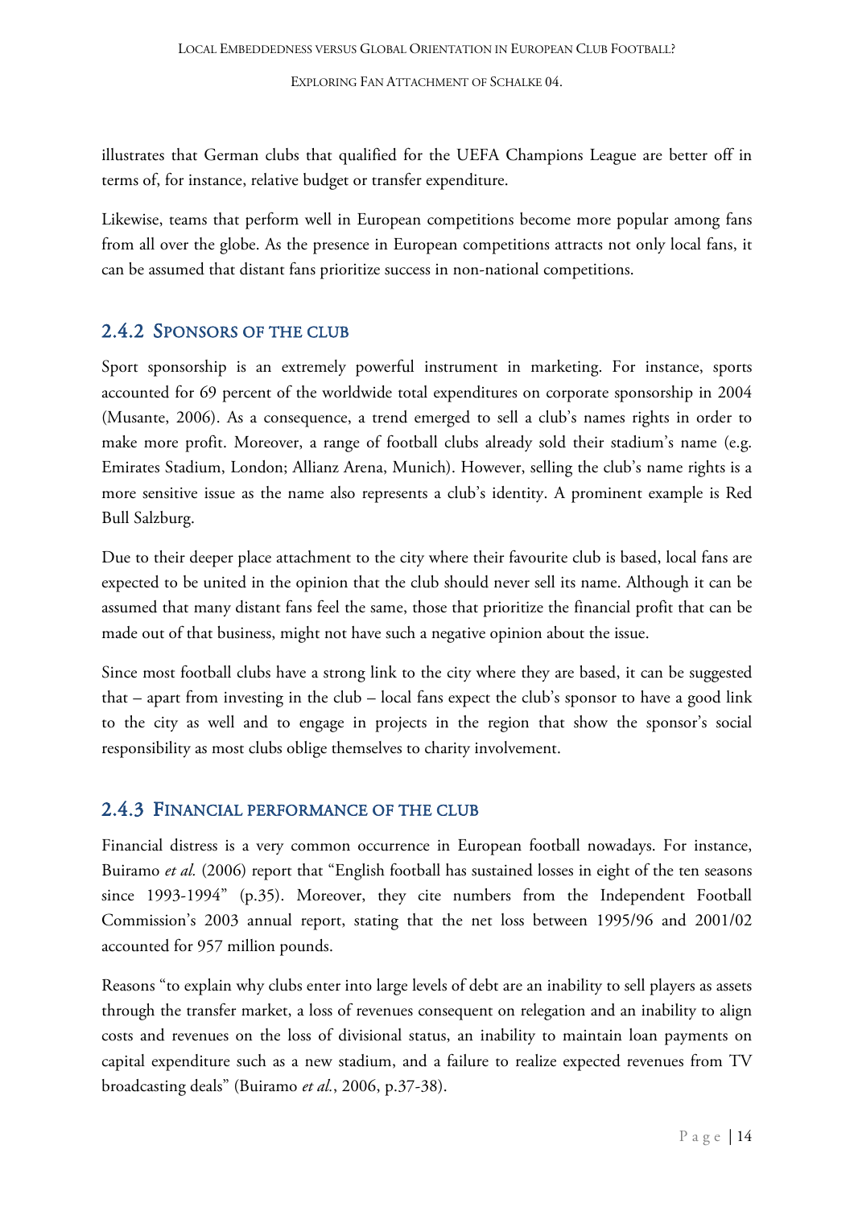illustrates that German clubs that qualified for the UEFA Champions League are better off in terms of, for instance, relative budget or transfer expenditure.

Likewise, teams that perform well in European competitions become more popular among fans from all over the globe. As the presence in European competitions attracts not only local fans, it can be assumed that distant fans prioritize success in non-national competitions.

### 2.4.2 Sponsors of the club

Sport sponsorship is an extremely powerful instrument in marketing. For instance, sports accounted for 69 percent of the worldwide total expenditures on corporate sponsorship in 2004 (Musante, 2006). As a consequence, a trend emerged to sell a club's names rights in order to make more profit. Moreover, a range of football clubs already sold their stadium's name (e.g. Emirates Stadium, London; Allianz Arena, Munich). However, selling the club's name rights is a more sensitive issue as the name also represents a club's identity. A prominent example is Red Bull Salzburg.

Due to their deeper place attachment to the city where their favourite club is based, local fans are expected to be united in the opinion that the club should never sell its name. Although it can be assumed that many distant fans feel the same, those that prioritize the financial profit that can be made out of that business, might not have such a negative opinion about the issue.

Since most football clubs have a strong link to the city where they are based, it can be suggested that – apart from investing in the club – local fans expect the club's sponsor to have a good link to the city as well and to engage in projects in the region that show the sponsor's social responsibility as most clubs oblige themselves to charity involvement.

### 2.4.3 Financial performance of the club

Financial distress is a very common occurrence in European football nowadays. For instance, Buiramo *et al.* (2006) report that "English football has sustained losses in eight of the ten seasons since 1993-1994" (p.35). Moreover, they cite numbers from the Independent Football Commission's 2003 annual report, stating that the net loss between 1995/96 and 2001/02 accounted for 957 million pounds.

Reasons "to explain why clubs enter into large levels of debt are an inability to sell players as assets through the transfer market, a loss of revenues consequent on relegation and an inability to align costs and revenues on the loss of divisional status, an inability to maintain loan payments on capital expenditure such as a new stadium, and a failure to realize expected revenues from TV broadcasting deals" (Buiramo *et al.*, 2006, p.37-38).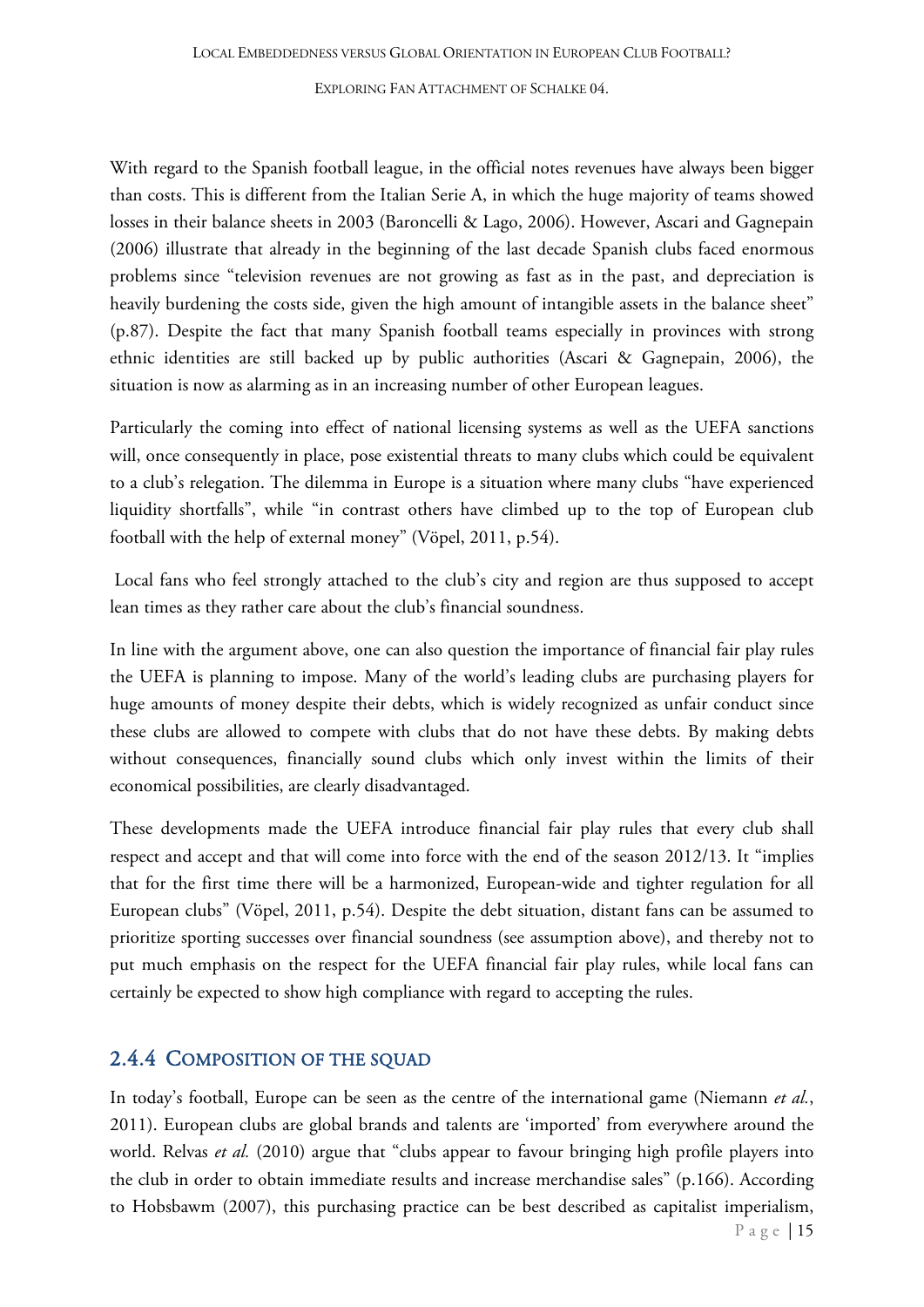With regard to the Spanish football league, in the official notes revenues have always been bigger than costs. This is different from the Italian Serie A, in which the huge majority of teams showed losses in their balance sheets in 2003 (Baroncelli & Lago, 2006). However, Ascari and Gagnepain (2006) illustrate that already in the beginning of the last decade Spanish clubs faced enormous problems since "television revenues are not growing as fast as in the past, and depreciation is heavily burdening the costs side, given the high amount of intangible assets in the balance sheet" (p.87). Despite the fact that many Spanish football teams especially in provinces with strong ethnic identities are still backed up by public authorities (Ascari & Gagnepain, 2006), the situation is now as alarming as in an increasing number of other European leagues.

Particularly the coming into effect of national licensing systems as well as the UEFA sanctions will, once consequently in place, pose existential threats to many clubs which could be equivalent to a club's relegation. The dilemma in Europe is a situation where many clubs "have experienced liquidity shortfalls", while "in contrast others have climbed up to the top of European club football with the help of external money" (Vöpel, 2011, p.54).

Local fans who feel strongly attached to the club's city and region are thus supposed to accept lean times as they rather care about the club's financial soundness.

In line with the argument above, one can also question the importance of financial fair play rules the UEFA is planning to impose. Many of the world's leading clubs are purchasing players for huge amounts of money despite their debts, which is widely recognized as unfair conduct since these clubs are allowed to compete with clubs that do not have these debts. By making debts without consequences, financially sound clubs which only invest within the limits of their economical possibilities, are clearly disadvantaged.

These developments made the UEFA introduce financial fair play rules that every club shall respect and accept and that will come into force with the end of the season 2012/13. It "implies that for the first time there will be a harmonized, European-wide and tighter regulation for all European clubs" (Vöpel, 2011, p.54). Despite the debt situation, distant fans can be assumed to prioritize sporting successes over financial soundness (see assumption above), and thereby not to put much emphasis on the respect for the UEFA financial fair play rules, while local fans can certainly be expected to show high compliance with regard to accepting the rules.

### 2.4.4 Composition of the squad

In today's football, Europe can be seen as the centre of the international game (Niemann *et al.*, 2011). European clubs are global brands and talents are 'imported' from everywhere around the world. Relvas *et al.* (2010) argue that "clubs appear to favour bringing high profile players into the club in order to obtain immediate results and increase merchandise sales" (p.166). According to Hobsbawm (2007), this purchasing practice can be best described as capitalist imperialism,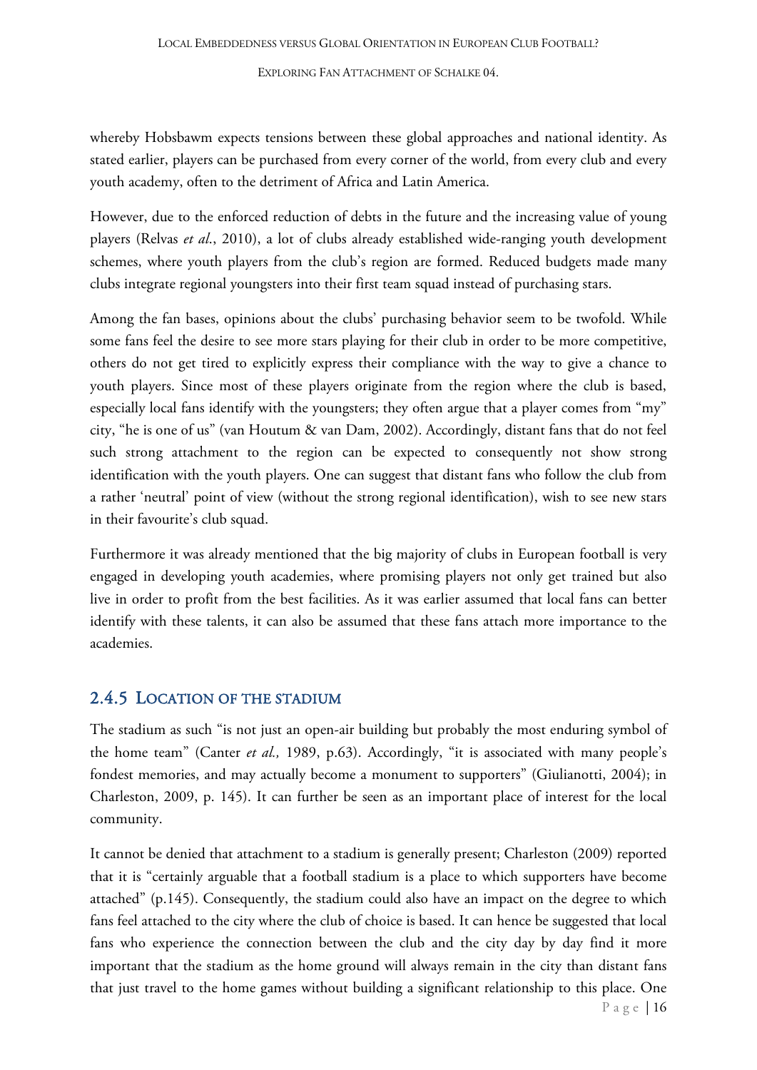whereby Hobsbawm expects tensions between these global approaches and national identity. As stated earlier, players can be purchased from every corner of the world, from every club and every youth academy, often to the detriment of Africa and Latin America.

However, due to the enforced reduction of debts in the future and the increasing value of young players (Relvas *et al*., 2010), a lot of clubs already established wide-ranging youth development schemes, where youth players from the club's region are formed. Reduced budgets made many clubs integrate regional youngsters into their first team squad instead of purchasing stars.

Among the fan bases, opinions about the clubs' purchasing behavior seem to be twofold. While some fans feel the desire to see more stars playing for their club in order to be more competitive, others do not get tired to explicitly express their compliance with the way to give a chance to youth players. Since most of these players originate from the region where the club is based, especially local fans identify with the youngsters; they often argue that a player comes from "my" city, "he is one of us" (van Houtum & van Dam, 2002). Accordingly, distant fans that do not feel such strong attachment to the region can be expected to consequently not show strong identification with the youth players. One can suggest that distant fans who follow the club from a rather 'neutral' point of view (without the strong regional identification), wish to see new stars in their favourite's club squad.

Furthermore it was already mentioned that the big majority of clubs in European football is very engaged in developing youth academies, where promising players not only get trained but also live in order to profit from the best facilities. As it was earlier assumed that local fans can better identify with these talents, it can also be assumed that these fans attach more importance to the academies.

### 2.4.5 Location of the stadium

The stadium as such "is not just an open-air building but probably the most enduring symbol of the home team" (Canter *et al.,* 1989, p.63). Accordingly, "it is associated with many people's fondest memories, and may actually become a monument to supporters" (Giulianotti, 2004); in Charleston, 2009, p. 145). It can further be seen as an important place of interest for the local community.

It cannot be denied that attachment to a stadium is generally present; Charleston (2009) reported that it is "certainly arguable that a football stadium is a place to which supporters have become attached" (p.145). Consequently, the stadium could also have an impact on the degree to which fans feel attached to the city where the club of choice is based. It can hence be suggested that local fans who experience the connection between the club and the city day by day find it more important that the stadium as the home ground will always remain in the city than distant fans that just travel to the home games without building a significant relationship to this place. One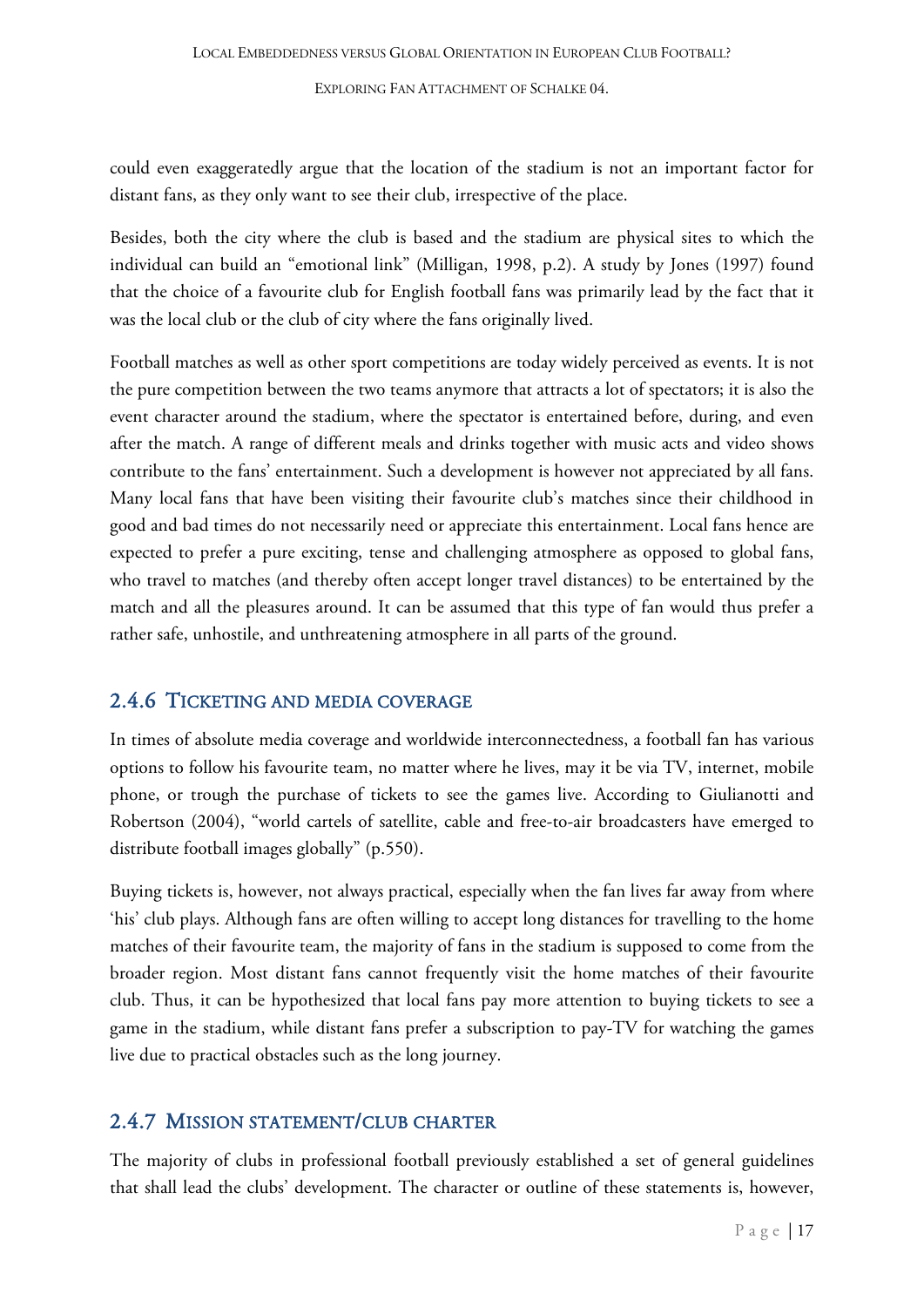could even exaggeratedly argue that the location of the stadium is not an important factor for distant fans, as they only want to see their club, irrespective of the place.

Besides, both the city where the club is based and the stadium are physical sites to which the individual can build an "emotional link" (Milligan, 1998, p.2). A study by Jones (1997) found that the choice of a favourite club for English football fans was primarily lead by the fact that it was the local club or the club of city where the fans originally lived.

Football matches as well as other sport competitions are today widely perceived as events. It is not the pure competition between the two teams anymore that attracts a lot of spectators; it is also the event character around the stadium, where the spectator is entertained before, during, and even after the match. A range of different meals and drinks together with music acts and video shows contribute to the fans' entertainment. Such a development is however not appreciated by all fans. Many local fans that have been visiting their favourite club's matches since their childhood in good and bad times do not necessarily need or appreciate this entertainment. Local fans hence are expected to prefer a pure exciting, tense and challenging atmosphere as opposed to global fans, who travel to matches (and thereby often accept longer travel distances) to be entertained by the match and all the pleasures around. It can be assumed that this type of fan would thus prefer a rather safe, unhostile, and unthreatening atmosphere in all parts of the ground.

### 2.4.6 Ticketing and media coverage

In times of absolute media coverage and worldwide interconnectedness, a football fan has various options to follow his favourite team, no matter where he lives, may it be via TV, internet, mobile phone, or trough the purchase of tickets to see the games live. According to Giulianotti and Robertson (2004), "world cartels of satellite, cable and free-to-air broadcasters have emerged to distribute football images globally" (p.550).

Buying tickets is, however, not always practical, especially when the fan lives far away from where 'his' club plays. Although fans are often willing to accept long distances for travelling to the home matches of their favourite team, the majority of fans in the stadium is supposed to come from the broader region. Most distant fans cannot frequently visit the home matches of their favourite club. Thus, it can be hypothesized that local fans pay more attention to buying tickets to see a game in the stadium, while distant fans prefer a subscription to pay-TV for watching the games live due to practical obstacles such as the long journey.

### 2.4.7 Mission statement/club charter

The majority of clubs in professional football previously established a set of general guidelines that shall lead the clubs' development. The character or outline of these statements is, however,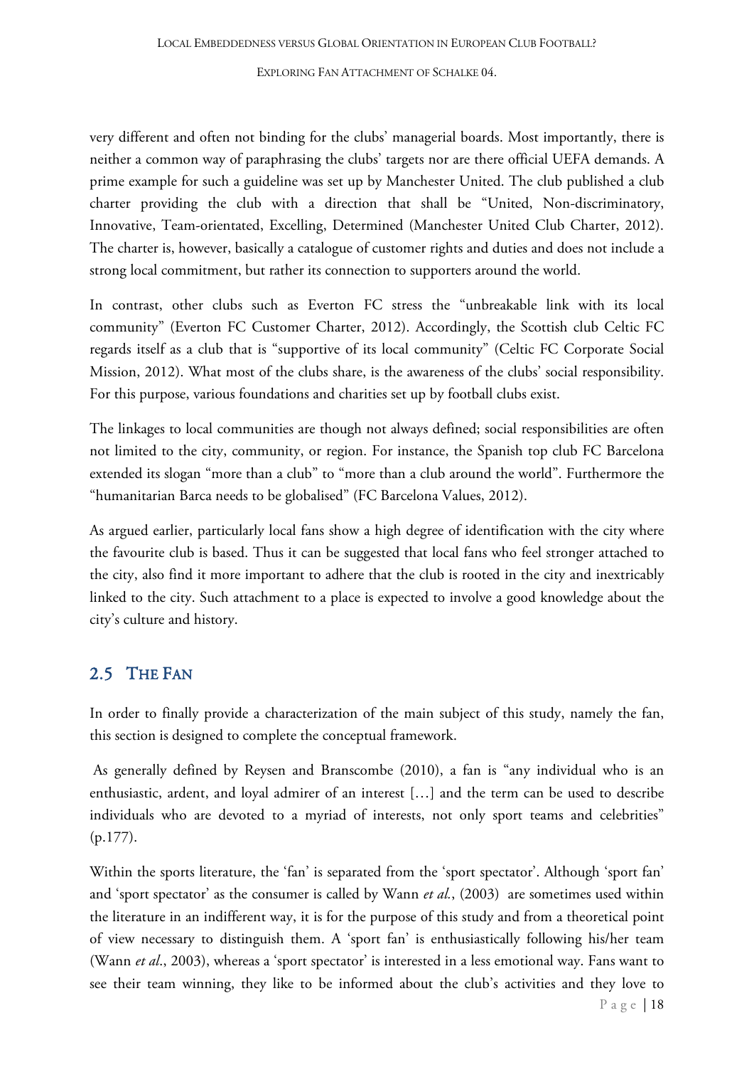very different and often not binding for the clubs' managerial boards. Most importantly, there is neither a common way of paraphrasing the clubs' targets nor are there official UEFA demands. A prime example for such a guideline was set up by Manchester United. The club published a club charter providing the club with a direction that shall be "United, Non-discriminatory, Innovative, Team-orientated, Excelling, Determined (Manchester United Club Charter, 2012). The charter is, however, basically a catalogue of customer rights and duties and does not include a strong local commitment, but rather its connection to supporters around the world.

In contrast, other clubs such as Everton FC stress the "unbreakable link with its local community" (Everton FC Customer Charter, 2012). Accordingly, the Scottish club Celtic FC regards itself as a club that is "supportive of its local community" (Celtic FC Corporate Social Mission, 2012). What most of the clubs share, is the awareness of the clubs' social responsibility. For this purpose, various foundations and charities set up by football clubs exist.

The linkages to local communities are though not always defined; social responsibilities are often not limited to the city, community, or region. For instance, the Spanish top club FC Barcelona extended its slogan "more than a club" to "more than a club around the world". Furthermore the "humanitarian Barca needs to be globalised" (FC Barcelona Values, 2012).

As argued earlier, particularly local fans show a high degree of identification with the city where the favourite club is based. Thus it can be suggested that local fans who feel stronger attached to the city, also find it more important to adhere that the club is rooted in the city and inextricably linked to the city. Such attachment to a place is expected to involve a good knowledge about the city's culture and history.

## 2.5 THE FAN

In order to finally provide a characterization of the main subject of this study, namely the fan, this section is designed to complete the conceptual framework.

As generally defined by Reysen and Branscombe (2010), a fan is "any individual who is an enthusiastic, ardent, and loyal admirer of an interest […] and the term can be used to describe individuals who are devoted to a myriad of interests, not only sport teams and celebrities" (p.177).

Within the sports literature, the 'fan' is separated from the 'sport spectator'. Although 'sport fan' and 'sport spectator' as the consumer is called by Wann *et al.*, (2003) are sometimes used within the literature in an indifferent way, it is for the purpose of this study and from a theoretical point of view necessary to distinguish them. A 'sport fan' is enthusiastically following his/her team (Wann *et al*., 2003), whereas a 'sport spectator' is interested in a less emotional way. Fans want to see their team winning, they like to be informed about the club's activities and they love to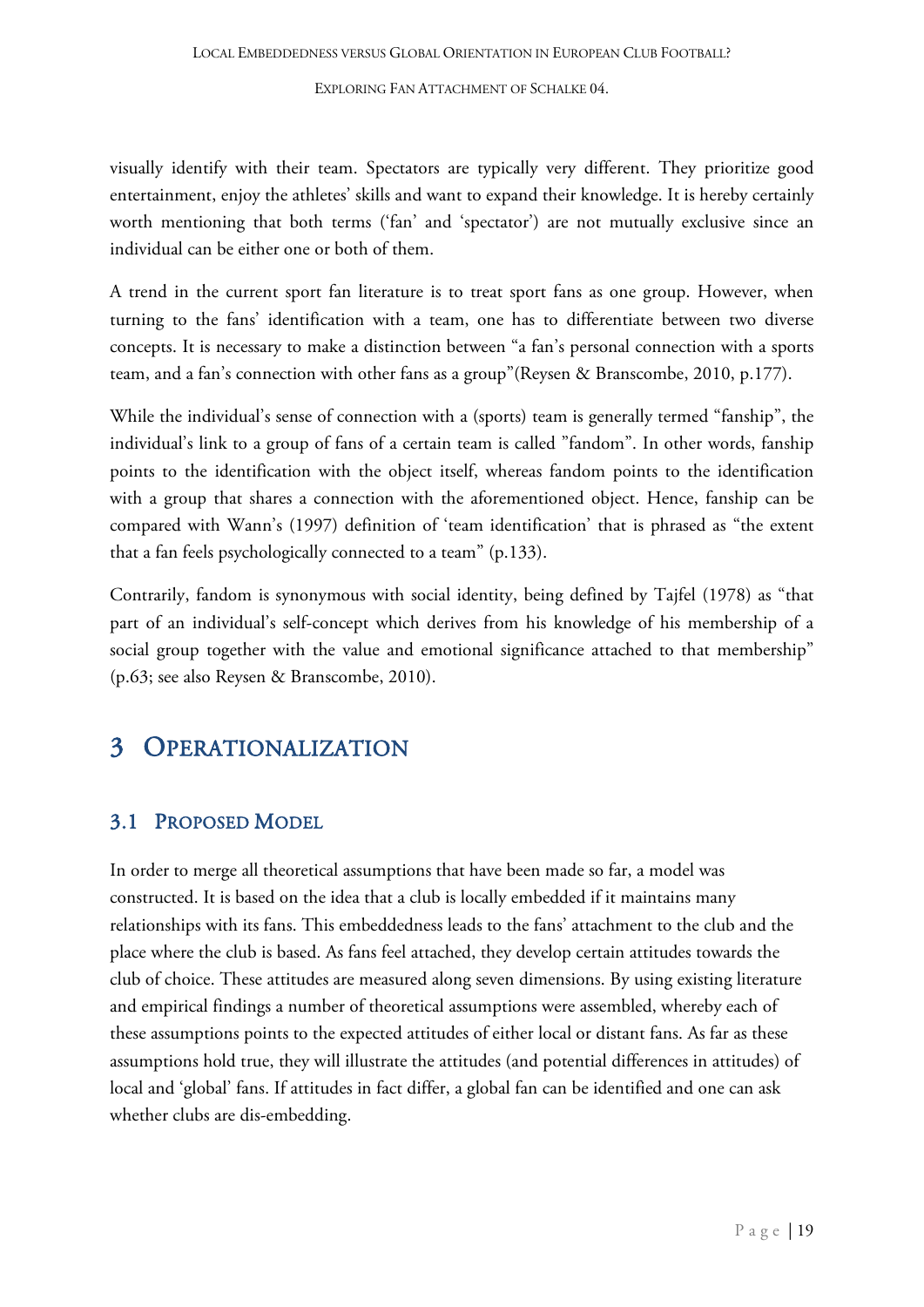visually identify with their team. Spectators are typically very different. They prioritize good entertainment, enjoy the athletes' skills and want to expand their knowledge. It is hereby certainly worth mentioning that both terms ('fan' and 'spectator') are not mutually exclusive since an individual can be either one or both of them.

A trend in the current sport fan literature is to treat sport fans as one group. However, when turning to the fans' identification with a team, one has to differentiate between two diverse concepts. It is necessary to make a distinction between "a fan's personal connection with a sports team, and a fan's connection with other fans as a group"(Reysen & Branscombe, 2010, p.177).

While the individual's sense of connection with a (sports) team is generally termed "fanship", the individual's link to a group of fans of a certain team is called "fandom". In other words, fanship points to the identification with the object itself, whereas fandom points to the identification with a group that shares a connection with the aforementioned object. Hence, fanship can be compared with Wann's (1997) definition of 'team identification' that is phrased as "the extent that a fan feels psychologically connected to a team" (p.133).

Contrarily, fandom is synonymous with social identity, being defined by Tajfel (1978) as "that part of an individual's self-concept which derives from his knowledge of his membership of a social group together with the value and emotional significance attached to that membership" (p.63; see also Reysen & Branscombe, 2010).

# 3 Operationalization

## 3.1 Proposed Model

In order to merge all theoretical assumptions that have been made so far, a model was constructed. It is based on the idea that a club is locally embedded if it maintains many relationships with its fans. This embeddedness leads to the fans' attachment to the club and the place where the club is based. As fans feel attached, they develop certain attitudes towards the club of choice. These attitudes are measured along seven dimensions. By using existing literature and empirical findings a number of theoretical assumptions were assembled, whereby each of these assumptions points to the expected attitudes of either local or distant fans. As far as these assumptions hold true, they will illustrate the attitudes (and potential differences in attitudes) of local and 'global' fans. If attitudes in fact differ, a global fan can be identified and one can ask whether clubs are dis-embedding.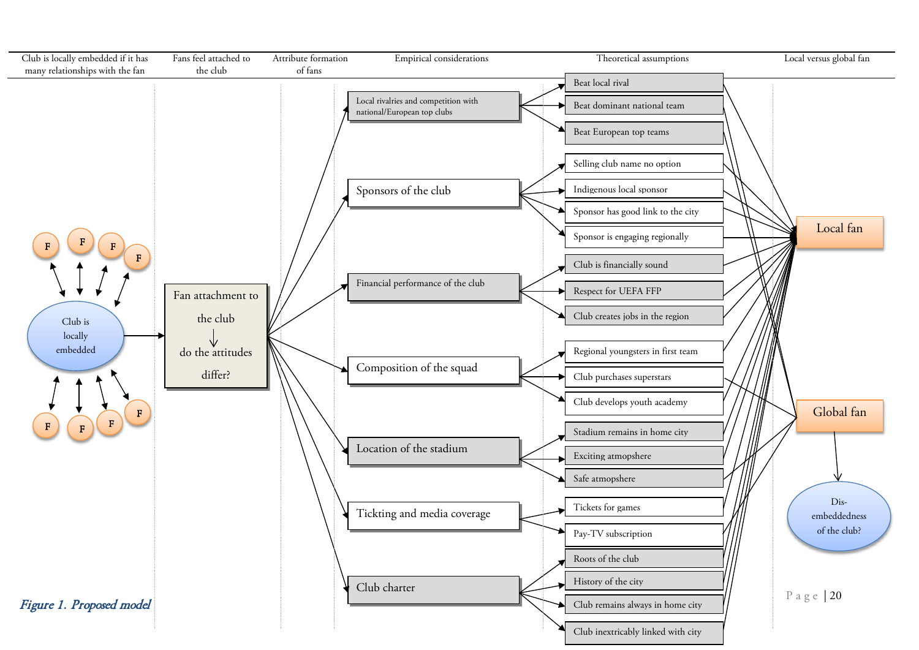| Club is locally embedded if it has many relationships with the fan | Fans feel attached to the club | Attribute formation of fans | Empirical considerations | Theoretical assumptions | Local versus global fan |
|---|---|---|---|---|---|
| Club is locally embedded | Fan attachment to the club → do the attitudes differ? | | Local rivalries and competition with national/European top clubs | Beat local rival | Local fan |
| | | | | Beat dominant national team | Global fan |
| | | | | Beat European top teams | |
| | | | Sponsors of the club | Selling club name no option | |
| | | | | Indigenous local sponsor | |
| | | | | Sponsor has good link to the city | |
| | | | | Sponsor is engaging regionally | |
| | | | Financial performance of the club | Club is financially sound | |
| | | | | Respect for UEFA FFP | |
| | | | | Club creates jobs in the region | |
| | | | Composition of the squad | Regional youngsters in first team | |
| | | | | Club purchases superstars | |
| | | | | Club develops youth academy | |
| | | | Location of the stadium | Stadium remains in home city | |
| | | | | Exciting atmopshere | |
| | | | | Safe atmopshere | |
| | | | Tickting and media coverage | Tickets for games | |
| | | | | Pay-TV subscription | |
| | | | Club charter | Roots of the club | |
| | | | | History of the city | |
| | | | | Club remains always in home city | |
| | | | | Club inextricably linked with city | Dis-embeddedness of the club? |

*Figure 1. Proposed model*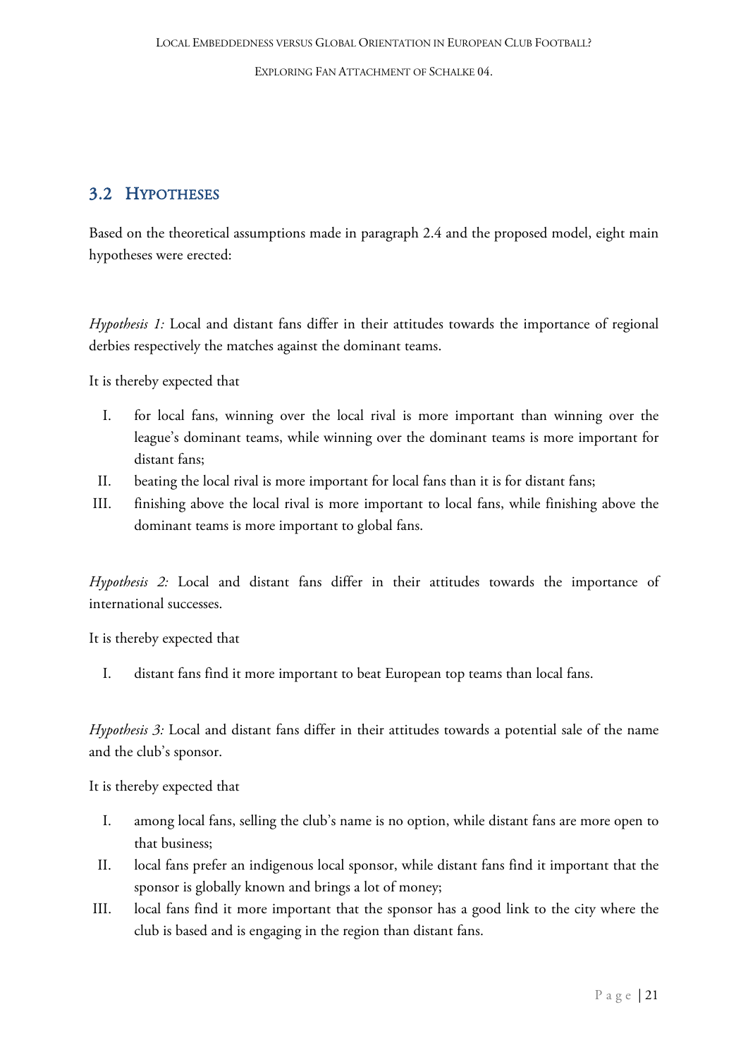## 3.2 Hypotheses

Based on the theoretical assumptions made in paragraph 2.4 and the proposed model, eight main hypotheses were erected:

*Hypothesis 1:* Local and distant fans differ in their attitudes towards the importance of regional derbies respectively the matches against the dominant teams.

It is thereby expected that

I. for local fans, winning over the local rival is more important than winning over the league's dominant teams, while winning over the dominant teams is more important for distant fans;
II. beating the local rival is more important for local fans than it is for distant fans;
III. finishing above the local rival is more important to local fans, while finishing above the dominant teams is more important to global fans.

*Hypothesis 2:* Local and distant fans differ in their attitudes towards the importance of international successes.

It is thereby expected that

I. distant fans find it more important to beat European top teams than local fans.

*Hypothesis 3:* Local and distant fans differ in their attitudes towards a potential sale of the name and the club's sponsor.

It is thereby expected that

I. among local fans, selling the club's name is no option, while distant fans are more open to that business;
II. local fans prefer an indigenous local sponsor, while distant fans find it important that the sponsor is globally known and brings a lot of money;
III. local fans find it more important that the sponsor has a good link to the city where the club is based and is engaging in the region than distant fans.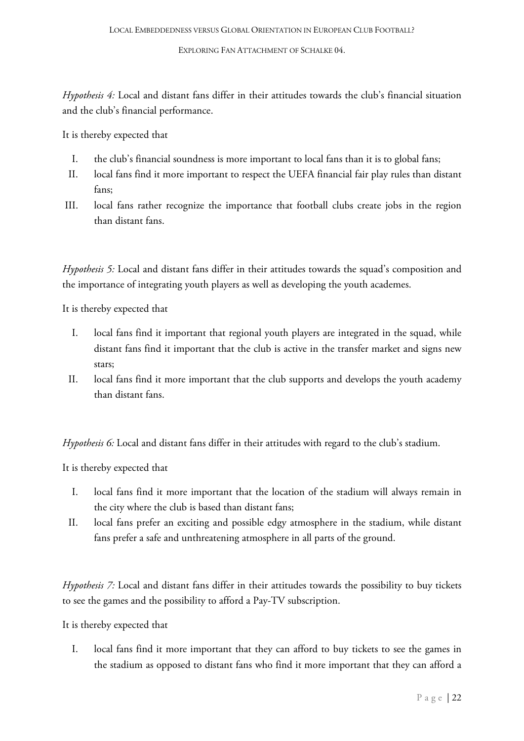*Hypothesis 4:* Local and distant fans differ in their attitudes towards the club's financial situation and the club's financial performance.

It is thereby expected that

I. the club's financial soundness is more important to local fans than it is to global fans;
II. local fans find it more important to respect the UEFA financial fair play rules than distant fans;
III. local fans rather recognize the importance that football clubs create jobs in the region than distant fans.

*Hypothesis 5:* Local and distant fans differ in their attitudes towards the squad's composition and the importance of integrating youth players as well as developing the youth academes.

It is thereby expected that

I. local fans find it important that regional youth players are integrated in the squad, while distant fans find it important that the club is active in the transfer market and signs new stars;
II. local fans find it more important that the club supports and develops the youth academy than distant fans.

*Hypothesis 6:* Local and distant fans differ in their attitudes with regard to the club's stadium.

It is thereby expected that

I. local fans find it more important that the location of the stadium will always remain in the city where the club is based than distant fans;
II. local fans prefer an exciting and possible edgy atmosphere in the stadium, while distant fans prefer a safe and unthreatening atmosphere in all parts of the ground.

*Hypothesis 7:* Local and distant fans differ in their attitudes towards the possibility to buy tickets to see the games and the possibility to afford a Pay-TV subscription.

It is thereby expected that

I. local fans find it more important that they can afford to buy tickets to see the games in the stadium as opposed to distant fans who find it more important that they can afford a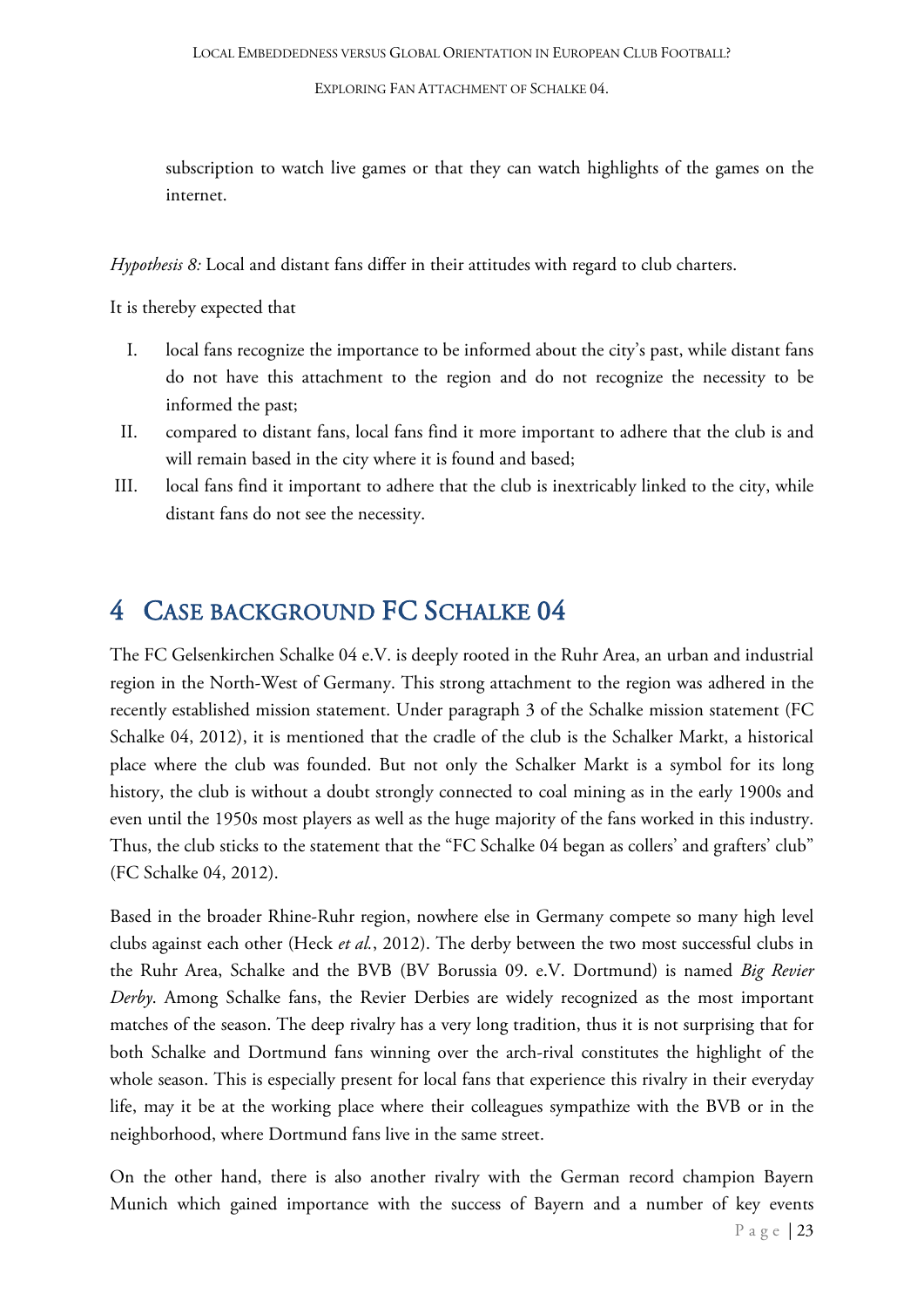subscription to watch live games or that they can watch highlights of the games on the internet.

*Hypothesis 8:* Local and distant fans differ in their attitudes with regard to club charters.

It is thereby expected that

I. local fans recognize the importance to be informed about the city's past, while distant fans do not have this attachment to the region and do not recognize the necessity to be informed the past;
II. compared to distant fans, local fans find it more important to adhere that the club is and will remain based in the city where it is found and based;
III. local fans find it important to adhere that the club is inextricably linked to the city, while distant fans do not see the necessity.

# 4 Case background FC Schalke 04

The FC Gelsenkirchen Schalke 04 e.V. is deeply rooted in the Ruhr Area, an urban and industrial region in the North-West of Germany. This strong attachment to the region was adhered in the recently established mission statement. Under paragraph 3 of the Schalke mission statement (FC Schalke 04, 2012), it is mentioned that the cradle of the club is the Schalker Markt, a historical place where the club was founded. But not only the Schalker Markt is a symbol for its long history, the club is without a doubt strongly connected to coal mining as in the early 1900s and even until the 1950s most players as well as the huge majority of the fans worked in this industry. Thus, the club sticks to the statement that the "FC Schalke 04 began as collers' and grafters' club" (FC Schalke 04, 2012).

Based in the broader Rhine-Ruhr region, nowhere else in Germany compete so many high level clubs against each other (Heck *et al.*, 2012). The derby between the two most successful clubs in the Ruhr Area, Schalke and the BVB (BV Borussia 09. e.V. Dortmund) is named *Big Revier Derby*. Among Schalke fans, the Revier Derbies are widely recognized as the most important matches of the season. The deep rivalry has a very long tradition, thus it is not surprising that for both Schalke and Dortmund fans winning over the arch-rival constitutes the highlight of the whole season. This is especially present for local fans that experience this rivalry in their everyday life, may it be at the working place where their colleagues sympathize with the BVB or in the neighborhood, where Dortmund fans live in the same street.

On the other hand, there is also another rivalry with the German record champion Bayern Munich which gained importance with the success of Bayern and a number of key events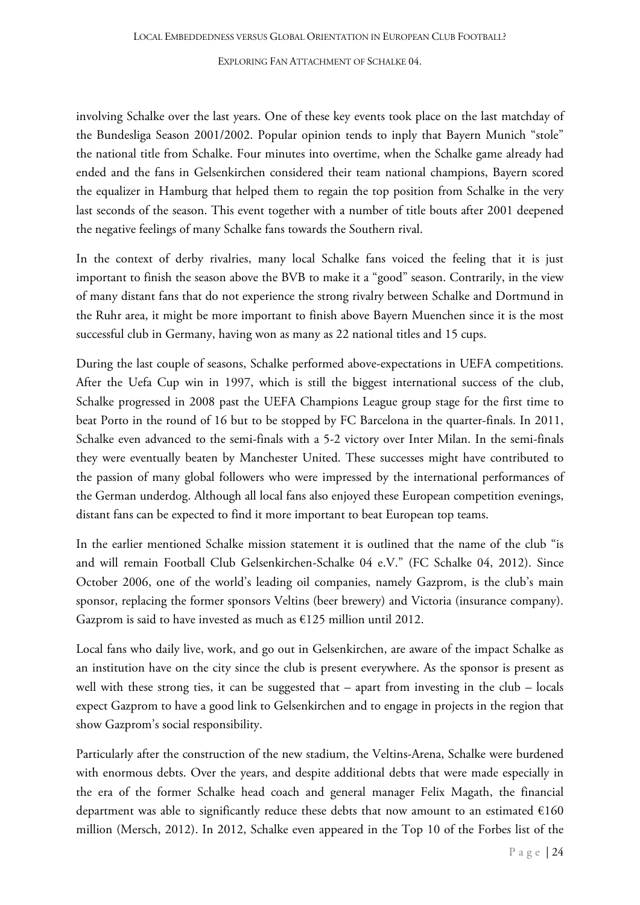involving Schalke over the last years. One of these key events took place on the last matchday of the Bundesliga Season 2001/2002. Popular opinion tends to inply that Bayern Munich "stole" the national title from Schalke. Four minutes into overtime, when the Schalke game already had ended and the fans in Gelsenkirchen considered their team national champions, Bayern scored the equalizer in Hamburg that helped them to regain the top position from Schalke in the very last seconds of the season. This event together with a number of title bouts after 2001 deepened the negative feelings of many Schalke fans towards the Southern rival.

In the context of derby rivalries, many local Schalke fans voiced the feeling that it is just important to finish the season above the BVB to make it a "good" season. Contrarily, in the view of many distant fans that do not experience the strong rivalry between Schalke and Dortmund in the Ruhr area, it might be more important to finish above Bayern Muenchen since it is the most successful club in Germany, having won as many as 22 national titles and 15 cups.

During the last couple of seasons, Schalke performed above-expectations in UEFA competitions. After the Uefa Cup win in 1997, which is still the biggest international success of the club, Schalke progressed in 2008 past the UEFA Champions League group stage for the first time to beat Porto in the round of 16 but to be stopped by FC Barcelona in the quarter-finals. In 2011, Schalke even advanced to the semi-finals with a 5-2 victory over Inter Milan. In the semi-finals they were eventually beaten by Manchester United. These successes might have contributed to the passion of many global followers who were impressed by the international performances of the German underdog. Although all local fans also enjoyed these European competition evenings, distant fans can be expected to find it more important to beat European top teams.

In the earlier mentioned Schalke mission statement it is outlined that the name of the club "is and will remain Football Club Gelsenkirchen-Schalke 04 e.V." (FC Schalke 04, 2012). Since October 2006, one of the world's leading oil companies, namely Gazprom, is the club's main sponsor, replacing the former sponsors Veltins (beer brewery) and Victoria (insurance company). Gazprom is said to have invested as much as €125 million until 2012.

Local fans who daily live, work, and go out in Gelsenkirchen, are aware of the impact Schalke as an institution have on the city since the club is present everywhere. As the sponsor is present as well with these strong ties, it can be suggested that – apart from investing in the club – locals expect Gazprom to have a good link to Gelsenkirchen and to engage in projects in the region that show Gazprom's social responsibility.

Particularly after the construction of the new stadium, the Veltins-Arena, Schalke were burdened with enormous debts. Over the years, and despite additional debts that were made especially in the era of the former Schalke head coach and general manager Felix Magath, the financial department was able to significantly reduce these debts that now amount to an estimated €160 million (Mersch, 2012). In 2012, Schalke even appeared in the Top 10 of the Forbes list of the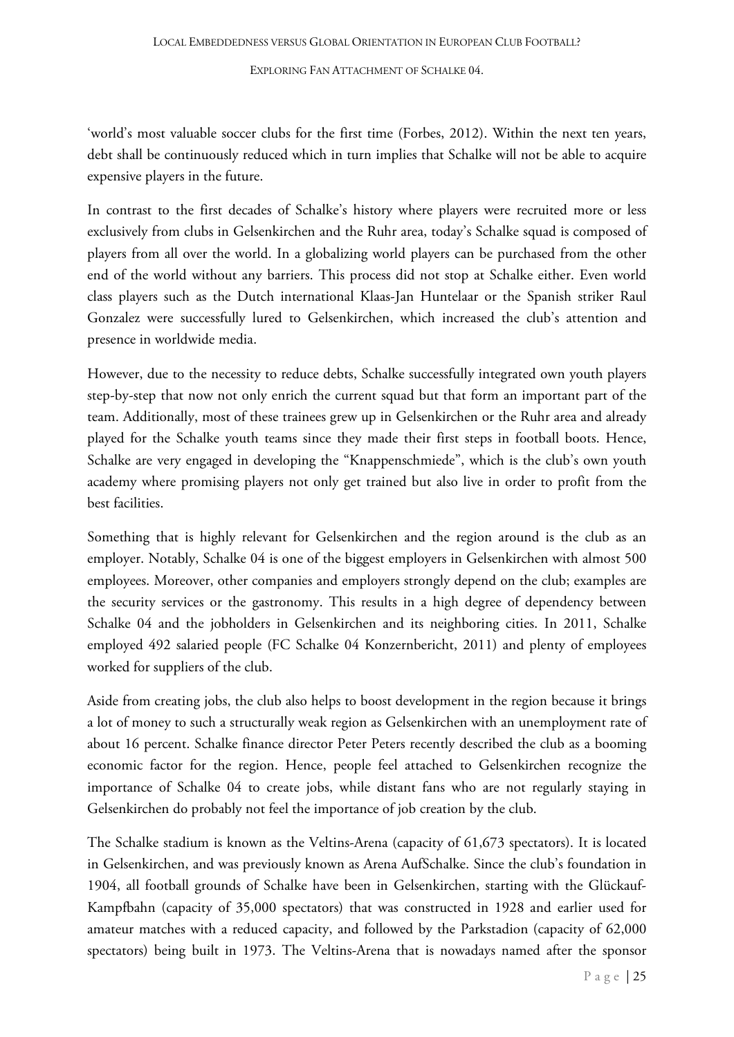'world's most valuable soccer clubs for the first time (Forbes, 2012). Within the next ten years, debt shall be continuously reduced which in turn implies that Schalke will not be able to acquire expensive players in the future.

In contrast to the first decades of Schalke's history where players were recruited more or less exclusively from clubs in Gelsenkirchen and the Ruhr area, today's Schalke squad is composed of players from all over the world. In a globalizing world players can be purchased from the other end of the world without any barriers. This process did not stop at Schalke either. Even world class players such as the Dutch international Klaas-Jan Huntelaar or the Spanish striker Raul Gonzalez were successfully lured to Gelsenkirchen, which increased the club's attention and presence in worldwide media.

However, due to the necessity to reduce debts, Schalke successfully integrated own youth players step-by-step that now not only enrich the current squad but that form an important part of the team. Additionally, most of these trainees grew up in Gelsenkirchen or the Ruhr area and already played for the Schalke youth teams since they made their first steps in football boots. Hence, Schalke are very engaged in developing the "Knappenschmiede", which is the club's own youth academy where promising players not only get trained but also live in order to profit from the best facilities.

Something that is highly relevant for Gelsenkirchen and the region around is the club as an employer. Notably, Schalke 04 is one of the biggest employers in Gelsenkirchen with almost 500 employees. Moreover, other companies and employers strongly depend on the club; examples are the security services or the gastronomy. This results in a high degree of dependency between Schalke 04 and the jobholders in Gelsenkirchen and its neighboring cities. In 2011, Schalke employed 492 salaried people (FC Schalke 04 Konzernbericht, 2011) and plenty of employees worked for suppliers of the club.

Aside from creating jobs, the club also helps to boost development in the region because it brings a lot of money to such a structurally weak region as Gelsenkirchen with an unemployment rate of about 16 percent. Schalke finance director Peter Peters recently described the club as a booming economic factor for the region. Hence, people feel attached to Gelsenkirchen recognize the importance of Schalke 04 to create jobs, while distant fans who are not regularly staying in Gelsenkirchen do probably not feel the importance of job creation by the club.

The Schalke stadium is known as the Veltins-Arena (capacity of 61,673 spectators). It is located in Gelsenkirchen, and was previously known as Arena AufSchalke. Since the club's foundation in 1904, all football grounds of Schalke have been in Gelsenkirchen, starting with the Glückauf-Kampfbahn (capacity of 35,000 spectators) that was constructed in 1928 and earlier used for amateur matches with a reduced capacity, and followed by the Parkstadion (capacity of 62,000 spectators) being built in 1973. The Veltins-Arena that is nowadays named after the sponsor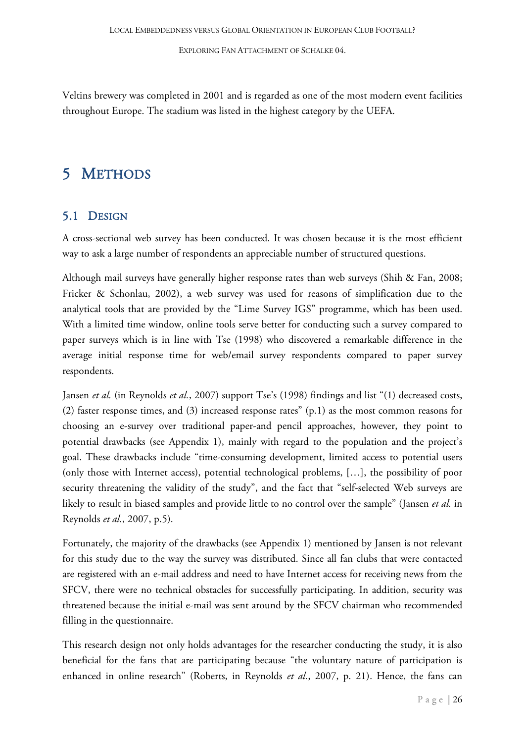Veltins brewery was completed in 2001 and is regarded as one of the most modern event facilities throughout Europe. The stadium was listed in the highest category by the UEFA.

# 5 Methods

## 5.1 Design

A cross-sectional web survey has been conducted. It was chosen because it is the most efficient way to ask a large number of respondents an appreciable number of structured questions.

Although mail surveys have generally higher response rates than web surveys (Shih & Fan, 2008; Fricker & Schonlau, 2002), a web survey was used for reasons of simplification due to the analytical tools that are provided by the "Lime Survey IGS" programme, which has been used. With a limited time window, online tools serve better for conducting such a survey compared to paper surveys which is in line with Tse (1998) who discovered a remarkable difference in the average initial response time for web/email survey respondents compared to paper survey respondents.

Jansen *et al.* (in Reynolds *et al.*, 2007) support Tse's (1998) findings and list "(1) decreased costs, (2) faster response times, and (3) increased response rates" (p.1) as the most common reasons for choosing an e-survey over traditional paper-and pencil approaches, however, they point to potential drawbacks (see Appendix 1), mainly with regard to the population and the project's goal. These drawbacks include "time-consuming development, limited access to potential users (only those with Internet access), potential technological problems, […], the possibility of poor security threatening the validity of the study", and the fact that "self-selected Web surveys are likely to result in biased samples and provide little to no control over the sample" (Jansen *et al.* in Reynolds *et al.*, 2007, p.5).

Fortunately, the majority of the drawbacks (see Appendix 1) mentioned by Jansen is not relevant for this study due to the way the survey was distributed. Since all fan clubs that were contacted are registered with an e-mail address and need to have Internet access for receiving news from the SFCV, there were no technical obstacles for successfully participating. In addition, security was threatened because the initial e-mail was sent around by the SFCV chairman who recommended filling in the questionnaire.

This research design not only holds advantages for the researcher conducting the study, it is also beneficial for the fans that are participating because "the voluntary nature of participation is enhanced in online research" (Roberts, in Reynolds *et al.*, 2007, p. 21). Hence, the fans can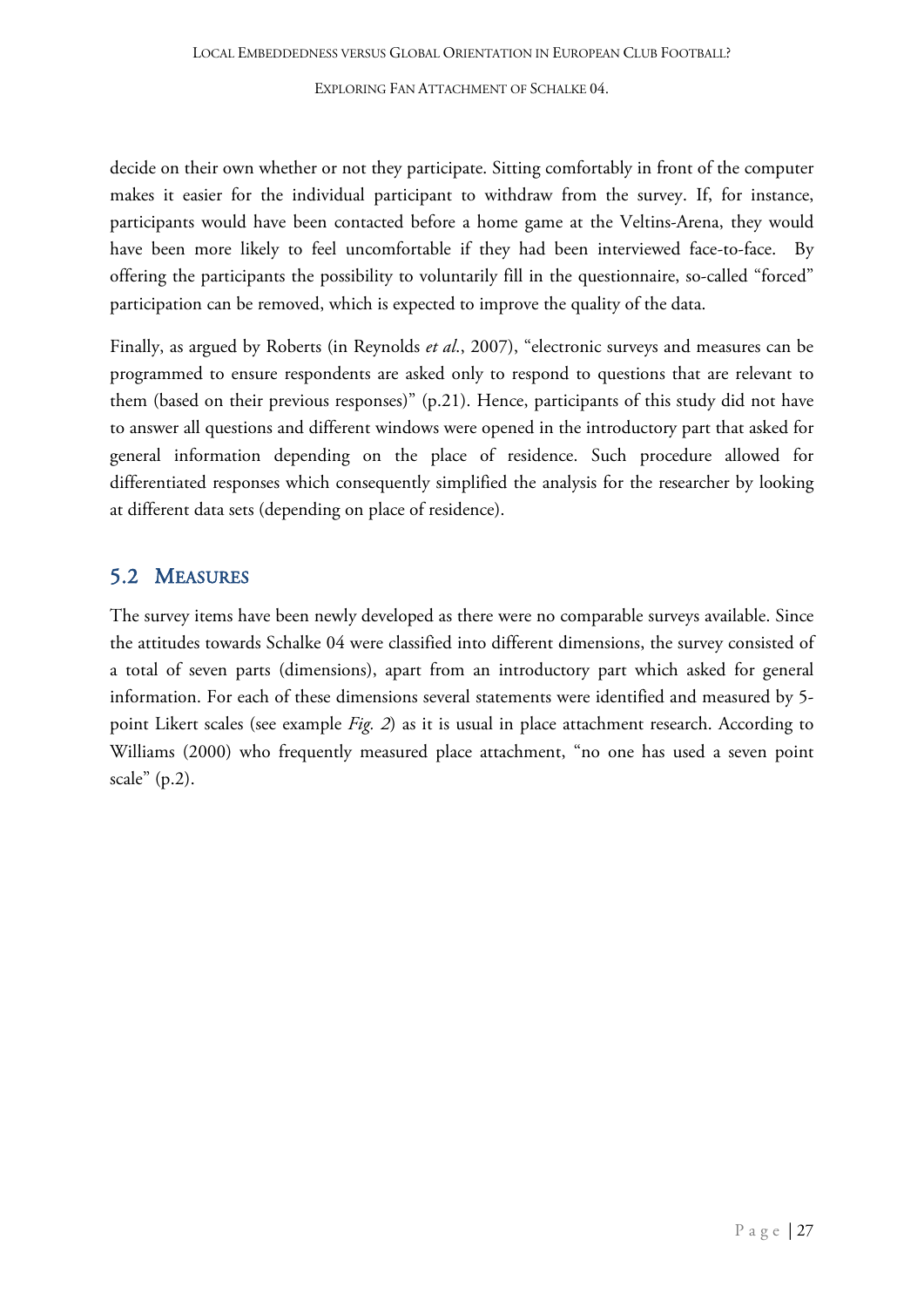decide on their own whether or not they participate. Sitting comfortably in front of the computer makes it easier for the individual participant to withdraw from the survey. If, for instance, participants would have been contacted before a home game at the Veltins-Arena, they would have been more likely to feel uncomfortable if they had been interviewed face-to-face. By offering the participants the possibility to voluntarily fill in the questionnaire, so-called "forced" participation can be removed, which is expected to improve the quality of the data.

Finally, as argued by Roberts (in Reynolds *et al.*, 2007), "electronic surveys and measures can be programmed to ensure respondents are asked only to respond to questions that are relevant to them (based on their previous responses)" (p.21). Hence, participants of this study did not have to answer all questions and different windows were opened in the introductory part that asked for general information depending on the place of residence. Such procedure allowed for differentiated responses which consequently simplified the analysis for the researcher by looking at different data sets (depending on place of residence).

## 5.2 MEASURES

The survey items have been newly developed as there were no comparable surveys available. Since the attitudes towards Schalke 04 were classified into different dimensions, the survey consisted of a total of seven parts (dimensions), apart from an introductory part which asked for general information. For each of these dimensions several statements were identified and measured by 5-point Likert scales (see example *Fig. 2*) as it is usual in place attachment research. According to Williams (2000) who frequently measured place attachment, "no one has used a seven point scale" (p.2).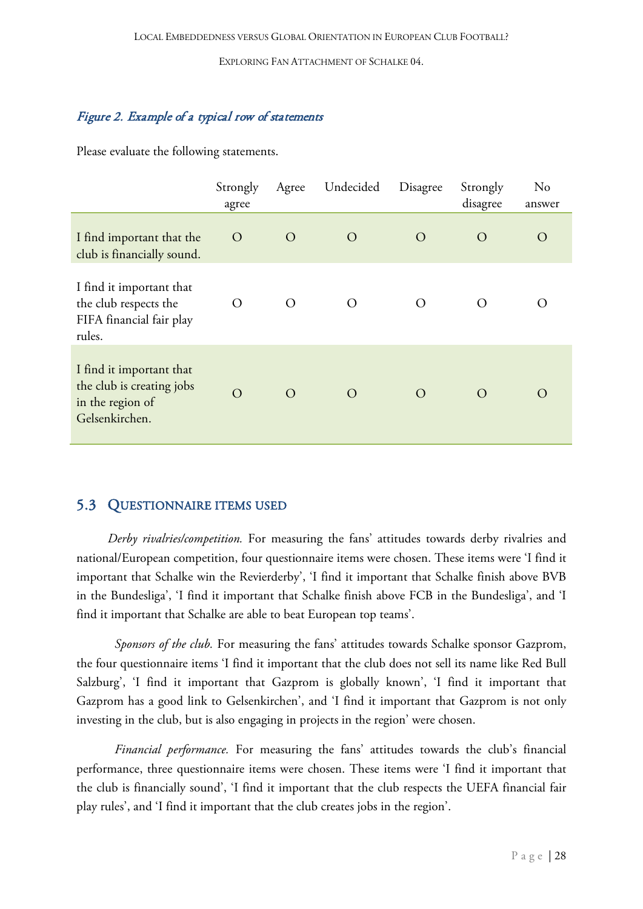*Figure 2. Example of a typical row of statements*

Please evaluate the following statements.

| | Strongly agree | Agree | Undecided | Disagree | Strongly disagree | No answer |
|---|---|---|---|---|---|---|
| I find important that the club is financially sound. | O | O | O | O | O | O |
| I find it important that the club respects the FIFA financial fair play rules. | O | O | O | O | O | O |
| I find it important that the club is creating jobs in the region of Gelsenkirchen. | O | O | O | O | O | O |

## 5.3 Questionnaire items used

*Derby rivalries/competition.* For measuring the fans' attitudes towards derby rivalries and national/European competition, four questionnaire items were chosen. These items were 'I find it important that Schalke win the Revierderby', 'I find it important that Schalke finish above BVB in the Bundesliga', 'I find it important that Schalke finish above FCB in the Bundesliga', and 'I find it important that Schalke are able to beat European top teams'.

*Sponsors of the club.* For measuring the fans' attitudes towards Schalke sponsor Gazprom, the four questionnaire items 'I find it important that the club does not sell its name like Red Bull Salzburg', 'I find it important that Gazprom is globally known', 'I find it important that Gazprom has a good link to Gelsenkirchen', and 'I find it important that Gazprom is not only investing in the club, but is also engaging in projects in the region' were chosen.

*Financial performance.* For measuring the fans' attitudes towards the club's financial performance, three questionnaire items were chosen. These items were 'I find it important that the club is financially sound', 'I find it important that the club respects the UEFA financial fair play rules', and 'I find it important that the club creates jobs in the region'.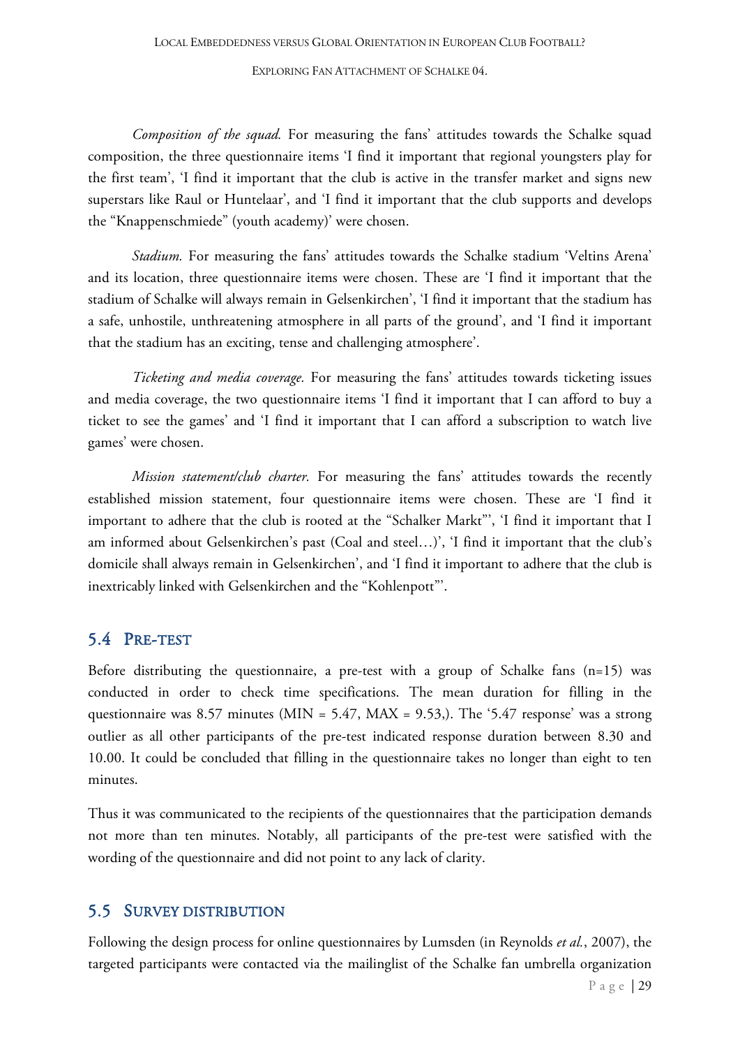*Composition of the squad.* For measuring the fans' attitudes towards the Schalke squad composition, the three questionnaire items 'I find it important that regional youngsters play for the first team', 'I find it important that the club is active in the transfer market and signs new superstars like Raul or Huntelaar', and 'I find it important that the club supports and develops the "Knappenschmiede" (youth academy)' were chosen.

*Stadium.* For measuring the fans' attitudes towards the Schalke stadium 'Veltins Arena' and its location, three questionnaire items were chosen. These are 'I find it important that the stadium of Schalke will always remain in Gelsenkirchen', 'I find it important that the stadium has a safe, unhostile, unthreatening atmosphere in all parts of the ground', and 'I find it important that the stadium has an exciting, tense and challenging atmosphere'.

*Ticketing and media coverage.* For measuring the fans' attitudes towards ticketing issues and media coverage, the two questionnaire items 'I find it important that I can afford to buy a ticket to see the games' and 'I find it important that I can afford a subscription to watch live games' were chosen.

*Mission statement/club charter.* For measuring the fans' attitudes towards the recently established mission statement, four questionnaire items were chosen. These are 'I find it important to adhere that the club is rooted at the "Schalker Markt"', 'I find it important that I am informed about Gelsenkirchen's past (Coal and steel…)', 'I find it important that the club's domicile shall always remain in Gelsenkirchen', and 'I find it important to adhere that the club is inextricably linked with Gelsenkirchen and the "Kohlenpott"'.

## 5.4 Pre-test

Before distributing the questionnaire, a pre-test with a group of Schalke fans (n=15) was conducted in order to check time specifications. The mean duration for filling in the questionnaire was 8.57 minutes (MIN = 5.47, MAX = 9.53,). The '5.47 response' was a strong outlier as all other participants of the pre-test indicated response duration between 8.30 and 10.00. It could be concluded that filling in the questionnaire takes no longer than eight to ten minutes.

Thus it was communicated to the recipients of the questionnaires that the participation demands not more than ten minutes. Notably, all participants of the pre-test were satisfied with the wording of the questionnaire and did not point to any lack of clarity.

## 5.5 Survey distribution

Following the design process for online questionnaires by Lumsden (in Reynolds *et al.*, 2007), the targeted participants were contacted via the mailinglist of the Schalke fan umbrella organization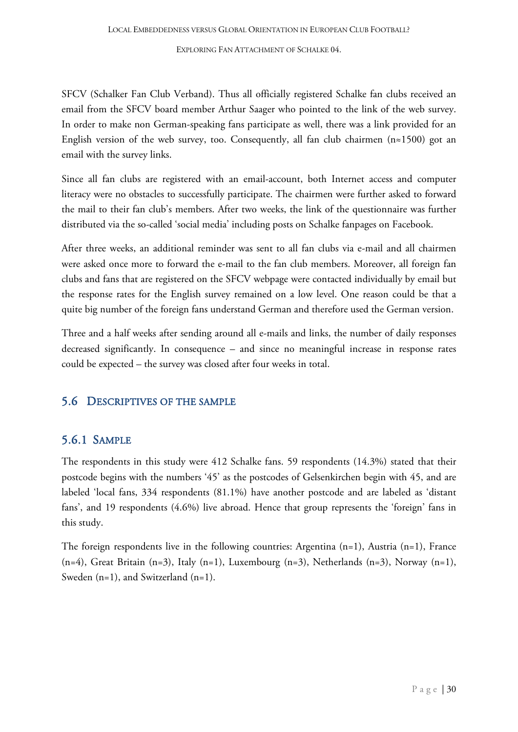SFCV (Schalker Fan Club Verband). Thus all officially registered Schalke fan clubs received an email from the SFCV board member Arthur Saager who pointed to the link of the web survey. In order to make non German-speaking fans participate as well, there was a link provided for an English version of the web survey, too. Consequently, all fan club chairmen (n≈1500) got an email with the survey links.

Since all fan clubs are registered with an email-account, both Internet access and computer literacy were no obstacles to successfully participate. The chairmen were further asked to forward the mail to their fan club's members. After two weeks, the link of the questionnaire was further distributed via the so-called 'social media' including posts on Schalke fanpages on Facebook.

After three weeks, an additional reminder was sent to all fan clubs via e-mail and all chairmen were asked once more to forward the e-mail to the fan club members. Moreover, all foreign fan clubs and fans that are registered on the SFCV webpage were contacted individually by email but the response rates for the English survey remained on a low level. One reason could be that a quite big number of the foreign fans understand German and therefore used the German version.

Three and a half weeks after sending around all e-mails and links, the number of daily responses decreased significantly. In consequence – and since no meaningful increase in response rates could be expected – the survey was closed after four weeks in total.

## 5.6 Descriptives of the sample

### 5.6.1 Sample

The respondents in this study were 412 Schalke fans. 59 respondents (14.3%) stated that their postcode begins with the numbers '45' as the postcodes of Gelsenkirchen begin with 45, and are labeled 'local fans, 334 respondents (81.1%) have another postcode and are labeled as 'distant fans', and 19 respondents (4.6%) live abroad. Hence that group represents the 'foreign' fans in this study.

The foreign respondents live in the following countries: Argentina (n=1), Austria (n=1), France (n=4), Great Britain (n=3), Italy (n=1), Luxembourg (n=3), Netherlands (n=3), Norway (n=1), Sweden (n=1), and Switzerland (n=1).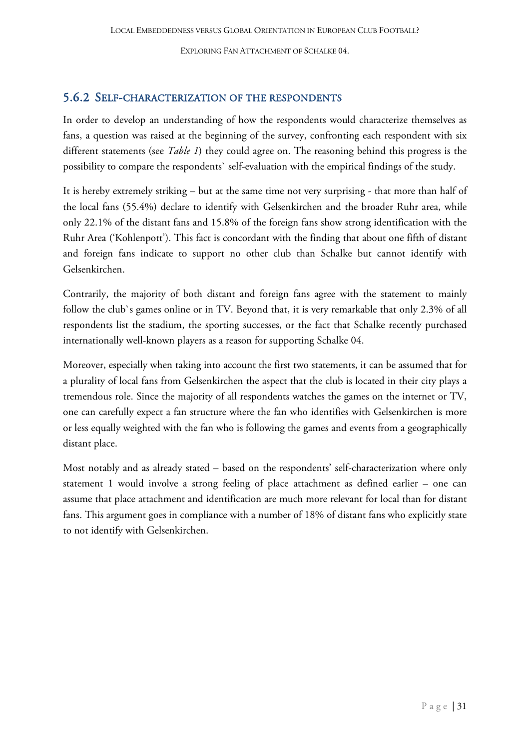### 5.6.2 Self-characterization of the respondents

In order to develop an understanding of how the respondents would characterize themselves as fans, a question was raised at the beginning of the survey, confronting each respondent with six different statements (see *Table 1*) they could agree on. The reasoning behind this progress is the possibility to compare the respondents` self-evaluation with the empirical findings of the study.

It is hereby extremely striking – but at the same time not very surprising - that more than half of the local fans (55.4%) declare to identify with Gelsenkirchen and the broader Ruhr area, while only 22.1% of the distant fans and 15.8% of the foreign fans show strong identification with the Ruhr Area ('Kohlenpott'). This fact is concordant with the finding that about one fifth of distant and foreign fans indicate to support no other club than Schalke but cannot identify with Gelsenkirchen.

Contrarily, the majority of both distant and foreign fans agree with the statement to mainly follow the club`s games online or in TV. Beyond that, it is very remarkable that only 2.3% of all respondents list the stadium, the sporting successes, or the fact that Schalke recently purchased internationally well-known players as a reason for supporting Schalke 04.

Moreover, especially when taking into account the first two statements, it can be assumed that for a plurality of local fans from Gelsenkirchen the aspect that the club is located in their city plays a tremendous role. Since the majority of all respondents watches the games on the internet or TV, one can carefully expect a fan structure where the fan who identifies with Gelsenkirchen is more or less equally weighted with the fan who is following the games and events from a geographically distant place.

Most notably and as already stated – based on the respondents' self-characterization where only statement 1 would involve a strong feeling of place attachment as defined earlier – one can assume that place attachment and identification are much more relevant for local than for distant fans. This argument goes in compliance with a number of 18% of distant fans who explicitly state to not identify with Gelsenkirchen.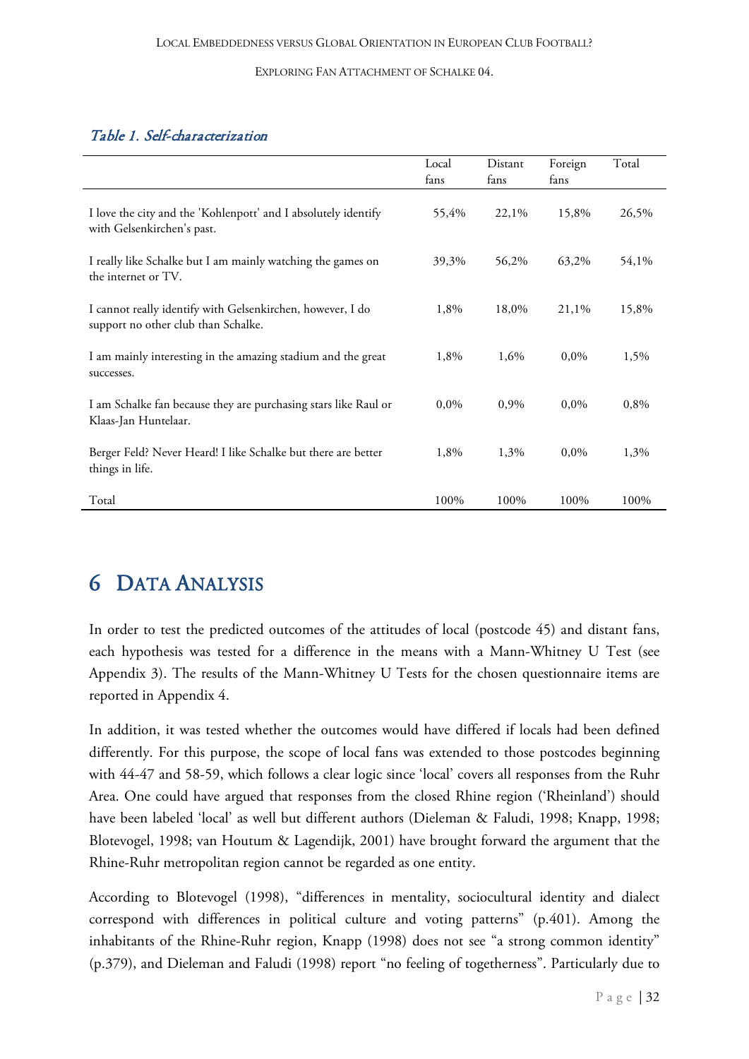*Table 1. Self-characterization*

| | Local fans | Distant fans | Foreign fans | Total |
|---|---|---|---|---|
| I love the city and the 'Kohlenpott' and I absolutely identify with Gelsenkirchen's past. | 55,4% | 22,1% | 15,8% | 26,5% |
| I really like Schalke but I am mainly watching the games on the internet or TV. | 39,3% | 56,2% | 63,2% | 54,1% |
| I cannot really identify with Gelsenkirchen, however, I do support no other club than Schalke. | 1,8% | 18,0% | 21,1% | 15,8% |
| I am mainly interesting in the amazing stadium and the great successes. | 1,8% | 1,6% | 0,0% | 1,5% |
| I am Schalke fan because they are purchasing stars like Raul or Klaas-Jan Huntelaar. | 0,0% | 0,9% | 0,0% | 0,8% |
| Berger Feld? Never Heard! I like Schalke but there are better things in life. | 1,8% | 1,3% | 0,0% | 1,3% |
| Total | 100% | 100% | 100% | 100% |

# 6 DATA ANALYSIS

In order to test the predicted outcomes of the attitudes of local (postcode 45) and distant fans, each hypothesis was tested for a difference in the means with a Mann-Whitney U Test (see Appendix 3). The results of the Mann-Whitney U Tests for the chosen questionnaire items are reported in Appendix 4.

In addition, it was tested whether the outcomes would have differed if locals had been defined differently. For this purpose, the scope of local fans was extended to those postcodes beginning with 44-47 and 58-59, which follows a clear logic since 'local' covers all responses from the Ruhr Area. One could have argued that responses from the closed Rhine region ('Rheinland') should have been labeled 'local' as well but different authors (Dieleman & Faludi, 1998; Knapp, 1998; Blotevogel, 1998; van Houtum & Lagendijk, 2001) have brought forward the argument that the Rhine-Ruhr metropolitan region cannot be regarded as one entity.

According to Blotevogel (1998), "differences in mentality, sociocultural identity and dialect correspond with differences in political culture and voting patterns" (p.401). Among the inhabitants of the Rhine-Ruhr region, Knapp (1998) does not see "a strong common identity" (p.379), and Dieleman and Faludi (1998) report "no feeling of togetherness". Particularly due to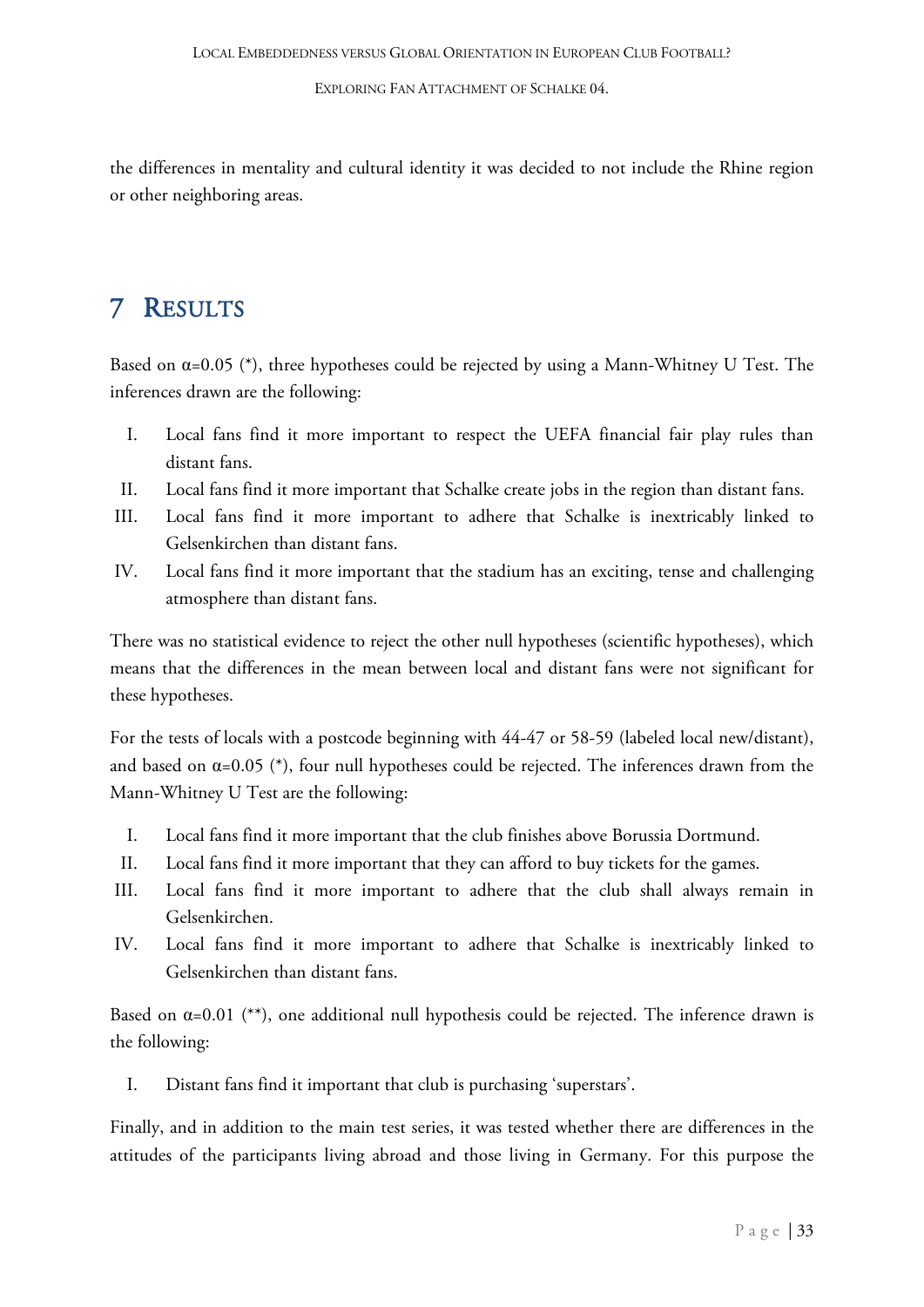the differences in mentality and cultural identity it was decided to not include the Rhine region or other neighboring areas.

# 7 Results

Based on $\alpha=0.05$ (*), three hypotheses could be rejected by using a Mann-Whitney U Test. The inferences drawn are the following:

I. Local fans find it more important to respect the UEFA financial fair play rules than distant fans.
II. Local fans find it more important that Schalke create jobs in the region than distant fans.
III. Local fans find it more important to adhere that Schalke is inextricably linked to Gelsenkirchen than distant fans.
IV. Local fans find it more important that the stadium has an exciting, tense and challenging atmosphere than distant fans.

There was no statistical evidence to reject the other null hypotheses (scientific hypotheses), which means that the differences in the mean between local and distant fans were not significant for these hypotheses.

For the tests of locals with a postcode beginning with 44-47 or 58-59 (labeled local new/distant), and based on $\alpha=0.05$ (*), four null hypotheses could be rejected. The inferences drawn from the Mann-Whitney U Test are the following:

I. Local fans find it more important that the club finishes above Borussia Dortmund.
II. Local fans find it more important that they can afford to buy tickets for the games.
III. Local fans find it more important to adhere that the club shall always remain in Gelsenkirchen.
IV. Local fans find it more important to adhere that Schalke is inextricably linked to Gelsenkirchen than distant fans.

Based on $\alpha=0.01$ (**), one additional null hypothesis could be rejected. The inference drawn is the following:

I. Distant fans find it important that club is purchasing 'superstars'.

Finally, and in addition to the main test series, it was tested whether there are differences in the attitudes of the participants living abroad and those living in Germany. For this purpose the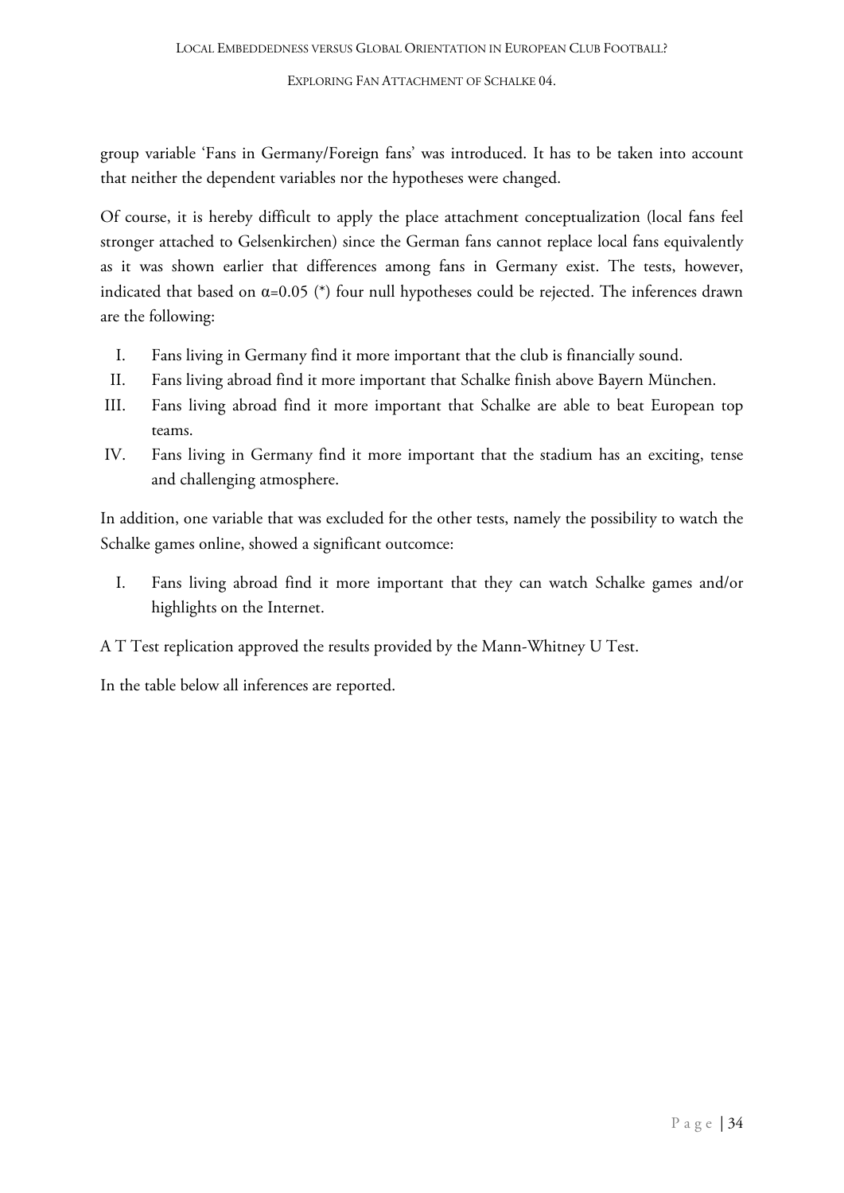group variable 'Fans in Germany/Foreign fans' was introduced. It has to be taken into account that neither the dependent variables nor the hypotheses were changed.

Of course, it is hereby difficult to apply the place attachment conceptualization (local fans feel stronger attached to Gelsenkirchen) since the German fans cannot replace local fans equivalently as it was shown earlier that differences among fans in Germany exist. The tests, however, indicated that based on $\alpha=0.05$ (*) four null hypotheses could be rejected. The inferences drawn are the following:

I. Fans living in Germany find it more important that the club is financially sound.
II. Fans living abroad find it more important that Schalke finish above Bayern München.
III. Fans living abroad find it more important that Schalke are able to beat European top teams.
IV. Fans living in Germany find it more important that the stadium has an exciting, tense and challenging atmosphere.

In addition, one variable that was excluded for the other tests, namely the possibility to watch the Schalke games online, showed a significant outcomce:

I. Fans living abroad find it more important that they can watch Schalke games and/or highlights on the Internet.

A T Test replication approved the results provided by the Mann-Whitney U Test.

In the table below all inferences are reported.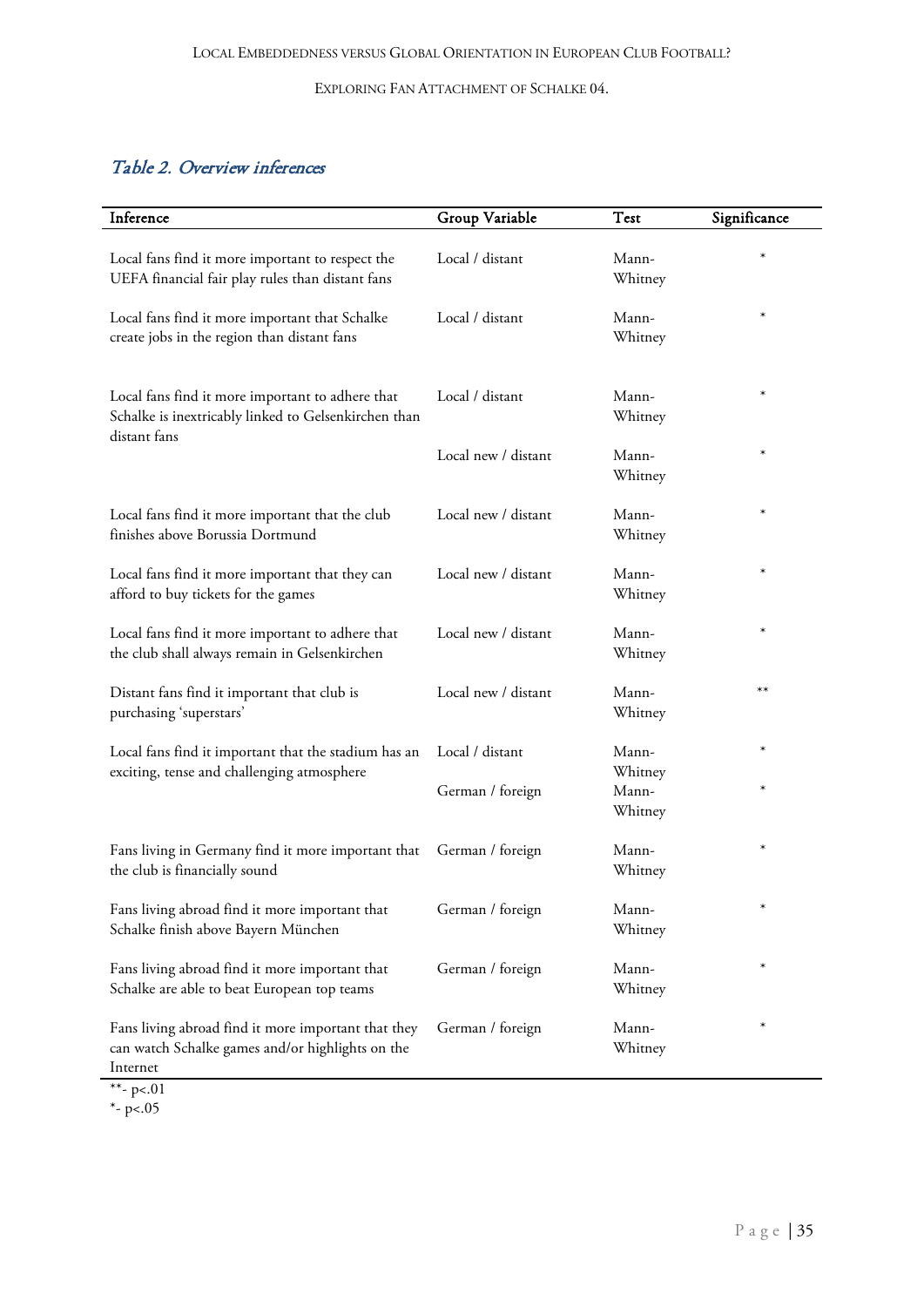*Table 2. Overview inferences*

| Inference | Group Variable | Test | Significance |
|---|---|---|---|
| Local fans find it more important to respect the UEFA financial fair play rules than distant fans | Local / distant | Mann-Whitney | * |
| Local fans find it more important that Schalke create jobs in the region than distant fans | Local / distant | Mann-Whitney | * |
| Local fans find it more important to adhere that Schalke is inextricably linked to Gelsenkirchen than distant fans | Local / distant | Mann-Whitney | * |
| | Local new / distant | Mann-Whitney | * |
| Local fans find it more important that the club finishes above Borussia Dortmund | Local new / distant | Mann-Whitney | * |
| Local fans find it more important that they can afford to buy tickets for the games | Local new / distant | Mann-Whitney | * |
| Local fans find it more important to adhere that the club shall always remain in Gelsenkirchen | Local new / distant | Mann-Whitney | * |
| Distant fans find it important that club is purchasing 'superstars' | Local new / distant | Mann-Whitney | ** |
| Local fans find it important that the stadium has an exciting, tense and challenging atmosphere | Local / distant | Mann-Whitney | * |
| | German / foreign | Mann-Whitney | * |
| Fans living in Germany find it more important that the club is financially sound | German / foreign | Mann-Whitney | * |
| Fans living abroad find it more important that Schalke finish above Bayern München | German / foreign | Mann-Whitney | * |
| Fans living abroad find it more important that Schalke are able to beat European top teams | German / foreign | Mann-Whitney | * |
| Fans living abroad find it more important that they can watch Schalke games and/or highlights on the Internet | German / foreign | Mann-Whitney | * |

**- $p<.01$

*- $p<.05$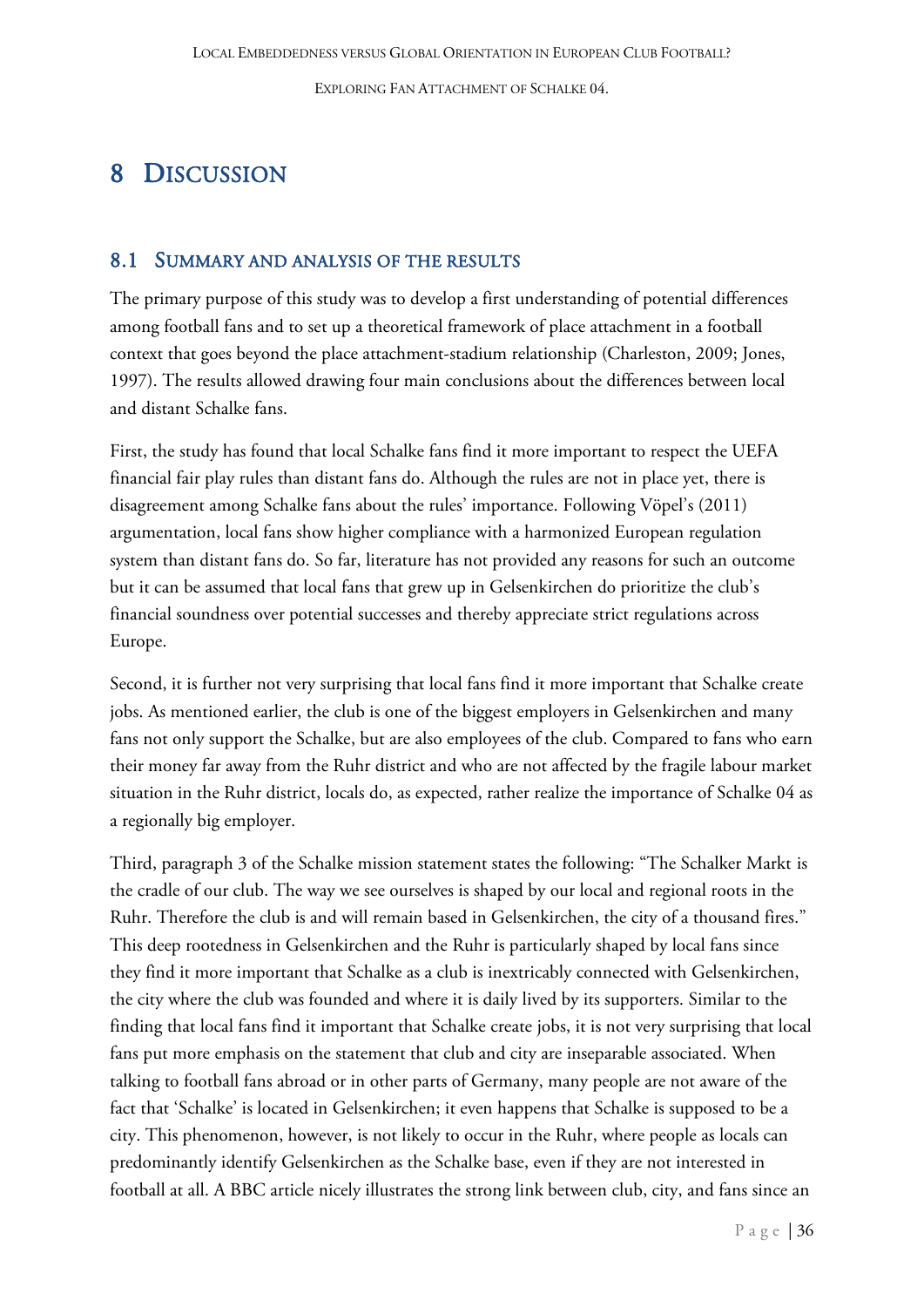# 8 Discussion

## 8.1 Summary and analysis of the results

The primary purpose of this study was to develop a first understanding of potential differences among football fans and to set up a theoretical framework of place attachment in a football context that goes beyond the place attachment-stadium relationship (Charleston, 2009; Jones, 1997). The results allowed drawing four main conclusions about the differences between local and distant Schalke fans.

First, the study has found that local Schalke fans find it more important to respect the UEFA financial fair play rules than distant fans do. Although the rules are not in place yet, there is disagreement among Schalke fans about the rules' importance. Following Vöpel's (2011) argumentation, local fans show higher compliance with a harmonized European regulation system than distant fans do. So far, literature has not provided any reasons for such an outcome but it can be assumed that local fans that grew up in Gelsenkirchen do prioritize the club's financial soundness over potential successes and thereby appreciate strict regulations across Europe.

Second, it is further not very surprising that local fans find it more important that Schalke create jobs. As mentioned earlier, the club is one of the biggest employers in Gelsenkirchen and many fans not only support the Schalke, but are also employees of the club. Compared to fans who earn their money far away from the Ruhr district and who are not affected by the fragile labour market situation in the Ruhr district, locals do, as expected, rather realize the importance of Schalke 04 as a regionally big employer.

Third, paragraph 3 of the Schalke mission statement states the following: "The Schalker Markt is the cradle of our club. The way we see ourselves is shaped by our local and regional roots in the Ruhr. Therefore the club is and will remain based in Gelsenkirchen, the city of a thousand fires." This deep rootedness in Gelsenkirchen and the Ruhr is particularly shaped by local fans since they find it more important that Schalke as a club is inextricably connected with Gelsenkirchen, the city where the club was founded and where it is daily lived by its supporters. Similar to the finding that local fans find it important that Schalke create jobs, it is not very surprising that local fans put more emphasis on the statement that club and city are inseparable associated. When talking to football fans abroad or in other parts of Germany, many people are not aware of the fact that 'Schalke' is located in Gelsenkirchen; it even happens that Schalke is supposed to be a city. This phenomenon, however, is not likely to occur in the Ruhr, where people as locals can predominantly identify Gelsenkirchen as the Schalke base, even if they are not interested in football at all. A BBC article nicely illustrates the strong link between club, city, and fans since an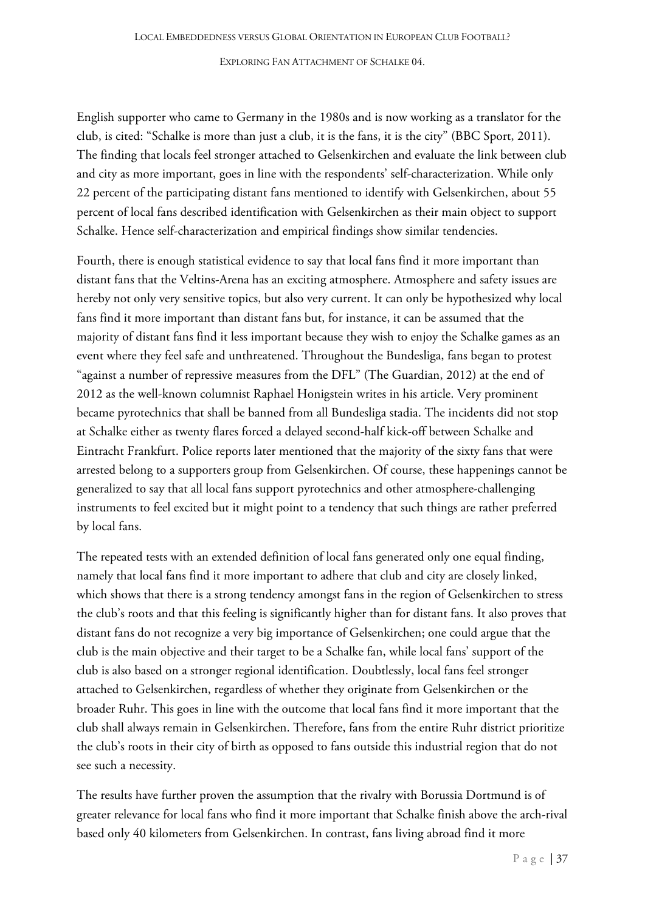English supporter who came to Germany in the 1980s and is now working as a translator for the club, is cited: "Schalke is more than just a club, it is the fans, it is the city" (BBC Sport, 2011). The finding that locals feel stronger attached to Gelsenkirchen and evaluate the link between club and city as more important, goes in line with the respondents' self-characterization. While only 22 percent of the participating distant fans mentioned to identify with Gelsenkirchen, about 55 percent of local fans described identification with Gelsenkirchen as their main object to support Schalke. Hence self-characterization and empirical findings show similar tendencies.

Fourth, there is enough statistical evidence to say that local fans find it more important than distant fans that the Veltins-Arena has an exciting atmosphere. Atmosphere and safety issues are hereby not only very sensitive topics, but also very current. It can only be hypothesized why local fans find it more important than distant fans but, for instance, it can be assumed that the majority of distant fans find it less important because they wish to enjoy the Schalke games as an event where they feel safe and unthreatened. Throughout the Bundesliga, fans began to protest "against a number of repressive measures from the DFL" (The Guardian, 2012) at the end of 2012 as the well-known columnist Raphael Honigstein writes in his article. Very prominent became pyrotechnics that shall be banned from all Bundesliga stadia. The incidents did not stop at Schalke either as twenty flares forced a delayed second-half kick-off between Schalke and Eintracht Frankfurt. Police reports later mentioned that the majority of the sixty fans that were arrested belong to a supporters group from Gelsenkirchen. Of course, these happenings cannot be generalized to say that all local fans support pyrotechnics and other atmosphere-challenging instruments to feel excited but it might point to a tendency that such things are rather preferred by local fans.

The repeated tests with an extended definition of local fans generated only one equal finding, namely that local fans find it more important to adhere that club and city are closely linked, which shows that there is a strong tendency amongst fans in the region of Gelsenkirchen to stress the club's roots and that this feeling is significantly higher than for distant fans. It also proves that distant fans do not recognize a very big importance of Gelsenkirchen; one could argue that the club is the main objective and their target to be a Schalke fan, while local fans' support of the club is also based on a stronger regional identification. Doubtlessly, local fans feel stronger attached to Gelsenkirchen, regardless of whether they originate from Gelsenkirchen or the broader Ruhr. This goes in line with the outcome that local fans find it more important that the club shall always remain in Gelsenkirchen. Therefore, fans from the entire Ruhr district prioritize the club's roots in their city of birth as opposed to fans outside this industrial region that do not see such a necessity.

The results have further proven the assumption that the rivalry with Borussia Dortmund is of greater relevance for local fans who find it more important that Schalke finish above the arch-rival based only 40 kilometers from Gelsenkirchen. In contrast, fans living abroad find it more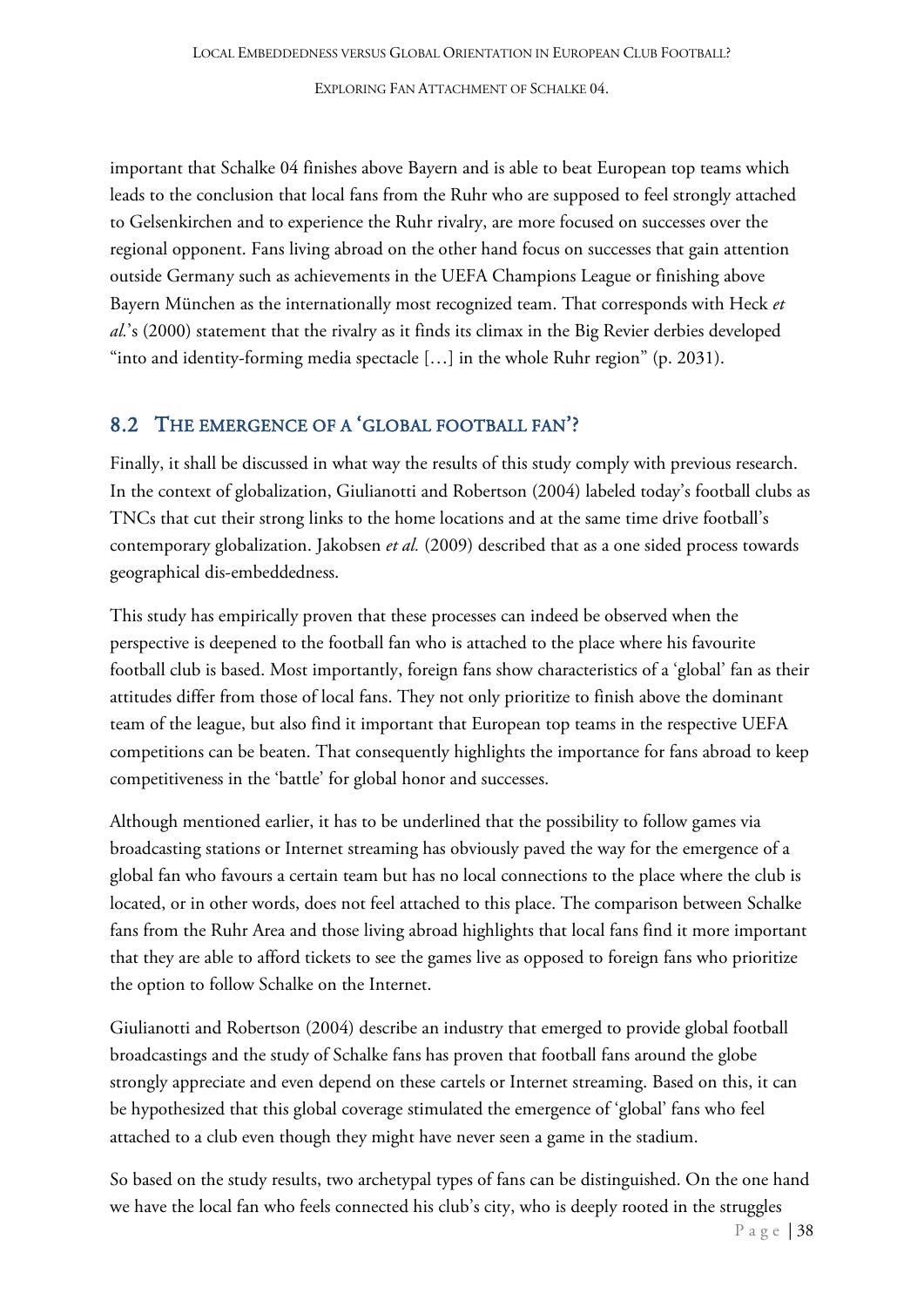important that Schalke 04 finishes above Bayern and is able to beat European top teams which leads to the conclusion that local fans from the Ruhr who are supposed to feel strongly attached to Gelsenkirchen and to experience the Ruhr rivalry, are more focused on successes over the regional opponent. Fans living abroad on the other hand focus on successes that gain attention outside Germany such as achievements in the UEFA Champions League or finishing above Bayern München as the internationally most recognized team. That corresponds with Heck *et al.*'s (2000) statement that the rivalry as it finds its climax in the Big Revier derbies developed "into and identity-forming media spectacle […] in the whole Ruhr region" (p. 2031).

## 8.2 The emergence of a 'global football fan'?

Finally, it shall be discussed in what way the results of this study comply with previous research. In the context of globalization, Giulianotti and Robertson (2004) labeled today's football clubs as TNCs that cut their strong links to the home locations and at the same time drive football's contemporary globalization. Jakobsen *et al.* (2009) described that as a one sided process towards geographical dis-embeddedness.

This study has empirically proven that these processes can indeed be observed when the perspective is deepened to the football fan who is attached to the place where his favourite football club is based. Most importantly, foreign fans show characteristics of a 'global' fan as their attitudes differ from those of local fans. They not only prioritize to finish above the dominant team of the league, but also find it important that European top teams in the respective UEFA competitions can be beaten. That consequently highlights the importance for fans abroad to keep competitiveness in the 'battle' for global honor and successes.

Although mentioned earlier, it has to be underlined that the possibility to follow games via broadcasting stations or Internet streaming has obviously paved the way for the emergence of a global fan who favours a certain team but has no local connections to the place where the club is located, or in other words, does not feel attached to this place. The comparison between Schalke fans from the Ruhr Area and those living abroad highlights that local fans find it more important that they are able to afford tickets to see the games live as opposed to foreign fans who prioritize the option to follow Schalke on the Internet.

Giulianotti and Robertson (2004) describe an industry that emerged to provide global football broadcastings and the study of Schalke fans has proven that football fans around the globe strongly appreciate and even depend on these cartels or Internet streaming. Based on this, it can be hypothesized that this global coverage stimulated the emergence of 'global' fans who feel attached to a club even though they might have never seen a game in the stadium.

So based on the study results, two archetypal types of fans can be distinguished. On the one hand we have the local fan who feels connected his club's city, who is deeply rooted in the struggles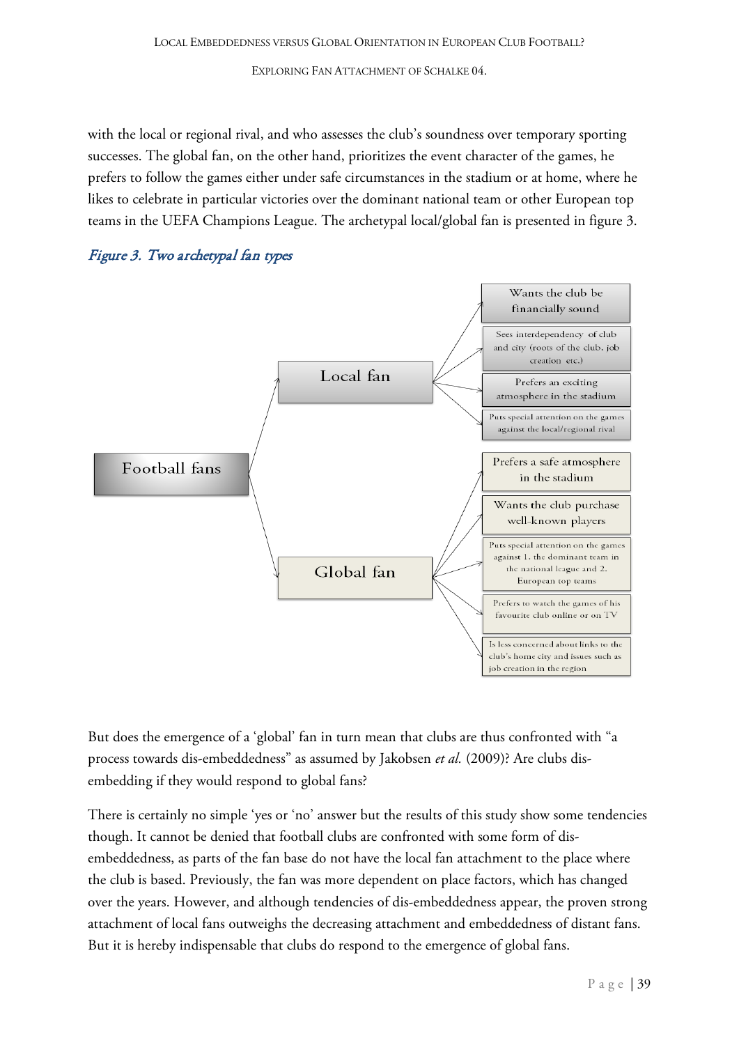with the local or regional rival, and who assesses the club's soundness over temporary sporting successes. The global fan, on the other hand, prioritizes the event character of the games, he prefers to follow the games either under safe circumstances in the stadium or at home, where he likes to celebrate in particular victories over the dominant national team or other European top teams in the UEFA Champions League. The archetypal local/global fan is presented in figure 3.

*Figure 3. Two archetypal fan types*

Football fans

Local fan
- Wants the club be financially sound
- Sees interdependency of club and city (roots of the club, job creation etc.)
- Prefers an exciting atmosphere in the stadium
- Puts special attention on the games against the local/regional rival

Global fan
- Prefers a safe atmosphere in the stadium
- Wants the club purchase well-known players
- Puts special attention on the games against 1. the dominant team in the national league and 2. European top teams
- Prefers to watch the games of his favourite club online or on TV
- Is less concerned about links to the club's home city and issues such as job creation in the region

But does the emergence of a 'global' fan in turn mean that clubs are thus confronted with "a process towards dis-embeddedness" as assumed by Jakobsen *et al.* (2009)? Are clubs dis-embedding if they would respond to global fans?

There is certainly no simple 'yes or 'no' answer but the results of this study show some tendencies though. It cannot be denied that football clubs are confronted with some form of dis-embeddedness, as parts of the fan base do not have the local fan attachment to the place where the club is based. Previously, the fan was more dependent on place factors, which has changed over the years. However, and although tendencies of dis-embeddedness appear, the proven strong attachment of local fans outweighs the decreasing attachment and embeddedness of distant fans. But it is hereby indispensable that clubs do respond to the emergence of global fans.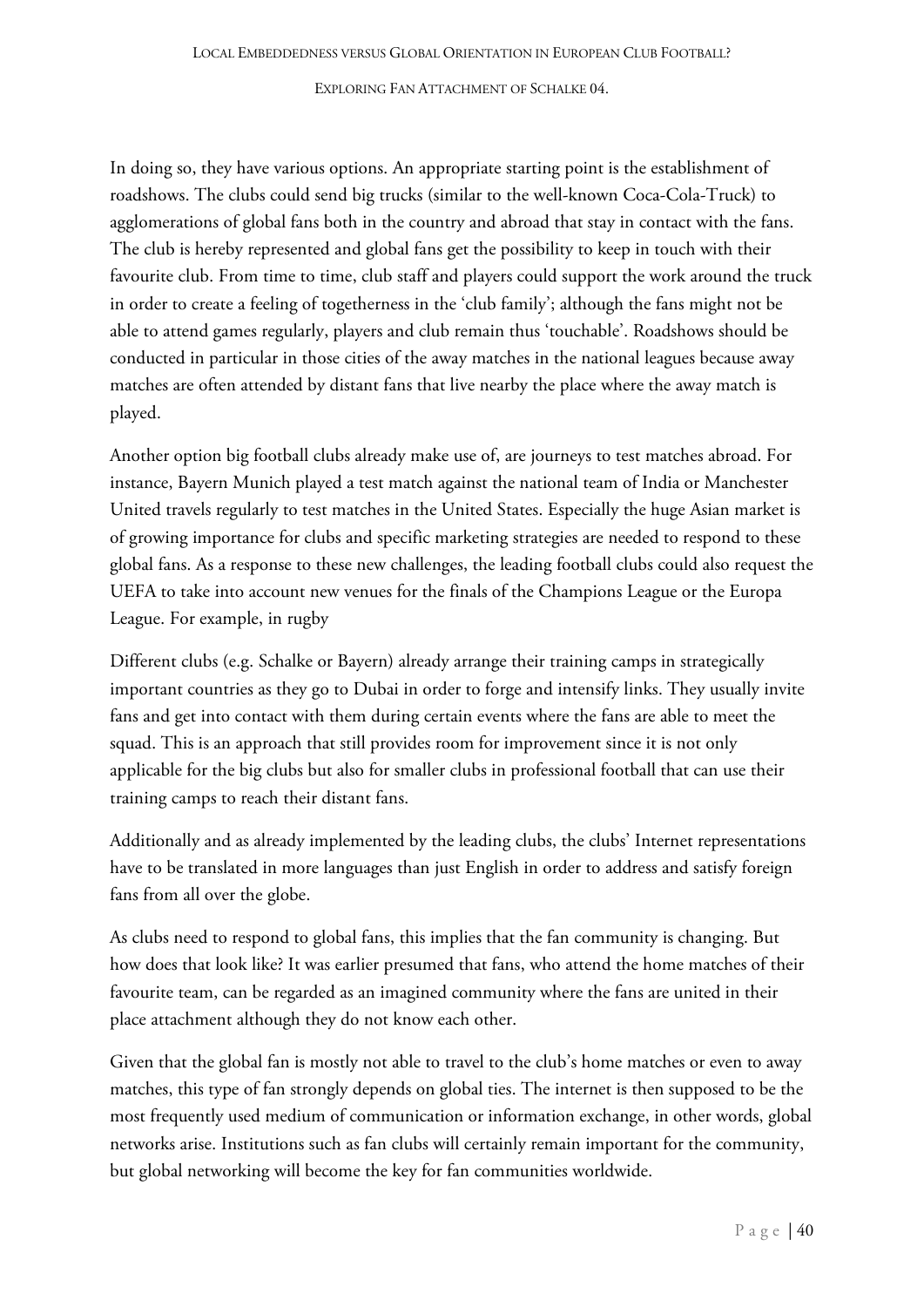In doing so, they have various options. An appropriate starting point is the establishment of roadshows. The clubs could send big trucks (similar to the well-known Coca-Cola-Truck) to agglomerations of global fans both in the country and abroad that stay in contact with the fans. The club is hereby represented and global fans get the possibility to keep in touch with their favourite club. From time to time, club staff and players could support the work around the truck in order to create a feeling of togetherness in the 'club family'; although the fans might not be able to attend games regularly, players and club remain thus 'touchable'. Roadshows should be conducted in particular in those cities of the away matches in the national leagues because away matches are often attended by distant fans that live nearby the place where the away match is played.

Another option big football clubs already make use of, are journeys to test matches abroad. For instance, Bayern Munich played a test match against the national team of India or Manchester United travels regularly to test matches in the United States. Especially the huge Asian market is of growing importance for clubs and specific marketing strategies are needed to respond to these global fans. As a response to these new challenges, the leading football clubs could also request the UEFA to take into account new venues for the finals of the Champions League or the Europa League. For example, in rugby

Different clubs (e.g. Schalke or Bayern) already arrange their training camps in strategically important countries as they go to Dubai in order to forge and intensify links. They usually invite fans and get into contact with them during certain events where the fans are able to meet the squad. This is an approach that still provides room for improvement since it is not only applicable for the big clubs but also for smaller clubs in professional football that can use their training camps to reach their distant fans.

Additionally and as already implemented by the leading clubs, the clubs' Internet representations have to be translated in more languages than just English in order to address and satisfy foreign fans from all over the globe.

As clubs need to respond to global fans, this implies that the fan community is changing. But how does that look like? It was earlier presumed that fans, who attend the home matches of their favourite team, can be regarded as an imagined community where the fans are united in their place attachment although they do not know each other.

Given that the global fan is mostly not able to travel to the club's home matches or even to away matches, this type of fan strongly depends on global ties. The internet is then supposed to be the most frequently used medium of communication or information exchange, in other words, global networks arise. Institutions such as fan clubs will certainly remain important for the community, but global networking will become the key for fan communities worldwide.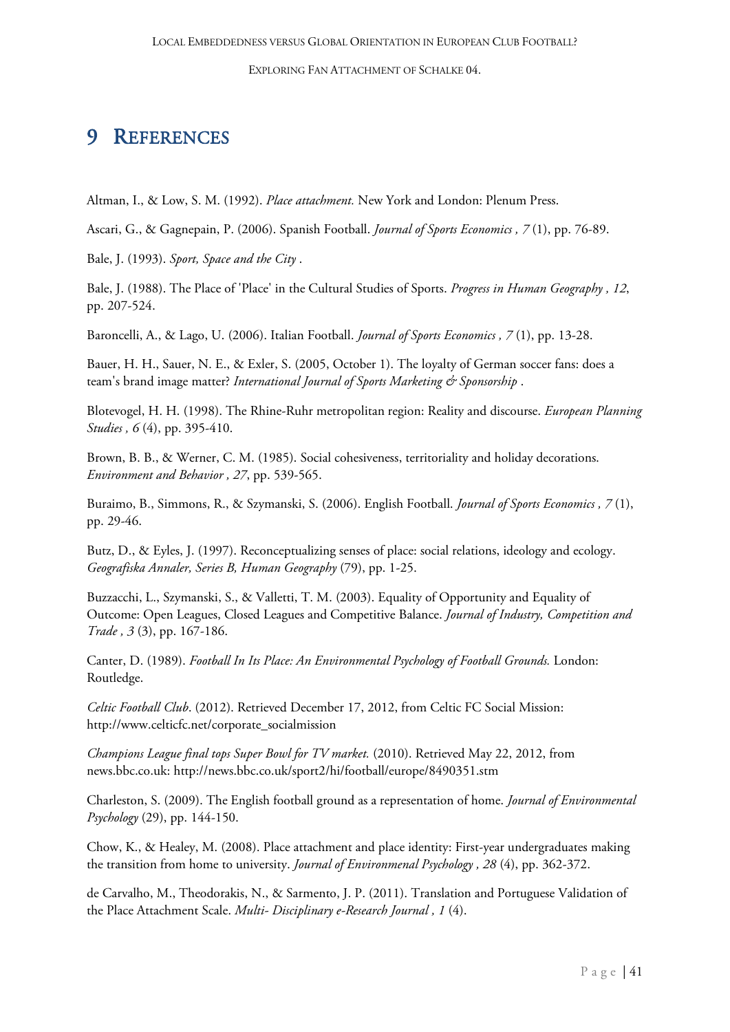# 9 REFERENCES

Altman, I., & Low, S. M. (1992). *Place attachment.* New York and London: Plenum Press.

Ascari, G., & Gagnepain, P. (2006). Spanish Football. *Journal of Sports Economics , 7* (1), pp. 76-89.

Bale, J. (1993). *Sport, Space and the City* .

Bale, J. (1988). The Place of 'Place' in the Cultural Studies of Sports. *Progress in Human Geography , 12*, pp. 207-524.

Baroncelli, A., & Lago, U. (2006). Italian Football. *Journal of Sports Economics , 7* (1), pp. 13-28.

Bauer, H. H., Sauer, N. E., & Exler, S. (2005, October 1). The loyalty of German soccer fans: does a team's brand image matter? *International Journal of Sports Marketing & Sponsorship* .

Blotevogel, H. H. (1998). The Rhine-Ruhr metropolitan region: Reality and discourse. *European Planning Studies , 6* (4), pp. 395-410.

Brown, B. B., & Werner, C. M. (1985). Social cohesiveness, territoriality and holiday decorations. *Environment and Behavior , 27*, pp. 539-565.

Buraimo, B., Simmons, R., & Szymanski, S. (2006). English Football. *Journal of Sports Economics , 7* (1), pp. 29-46.

Butz, D., & Eyles, J. (1997). Reconceptualizing senses of place: social relations, ideology and ecology. *Geografiska Annaler, Series B, Human Geography* (79), pp. 1-25.

Buzzacchi, L., Szymanski, S., & Valletti, T. M. (2003). Equality of Opportunity and Equality of Outcome: Open Leagues, Closed Leagues and Competitive Balance. *Journal of Industry, Competition and Trade , 3* (3), pp. 167-186.

Canter, D. (1989). *Football In Its Place: An Environmental Psychology of Football Grounds.* London: Routledge.

*Celtic Football Club*. (2012). Retrieved December 17, 2012, from Celtic FC Social Mission: http://www.celticfc.net/corporate_socialmission

*Champions League final tops Super Bowl for TV market.* (2010). Retrieved May 22, 2012, from news.bbc.co.uk: http://news.bbc.co.uk/sport2/hi/football/europe/8490351.stm

Charleston, S. (2009). The English football ground as a representation of home. *Journal of Environmental Psychology* (29), pp. 144-150.

Chow, K., & Healey, M. (2008). Place attachment and place identity: First-year undergraduates making the transition from home to university. *Journal of Environmenal Psychology , 28* (4), pp. 362-372.

de Carvalho, M., Theodorakis, N., & Sarmento, J. P. (2011). Translation and Portuguese Validation of the Place Attachment Scale. *Multi- Disciplinary e-Research Journal , 1* (4).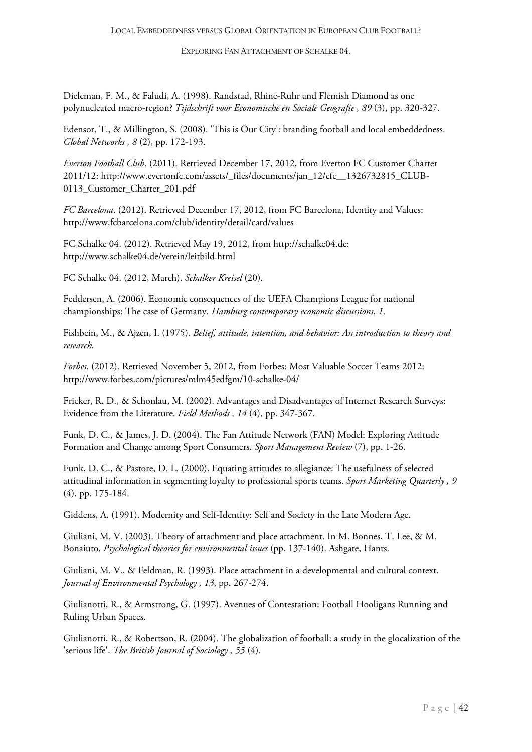Dieleman, F. M., & Faludi, A. (1998). Randstad, Rhine-Ruhr and Flemish Diamond as one polynucleated macro-region? *Tijdschrift voor Economische en Sociale Geografie , 89* (3), pp. 320-327.

Edensor, T., & Millington, S. (2008). 'This is Our City': branding football and local embeddedness. *Global Networks , 8* (2), pp. 172-193.

*Everton Football Club*. (2011). Retrieved December 17, 2012, from Everton FC Customer Charter 2011/12: http://www.evertonfc.com/assets/_files/documents/jan_12/efc__1326732815_CLUB-0113_Customer_Charter_201.pdf

*FC Barcelona*. (2012). Retrieved December 17, 2012, from FC Barcelona, Identity and Values: http://www.fcbarcelona.com/club/identity/detail/card/values

FC Schalke 04. (2012). Retrieved May 19, 2012, from http://schalke04.de: http://www.schalke04.de/verein/leitbild.html

FC Schalke 04. (2012, March). *Schalker Kreisel* (20).

Feddersen, A. (2006). Economic consequences of the UEFA Champions League for national championships: The case of Germany. *Hamburg contemporary economic discussions*, *1*.

Fishbein, M., & Ajzen, I. (1975). *Belief, attitude, intention, and behavior: An introduction to theory and research.*

*Forbes*. (2012). Retrieved November 5, 2012, from Forbes: Most Valuable Soccer Teams 2012: http://www.forbes.com/pictures/mlm45edfgm/10-schalke-04/

Fricker, R. D., & Schonlau, M. (2002). Advantages and Disadvantages of Internet Research Surveys: Evidence from the Literature. *Field Methods , 14* (4), pp. 347-367.

Funk, D. C., & James, J. D. (2004). The Fan Attitude Network (FAN) Model: Exploring Attitude Formation and Change among Sport Consumers. *Sport Management Review* (7), pp. 1-26.

Funk, D. C., & Pastore, D. L. (2000). Equating attitudes to allegiance: The usefulness of selected attitudinal information in segmenting loyalty to professional sports teams. *Sport Marketing Quarterly , 9* (4), pp. 175-184.

Giddens, A. (1991). Modernity and Self-Identity: Self and Society in the Late Modern Age.

Giuliani, M. V. (2003). Theory of attachment and place attachment. In M. Bonnes, T. Lee, & M. Bonaiuto, *Psychological theories for environmental issues* (pp. 137-140). Ashgate, Hants.

Giuliani, M. V., & Feldman, R. (1993). Place attachment in a developmental and cultural context. *Journal of Environmental Psychology , 13*, pp. 267-274.

Giulianotti, R., & Armstrong, G. (1997). Avenues of Contestation: Football Hooligans Running and Ruling Urban Spaces.

Giulianotti, R., & Robertson, R. (2004). The globalization of football: a study in the glocalization of the 'serious life'. *The British Journal of Sociology , 55* (4).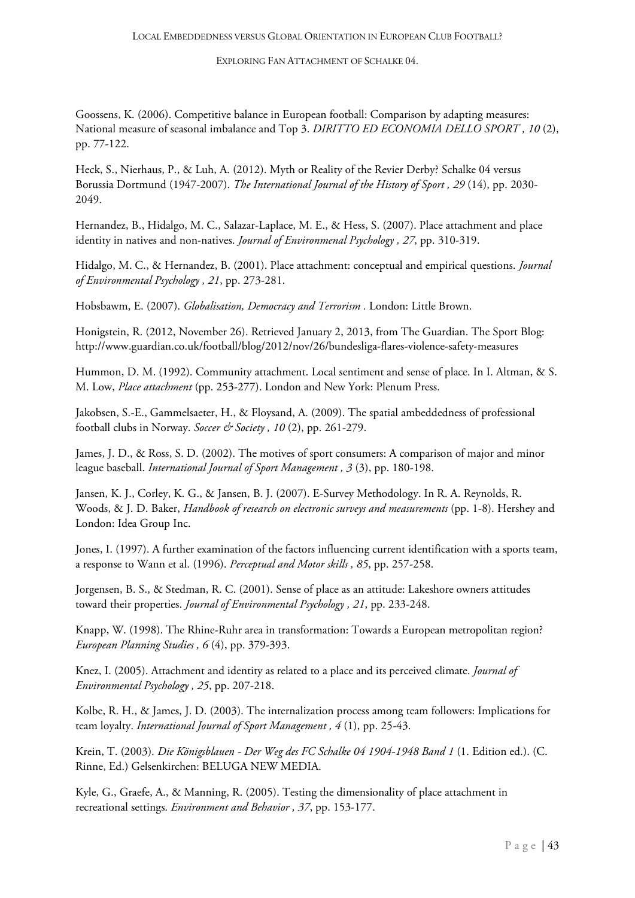Goossens, K. (2006). Competitive balance in European football: Comparison by adapting measures: National measure of seasonal imbalance and Top 3. *DIRITTO ED ECONOMIA DELLO SPORT , 10* (2), pp. 77-122.

Heck, S., Nierhaus, P., & Luh, A. (2012). Myth or Reality of the Revier Derby? Schalke 04 versus Borussia Dortmund (1947-2007). *The International Journal of the History of Sport , 29* (14), pp. 2030-2049.

Hernandez, B., Hidalgo, M. C., Salazar-Laplace, M. E., & Hess, S. (2007). Place attachment and place identity in natives and non-natives. *Journal of Environmenal Psychology , 27*, pp. 310-319.

Hidalgo, M. C., & Hernandez, B. (2001). Place attachment: conceptual and empirical questions. *Journal of Environmental Psychology , 21*, pp. 273-281.

Hobsbawm, E. (2007). *Globalisation, Democracy and Terrorism .* London: Little Brown.

Honigstein, R. (2012, November 26). Retrieved January 2, 2013, from The Guardian. The Sport Blog: http://www.guardian.co.uk/football/blog/2012/nov/26/bundesliga-flares-violence-safety-measures

Hummon, D. M. (1992). Community attachment. Local sentiment and sense of place. In I. Altman, & S. M. Low, *Place attachment* (pp. 253-277). London and New York: Plenum Press.

Jakobsen, S.-E., Gammelsaeter, H., & Floysand, A. (2009). The spatial ambeddedness of professional football clubs in Norway. *Soccer & Society , 10* (2), pp. 261-279.

James, J. D., & Ross, S. D. (2002). The motives of sport consumers: A comparison of major and minor league baseball. *International Journal of Sport Management , 3* (3), pp. 180-198.

Jansen, K. J., Corley, K. G., & Jansen, B. J. (2007). E-Survey Methodology. In R. A. Reynolds, R. Woods, & J. D. Baker, *Handbook of research on electronic surveys and measurements* (pp. 1-8). Hershey and London: Idea Group Inc.

Jones, I. (1997). A further examination of the factors influencing current identification with a sports team, a response to Wann et al. (1996). *Perceptual and Motor skills , 85*, pp. 257-258.

Jorgensen, B. S., & Stedman, R. C. (2001). Sense of place as an attitude: Lakeshore owners attitudes toward their properties. *Journal of Environmental Psychology , 21*, pp. 233-248.

Knapp, W. (1998). The Rhine-Ruhr area in transformation: Towards a European metropolitan region? *European Planning Studies , 6* (4), pp. 379-393.

Knez, I. (2005). Attachment and identity as related to a place and its perceived climate. *Journal of Environmental Psychology , 25*, pp. 207-218.

Kolbe, R. H., & James, J. D. (2003). The internalization process among team followers: Implications for team loyalty. *International Journal of Sport Management , 4* (1), pp. 25-43.

Krein, T. (2003). *Die Königsblauen - Der Weg des FC Schalke 04 1904-1948 Band 1* (1. Edition ed.). (C. Rinne, Ed.) Gelsenkirchen: BELUGA NEW MEDIA.

Kyle, G., Graefe, A., & Manning, R. (2005). Testing the dimensionality of place attachment in recreational settings. *Environment and Behavior , 37*, pp. 153-177.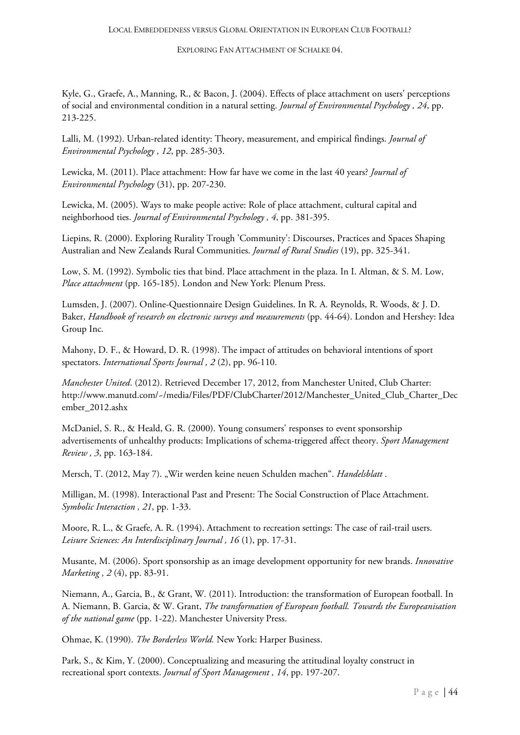Kyle, G., Graefe, A., Manning, R., & Bacon, J. (2004). Effects of place attachment on users' perceptions of social and environmental condition in a natural setting. *Journal of Environmental Psychology , 24*, pp. 213-225.

Lalli, M. (1992). Urban-related identity: Theory, measurement, and empirical findings. *Journal of Environmental Psychology , 12*, pp. 285-303.

Lewicka, M. (2011). Place attachment: How far have we come in the last 40 years? *Journal of Environmental Psychology* (31), pp. 207-230.

Lewicka, M. (2005). Ways to make people active: Role of place attachment, cultural capital and neighborhood ties. *Journal of Environmental Psychology , 4*, pp. 381-395.

Liepins, R. (2000). Exploring Rurality Trough 'Community': Discourses, Practices and Spaces Shaping Australian and New Zealands Rural Communities. *Journal of Rural Studies* (19), pp. 325-341.

Low, S. M. (1992). Symbolic ties that bind. Place attachment in the plaza. In I. Altman, & S. M. Low, *Place attachment* (pp. 165-185). London and New York: Plenum Press.

Lumsden, J. (2007). Online-Questionnaire Design Guidelines. In R. A. Reynolds, R. Woods, & J. D. Baker, *Handbook of research on electronic surveys and measurements* (pp. 44-64). London and Hershey: Idea Group Inc.

Mahony, D. F., & Howard, D. R. (1998). The impact of attitudes on behavioral intentions of sport spectators. *International Sports Journal , 2* (2), pp. 96-110.

*Manchester United*. (2012). Retrieved December 17, 2012, from Manchester United, Club Charter: http://www.manutd.com/~/media/Files/PDF/ClubCharter/2012/Manchester_United_Club_Charter_December_2012.ashx

McDaniel, S. R., & Heald, G. R. (2000). Young consumers' responses to event sponsorship advertisements of unhealthy products: Implications of schema-triggered affect theory. *Sport Management Review , 3*, pp. 163-184.

Mersch, T. (2012, May 7). „Wir werden keine neuen Schulden machen". *Handelsblatt* .

Milligan, M. (1998). Interactional Past and Present: The Social Construction of Place Attachment. *Symbolic Interaction , 21*, pp. 1-33.

Moore, R. L., & Graefe, A. R. (1994). Attachment to recreation settings: The case of rail-trail users. *Leisure Sciences: An Interdisciplinary Journal , 16* (1), pp. 17-31.

Musante, M. (2006). Sport sponsorship as an image development opportunity for new brands. *Innovative Marketing , 2* (4), pp. 83-91.

Niemann, A., Garcia, B., & Grant, W. (2011). Introduction: the transformation of European football. In A. Niemann, B. Garcia, & W. Grant, *The transformation of European football. Towards the Europeanisation of the national game* (pp. 1-22). Manchester University Press.

Ohmae, K. (1990). *The Borderless World.* New York: Harper Business.

Park, S., & Kim, Y. (2000). Conceptualizing and measuring the attitudinal loyalty construct in recreational sport contexts. *Journal of Sport Management , 14*, pp. 197-207.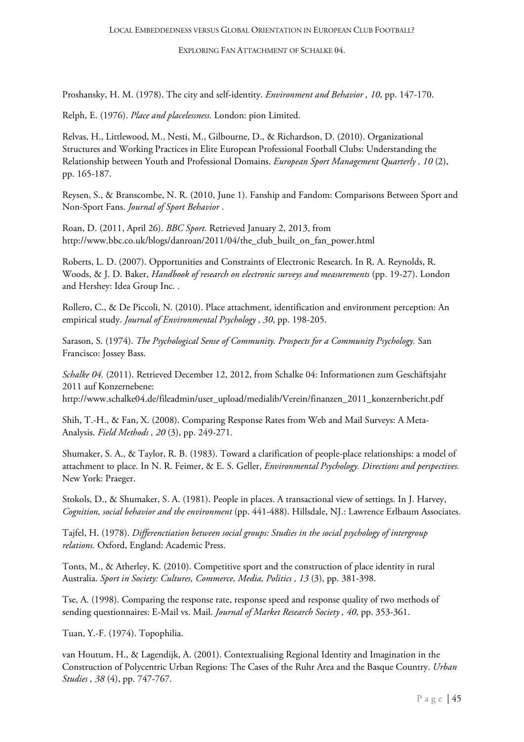Proshansky, H. M. (1978). The city and self-identity. *Environment and Behavior , 10*, pp. 147-170.

Relph, E. (1976). *Place and placelessness.* London: pion Limited.

Relvas, H., Littlewood, M., Nesti, M., Gilbourne, D., & Richardson, D. (2010). Organizational Structures and Working Practices in Elite European Professional Football Clubs: Understanding the Relationship between Youth and Professional Domains. *European Sport Management Quarterly , 10* (2), pp. 165-187.

Reysen, S., & Branscombe, N. R. (2010, June 1). Fanship and Fandom: Comparisons Between Sport and Non-Sport Fans. *Journal of Sport Behavior* .

Roan, D. (2011, April 26). *BBC Sport.* Retrieved January 2, 2013, from http://www.bbc.co.uk/blogs/danroan/2011/04/the_club_built_on_fan_power.html

Roberts, L. D. (2007). Opportunities and Constraints of Electronic Research. In R. A. Reynolds, R. Woods, & J. D. Baker, *Handbook of research on electronic surveys and measurements* (pp. 19-27). London and Hershey: Idea Group Inc. .

Rollero, C., & De Piccoli, N. (2010). Place attachment, identification and environment perception: An empirical study. *Journal of Environmental Psychology , 30*, pp. 198-205.

Sarason, S. (1974). *The Psychological Sense of Community. Prospects for a Community Psychology.* San Francisco: Jossey Bass.

*Schalke 04.* (2011). Retrieved December 12, 2012, from Schalke 04: Informationen zum Geschäftsjahr 2011 auf Konzernebene: http://www.schalke04.de/fileadmin/user_upload/medialib/Verein/finanzen_2011_konzernbericht.pdf

Shih, T.-H., & Fan, X. (2008). Comparing Response Rates from Web and Mail Surveys: A Meta-Analysis. *Field Methods , 20* (3), pp. 249-271.

Shumaker, S. A., & Taylor, R. B. (1983). Toward a clarification of people-place relationships: a model of attachment to place. In N. R. Feimer, & E. S. Geller, *Environmental Psychology. Directions and perspectives.* New York: Praeger.

Stokols, D., & Shumaker, S. A. (1981). People in places. A transactional view of settings. In J. Harvey, *Cognition, social behavior and the environment* (pp. 441-488). Hillsdale, NJ.: Lawrence Erlbaum Associates.

Tajfel, H. (1978). *Differenctiation between social groups: Studies in the social psychology of intergroup relations.* Oxford, England: Academic Press.

Tonts, M., & Atherley, K. (2010). Competitive sport and the construction of place identity in rural Australia. *Sport in Society: Cultures, Commerce, Media, Politics , 13* (3), pp. 381-398.

Tse, A. (1998). Comparing the response rate, response speed and response quality of two methods of sending questionnaires: E-Mail vs. Mail. *Journal of Market Research Society , 40*, pp. 353-361.

Tuan, Y.-F. (1974). Topophilia.

van Houtum, H., & Lagendijk, A. (2001). Contextualising Regional Identity and Imagination in the Construction of Polycentric Urban Regions: The Cases of the Ruhr Area and the Basque Country. *Urban Studies , 38* (4), pp. 747-767.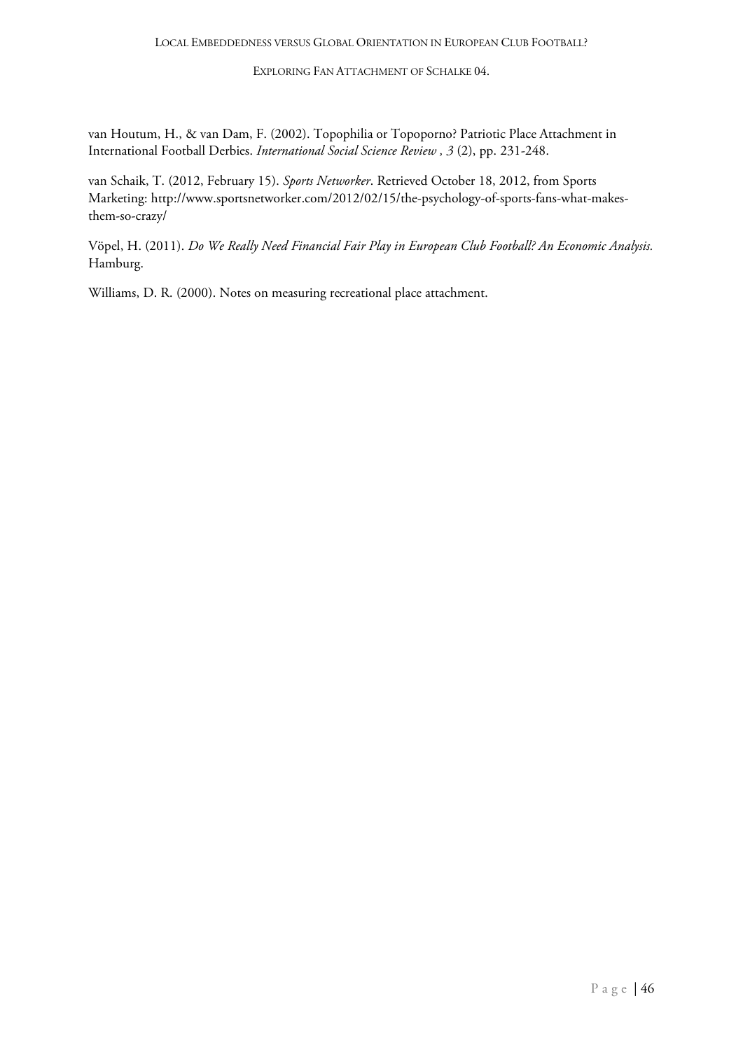van Houtum, H., & van Dam, F. (2002). Topophilia or Topoporno? Patriotic Place Attachment in International Football Derbies. *International Social Science Review , 3* (2), pp. 231-248.

van Schaik, T. (2012, February 15). *Sports Networker*. Retrieved October 18, 2012, from Sports Marketing: http://www.sportsnetworker.com/2012/02/15/the-psychology-of-sports-fans-what-makes-them-so-crazy/

Vöpel, H. (2011). *Do We Really Need Financial Fair Play in European Club Football? An Economic Analysis.* Hamburg.

Williams, D. R. (2000). Notes on measuring recreational place attachment.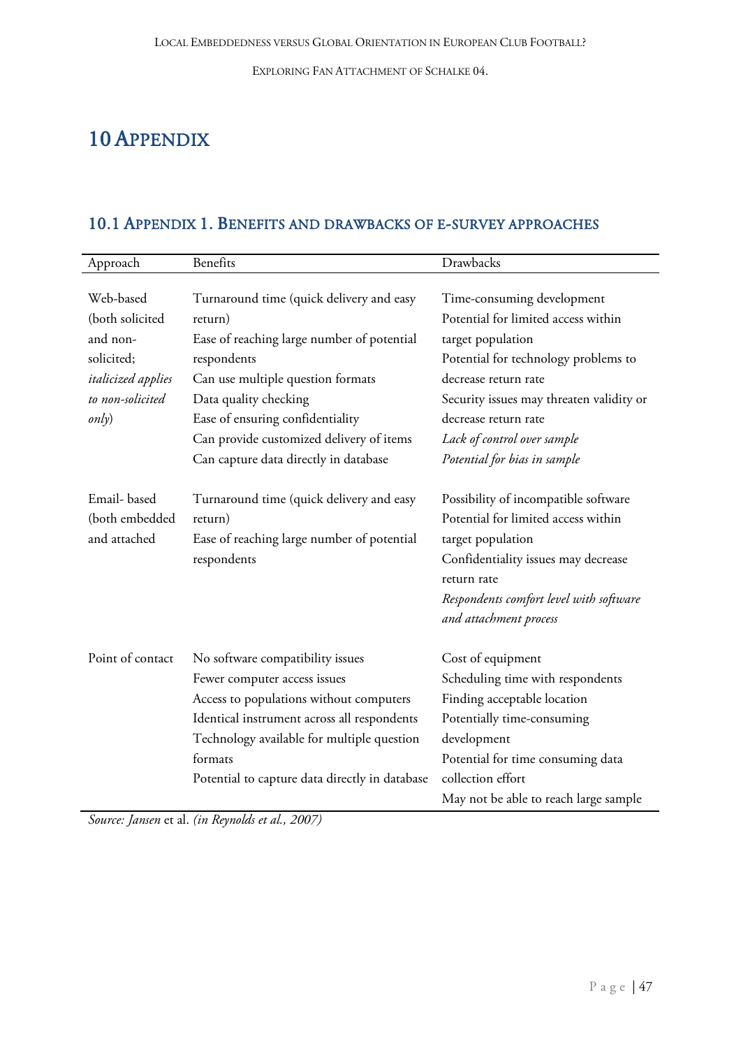# 10 Appendix

## 10.1 Appendix 1. Benefits and drawbacks of e-survey approaches

| Approach | Benefits | Drawbacks |
|---|---|---|
| Web-based (both solicited and non-solicited; *italicized applies to non-solicited only*) | Turnaround time (quick delivery and easy return)<br>Ease of reaching large number of potential respondents<br>Can use multiple question formats<br>Data quality checking<br>Ease of ensuring confidentiality<br>Can provide customized delivery of items<br>Can capture data directly in database | Time-consuming development<br>Potential for limited access within target population<br>Potential for technology problems to decrease return rate<br>Security issues may threaten validity or decrease return rate<br>*Lack of control over sample*<br>*Potential for bias in sample* |
| Email- based (both embedded and attached | Turnaround time (quick delivery and easy return)<br>Ease of reaching large number of potential respondents | Possibility of incompatible software<br>Potential for limited access within target population<br>Confidentiality issues may decrease return rate<br>*Respondents comfort level with software and attachment process* |
| Point of contact | No software compatibility issues<br>Fewer computer access issues<br>Access to populations without computers<br>Identical instrument across all respondents<br>Technology available for multiple question formats<br>Potential to capture data directly in database | Cost of equipment<br>Scheduling time with respondents<br>Finding acceptable location<br>Potentially time-consuming development<br>Potential for time consuming data collection effort<br>May not be able to reach large sample |

*Source: Jansen* et al. *(in Reynolds et al., 2007)*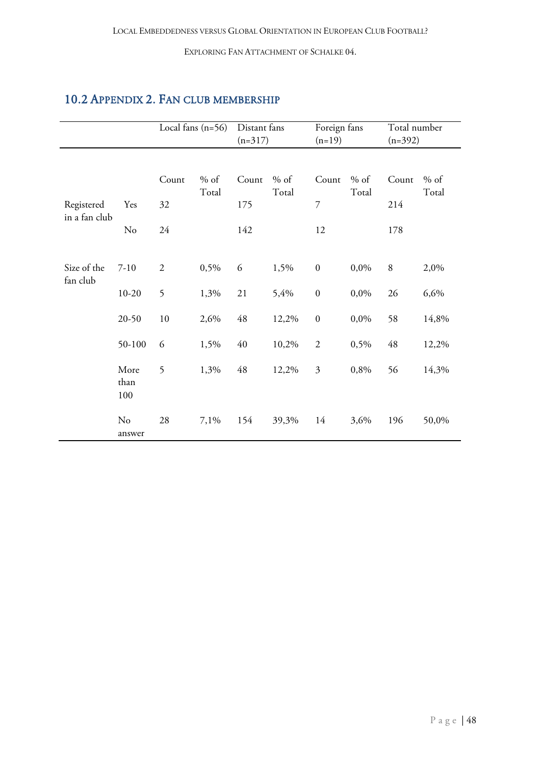## 10.2 Appendix 2. Fan club membership

| | | Local fans (n=56) | | Distant fans (n=317) | | Foreign fans (n=19) | | Total number (n=392) | |
|---|---|---|---|---|---|---|---|---|---|
| | | Count | % of Total | Count | % of Total | Count | % of Total | Count | % of Total |
| Registered in a fan club | Yes | 32 | | 175 | | 7 | | 214 | |
| | No | 24 | | 142 | | 12 | | 178 | |
| Size of the fan club | 7-10 | 2 | 0,5% | 6 | 1,5% | 0 | 0,0% | 8 | 2,0% |
| | 10-20 | 5 | 1,3% | 21 | 5,4% | 0 | 0,0% | 26 | 6,6% |
| | 20-50 | 10 | 2,6% | 48 | 12,2% | 0 | 0,0% | 58 | 14,8% |
| | 50-100 | 6 | 1,5% | 40 | 10,2% | 2 | 0,5% | 48 | 12,2% |
| | More than 100 | 5 | 1,3% | 48 | 12,2% | 3 | 0,8% | 56 | 14,3% |
| | No answer | 28 | 7,1% | 154 | 39,3% | 14 | 3,6% | 196 | 50,0% |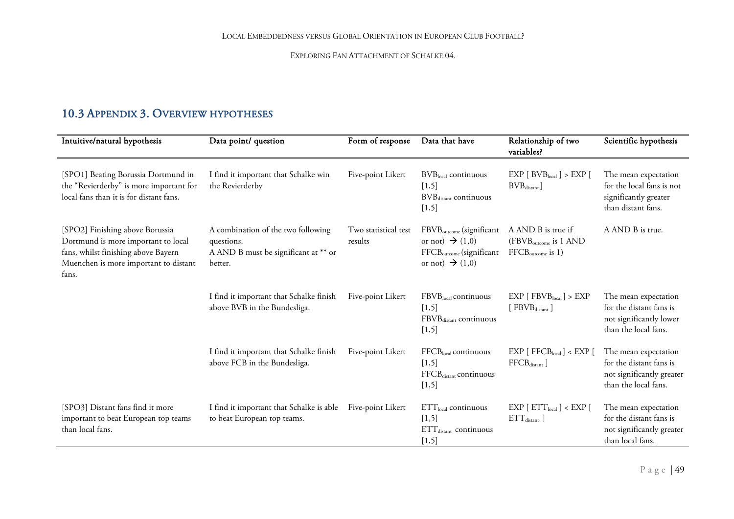## 10.3 Appendix 3. Overview hypotheses

| Intuitive/natural hypothesis | Data point/ question | Form of response | Data that have | Relationship of two variables? | Scientific hypothesis |
|---|---|---|---|---|---|
| [SPO1] Beating Borussia Dortmund in the "Revierderby" is more important for local fans than it is for distant fans. | I find it important that Schalke win the Revierderby | Five-point Likert | $BVB_{local}$ continuous [1,5] $BVB_{distant}$ continuous [1,5] | $EXP [ BVB_{local} ] > EXP [ BVB_{distant} ]$ | The mean expectation for the local fans is not significantly greater than distant fans. |
| [SPO2] Finishing above Borussia Dortmund is more important to local fans, whilst finishing above Bayern Muenchen is more important to distant fans. | A combination of the two following questions. A AND B must be significant at ** or better. | Two statistical test results | $FBVB_{outcome}$ (significant or not) → (1,0) $FFCB_{outcome}$ (significant or not) → (1,0) | A AND B is true if ($FBVB_{outcome}$ is 1 AND $FFCB_{outcome}$ is 1) | A AND B is true. |
| | I find it important that Schalke finish above BVB in the Bundesliga. | Five-point Likert | $FBVB_{local}$ continuous [1,5] $FBVB_{distant}$ continuous [1,5] | $EXP [ FBVB_{local} ] > EXP [ FBVB_{distant} ]$ | The mean expectation for the distant fans is not significantly lower than the local fans. |
| | I find it important that Schalke finish above FCB in the Bundesliga. | Five-point Likert | $FFCB_{local}$ continuous [1,5] $FFCB_{distant}$ continuous [1,5] | $EXP [ FFCB_{local} ] < EXP [ FFCB_{distant} ]$ | The mean expectation for the distant fans is not significantly greater than the local fans. |
| [SPO3] Distant fans find it more important to beat European top teams than local fans. | I find it important that Schalke is able to beat European top teams. | Five-point Likert | $ETT_{local}$ continuous [1,5] $ETT_{distant}$ continuous [1,5] | $EXP [ ETT_{local} ] < EXP [ ETT_{distant} ]$ | The mean expectation for the distant fans is not significantly greater than local fans. |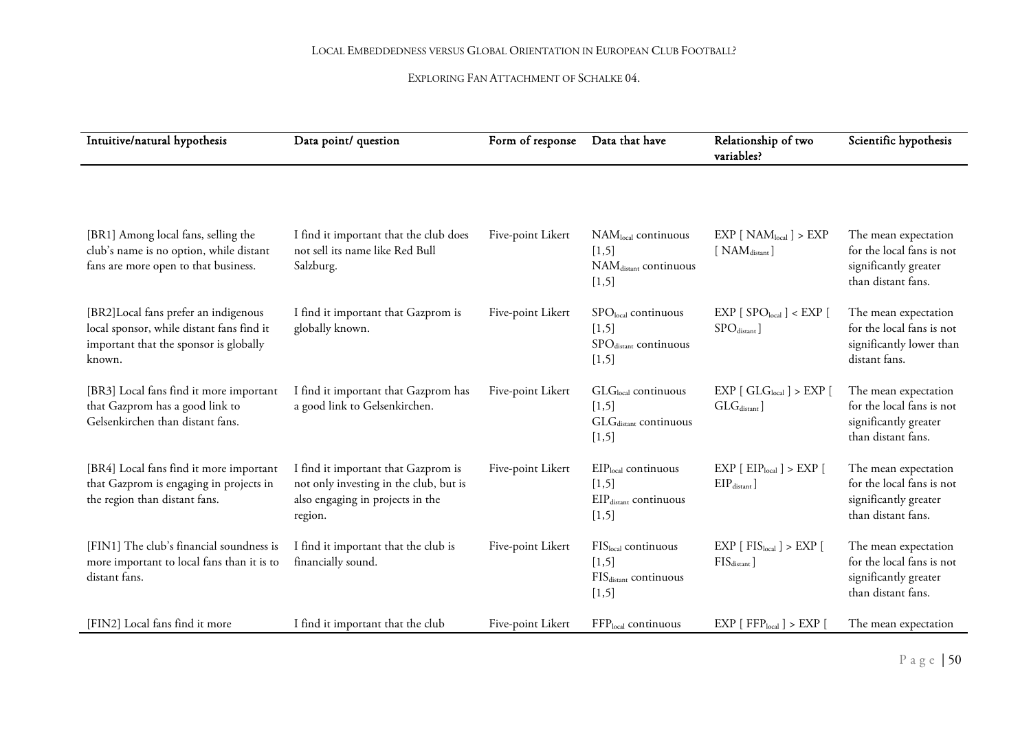| Intuitive/natural hypothesis | Data point/ question | Form of response | Data that have | Relationship of two variables? | Scientific hypothesis |
|---|---|---|---|---|---|
| [BR1] Among local fans, selling the club's name is no option, while distant fans are more open to that business. | I find it important that the club does not sell its name like Red Bull Salzburg. | Five-point Likert | $NAM_{local}$ continuous [1,5] $NAM_{distant}$ continuous [1,5] | $EXP [ NAM_{local} ] > EXP [ NAM_{distant} ]$ | The mean expectation for the local fans is not significantly greater than distant fans. |
| [BR2]Local fans prefer an indigenous local sponsor, while distant fans find it important that the sponsor is globally known. | I find it important that Gazprom is globally known. | Five-point Likert | $SPO_{local}$ continuous [1,5] $SPO_{distant}$ continuous [1,5] | $EXP [ SPO_{local} ] < EXP [ SPO_{distant} ]$ | The mean expectation for the local fans is not significantly lower than distant fans. |
| [BR3] Local fans find it more important that Gazprom has a good link to Gelsenkirchen than distant fans. | I find it important that Gazprom has a good link to Gelsenkirchen. | Five-point Likert | $GLG_{local}$ continuous [1,5] $GLG_{distant}$ continuous [1,5] | $EXP [ GLG_{local} ] > EXP [ GLG_{distant} ]$ | The mean expectation for the local fans is not significantly greater than distant fans. |
| [BR4] Local fans find it more important that Gazprom is engaging in projects in the region than distant fans. | I find it important that Gazprom is not only investing in the club, but is also engaging in projects in the region. | Five-point Likert | $EIP_{local}$ continuous [1,5] $EIP_{distant}$ continuous [1,5] | $EXP [ EIP_{local} ] > EXP [ EIP_{distant} ]$ | The mean expectation for the local fans is not significantly greater than distant fans. |
| [FIN1] The club's financial soundness is more important to local fans than it is to distant fans. | I find it important that the club is financially sound. | Five-point Likert | $FIS_{local}$ continuous [1,5] $FIS_{distant}$ continuous [1,5] | $EXP [ FIS_{local} ] > EXP [ FIS_{distant} ]$ | The mean expectation for the local fans is not significantly greater than distant fans. |
| [FIN2] Local fans find it more | I find it important that the club | Five-point Likert | $FFP_{local}$ continuous | $EXP [ FFP_{local} ] > EXP [$ | The mean expectation |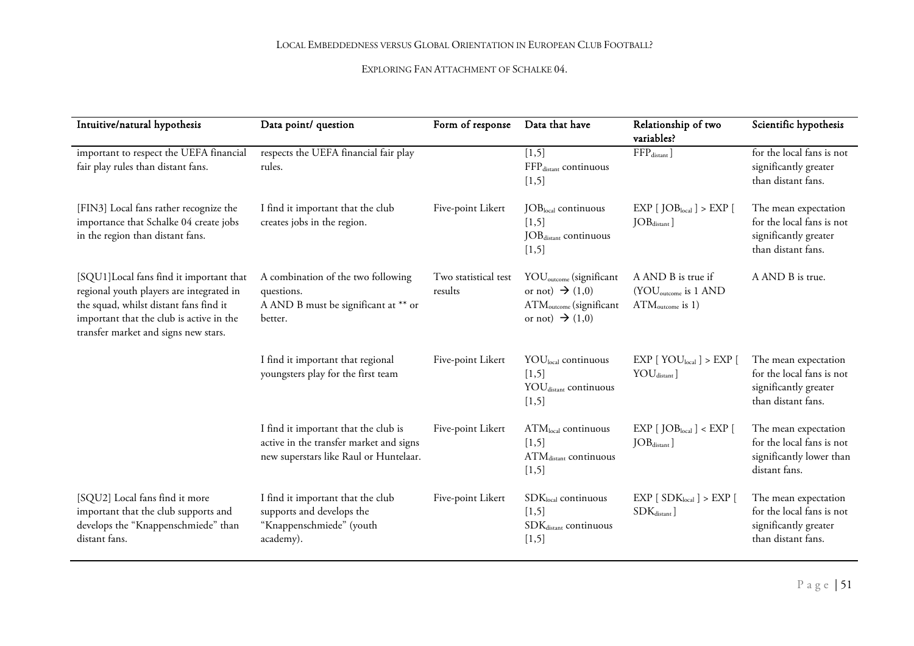| Intuitive/natural hypothesis | Data point/ question | Form of response | Data that have | Relationship of two variables? | Scientific hypothesis |
|---|---|---|---|---|---|
| important to respect the UEFA financial fair play rules than distant fans. | respects the UEFA financial fair play rules. | | [1,5] $FFP_{distant}$ continuous [1,5] | $FFP_{distant}$ ] | for the local fans is not significantly greater than distant fans. |
| [FIN3] Local fans rather recognize the importance that Schalke 04 create jobs in the region than distant fans. | I find it important that the club creates jobs in the region. | Five-point Likert | $JOB_{local}$ continuous [1,5] $JOB_{distant}$ continuous [1,5] | EXP [ $JOB_{local}$ ] > EXP [ $JOB_{distant}$ ] | The mean expectation for the local fans is not significantly greater than distant fans. |
| [SQU1]Local fans find it important that regional youth players are integrated in the squad, whilst distant fans find it important that the club is active in the transfer market and signs new stars. | A combination of the two following questions. A AND B must be significant at ** or better. | Two statistical test results | $YOU_{outcome}$ (significant or not) → (1,0) $ATM_{outcome}$ (significant or not) → (1,0) | A AND B is true if ($YOU_{outcome}$ is 1 AND $ATM_{outcome}$ is 1) | A AND B is true. |
| | I find it important that regional youngsters play for the first team | Five-point Likert | $YOU_{local}$ continuous [1,5] $YOU_{distant}$ continuous [1,5] | EXP [ $YOU_{local}$ ] > EXP [ $YOU_{distant}$ ] | The mean expectation for the local fans is not significantly greater than distant fans. |
| | I find it important that the club is active in the transfer market and signs new superstars like Raul or Huntelaar. | Five-point Likert | $ATM_{local}$ continuous [1,5] $ATM_{distant}$ continuous [1,5] | EXP [ $JOB_{local}$ ] < EXP [ $JOB_{distant}$ ] | The mean expectation for the local fans is not significantly lower than distant fans. |
| [SQU2] Local fans find it more important that the club supports and develops the "Knappenschmiede" than distant fans. | I find it important that the club supports and develops the "Knappenschmiede" (youth academy). | Five-point Likert | $SDK_{local}$ continuous [1,5] $SDK_{distant}$ continuous [1,5] | EXP [ $SDK_{local}$ ] > EXP [ $SDK_{distant}$ ] | The mean expectation for the local fans is not significantly greater than distant fans. |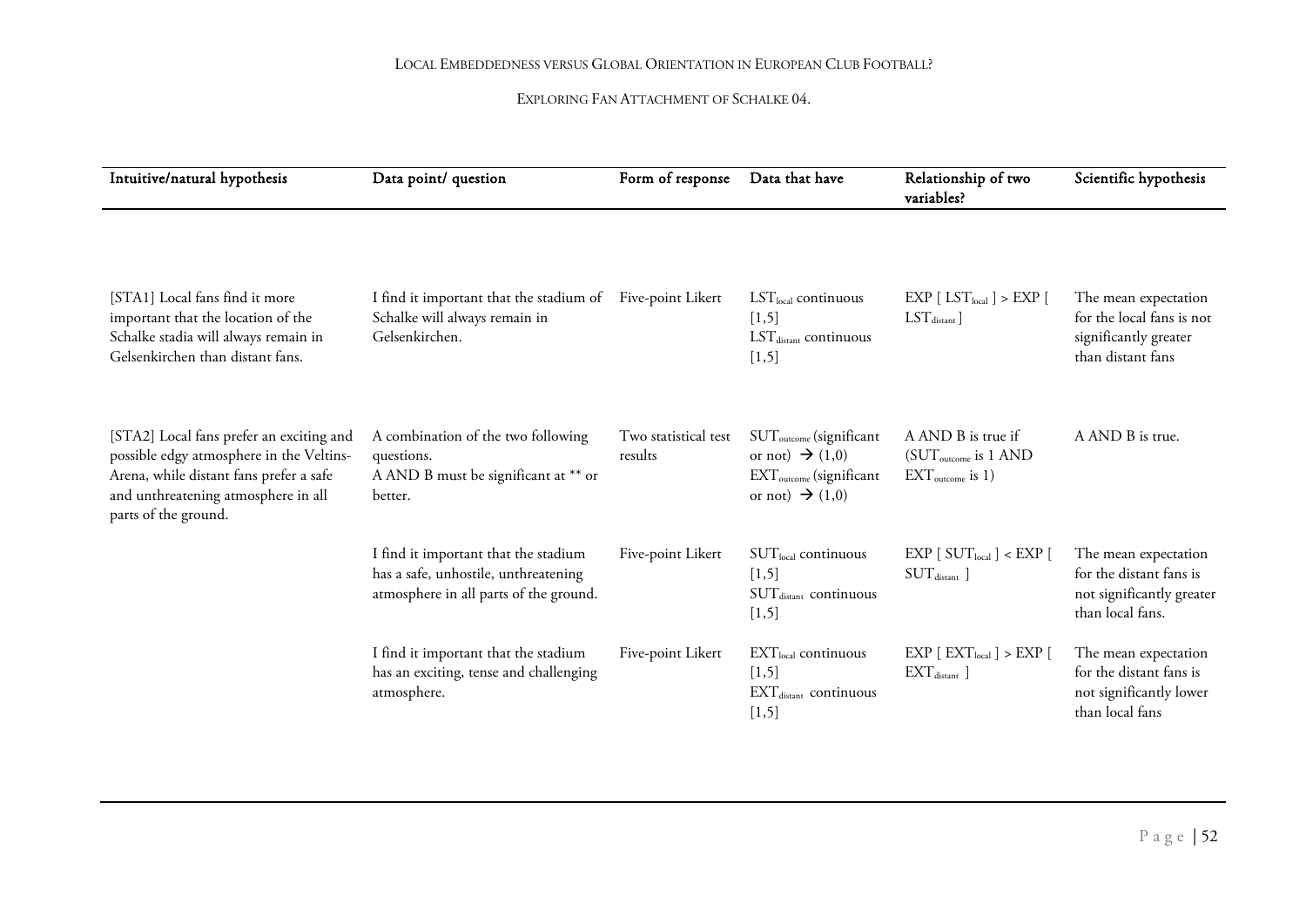| Intuitive/natural hypothesis | Data point/ question | Form of response | Data that have | Relationship of two variables? | Scientific hypothesis |
|---|---|---|---|---|---|
| [STA1] Local fans find it more important that the location of the Schalke stadia will always remain in Gelsenkirchen than distant fans. | I find it important that the stadium of Schalke will always remain in Gelsenkirchen. | Five-point Likert | $LST_{local}$ continuous [1,5] $LST_{distant}$ continuous [1,5] | EXP [ $LST_{local}$ ] > EXP [ $LST_{distant}$ ] | The mean expectation for the local fans is not significantly greater than distant fans |
| [STA2] Local fans prefer an exciting and possible edgy atmosphere in the Veltins-Arena, while distant fans prefer a safe and unthreatening atmosphere in all parts of the ground. | A combination of the two following questions. A AND B must be significant at ** or better. | Two statistical test results | $SUT_{outcome}$ (significant or not) → (1,0) $EXT_{outcome}$ (significant or not) → (1,0) | A AND B is true if ($SUT_{outcome}$ is 1 AND $EXT_{outcome}$ is 1) | A AND B is true. |
| | I find it important that the stadium has a safe, unhostile, unthreatening atmosphere in all parts of the ground. | Five-point Likert | $SUT_{local}$ continuous [1,5] $SUT_{distant}$ continuous [1,5] | EXP [ $SUT_{local}$ ] < EXP [ $SUT_{distant}$ ] | The mean expectation for the distant fans is not significantly greater than local fans. |
| | I find it important that the stadium has an exciting, tense and challenging atmosphere. | Five-point Likert | $EXT_{local}$ continuous [1,5] $EXT_{distant}$ continuous [1,5] | EXP [ $EXT_{local}$ ] > EXP [ $EXT_{distant}$ ] | The mean expectation for the distant fans is not significantly lower than local fans |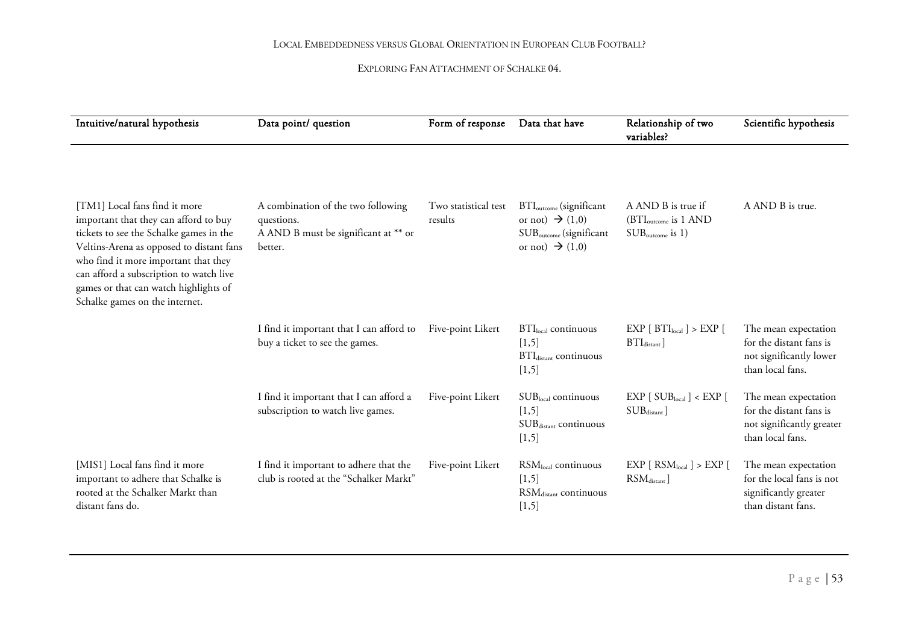| Intuitive/natural hypothesis | Data point/ question | Form of response | Data that have | Relationship of two variables? | Scientific hypothesis |
|---|---|---|---|---|---|
| [TM1] Local fans find it more important that they can afford to buy tickets to see the Schalke games in the Veltins-Arena as opposed to distant fans who find it more important that they can afford a subscription to watch live games or that can watch highlights of Schalke games on the internet. | A combination of the two following questions. A AND B must be significant at ** or better. | Two statistical test results | $BTI_{outcome}$ (significant or not) $\rightarrow$ (1,0) $SUB_{outcome}$ (significant or not) $\rightarrow$ (1,0) | A AND B is true if ($BTI_{outcome}$ is 1 AND $SUB_{outcome}$ is 1) | A AND B is true. |
| | I find it important that I can afford to buy a ticket to see the games. | Five-point Likert | $BTI_{local}$ continuous [1,5] $BTI_{distant}$ continuous [1,5] | $EXP [ BTI_{local} ] > EXP [ BTI_{distant} ]$ | The mean expectation for the distant fans is not significantly lower than local fans. |
| | I find it important that I can afford a subscription to watch live games. | Five-point Likert | $SUB_{local}$ continuous [1,5] $SUB_{distant}$ continuous [1,5] | $EXP [ SUB_{local} ] < EXP [ SUB_{distant} ]$ | The mean expectation for the distant fans is not significantly greater than local fans. |
| [MIS1] Local fans find it more important to adhere that Schalke is rooted at the Schalker Markt than distant fans do. | I find it important to adhere that the club is rooted at the "Schalker Markt" | Five-point Likert | $RSM_{local}$ continuous [1,5] $RSM_{distant}$ continuous [1,5] | $EXP [ RSM_{local} ] > EXP [ RSM_{distant} ]$ | The mean expectation for the local fans is not significantly greater than distant fans. |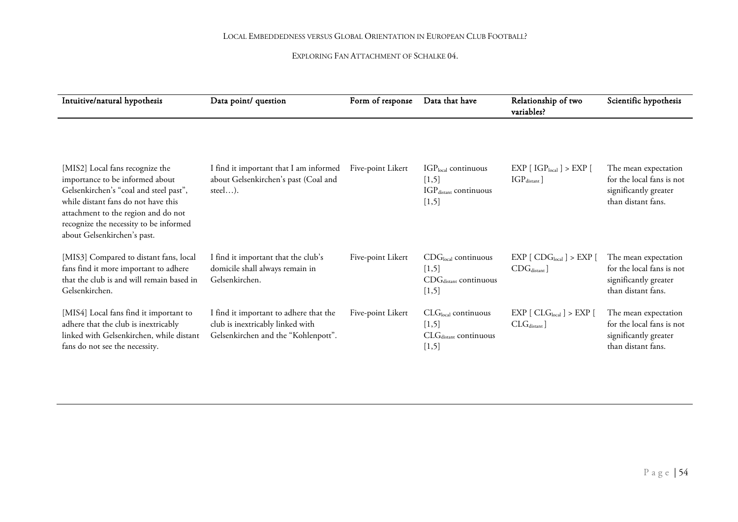| Intuitive/natural hypothesis | Data point/ question | Form of response | Data that have | Relationship of two variables? | Scientific hypothesis |
|---|---|---|---|---|---|
| [MIS2] Local fans recognize the importance to be informed about Gelsenkirchen's "coal and steel past", while distant fans do not have this attachment to the region and do not recognize the necessity to be informed about Gelsenkirchen's past. | I find it important that I am informed about Gelsenkirchen's past (Coal and steel…). | Five-point Likert | $IGP_{local}$ continuous [1,5] $IGP_{distant}$ continuous [1,5] | $EXP[IGP_{local}] > EXP[IGP_{distant}]$ | The mean expectation for the local fans is not significantly greater than distant fans. |
| [MIS3] Compared to distant fans, local fans find it more important to adhere that the club is and will remain based in Gelsenkirchen. | I find it important that the club's domicile shall always remain in Gelsenkirchen. | Five-point Likert | $CDG_{local}$ continuous [1,5] $CDG_{distant}$ continuous [1,5] | $EXP[CDG_{local}] > EXP[CDG_{distant}]$ | The mean expectation for the local fans is not significantly greater than distant fans. |
| [MIS4] Local fans find it important to adhere that the club is inextricably linked with Gelsenkirchen, while distant fans do not see the necessity. | I find it important to adhere that the club is inextricably linked with Gelsenkirchen and the "Kohlenpott". | Five-point Likert | $CLG_{local}$ continuous [1,5] $CLG_{distant}$ continuous [1,5] | $EXP[CLG_{local}] > EXP[CLG_{distant}]$ | The mean expectation for the local fans is not significantly greater than distant fans. |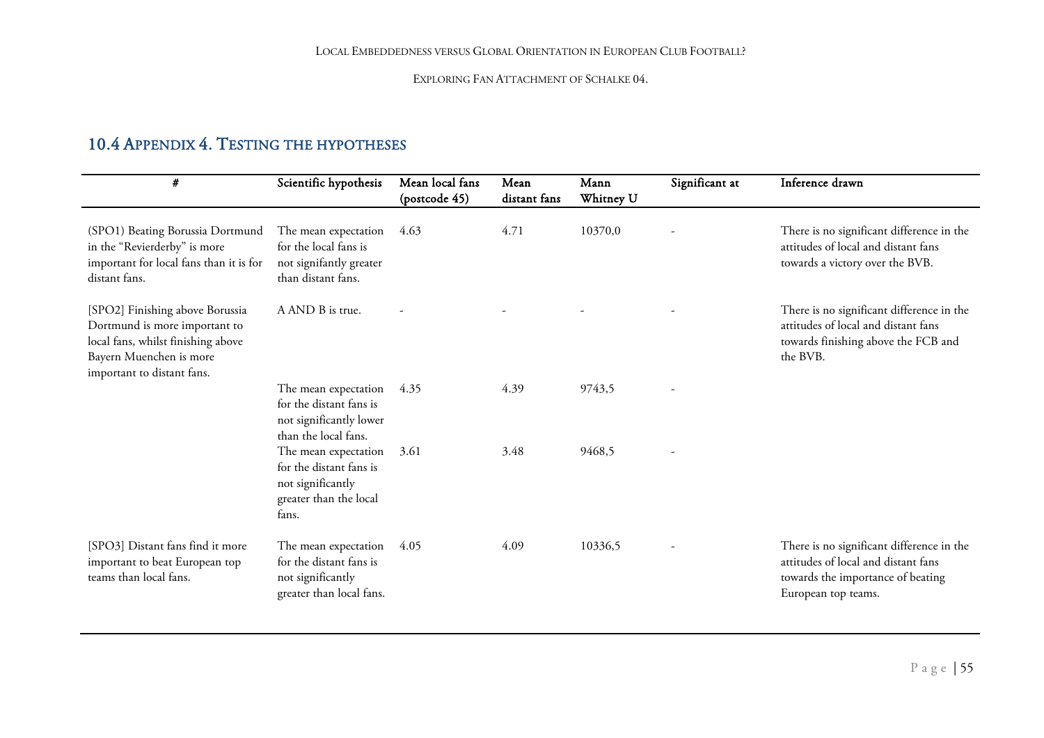## 10.4 Appendix 4. Testing the hypotheses

| # | Scientific hypothesis | Mean local fans (postcode 45) | Mean distant fans | Mann Whitney U | Significant at | Inference drawn |
|---|---|---|---|---|---|---|
| (SPO1) Beating Borussia Dortmund in the "Revierderby" is more important for local fans than it is for distant fans. | The mean expectation for the local fans is not signifantly greater than distant fans. | 4.63 | 4.71 | 10370,0 | - | There is no significant difference in the attitudes of local and distant fans towards a victory over the BVB. |
| [SPO2] Finishing above Borussia Dortmund is more important to local fans, whilst finishing above Bayern Muenchen is more important to distant fans. | A AND B is true. | - | - | - | - | There is no significant difference in the attitudes of local and distant fans towards finishing above the FCB and the BVB. |
| | The mean expectation for the distant fans is not significantly lower than the local fans. | 4.35 | 4.39 | 9743,5 | - | |
| | The mean expectation for the distant fans is not significantly greater than the local fans. | 3.61 | 3.48 | 9468,5 | - | |
| [SPO3] Distant fans find it more important to beat European top teams than local fans. | The mean expectation for the distant fans is not significantly greater than local fans. | 4.05 | 4.09 | 10336,5 | - | There is no significant difference in the attitudes of local and distant fans towards the importance of beating European top teams. |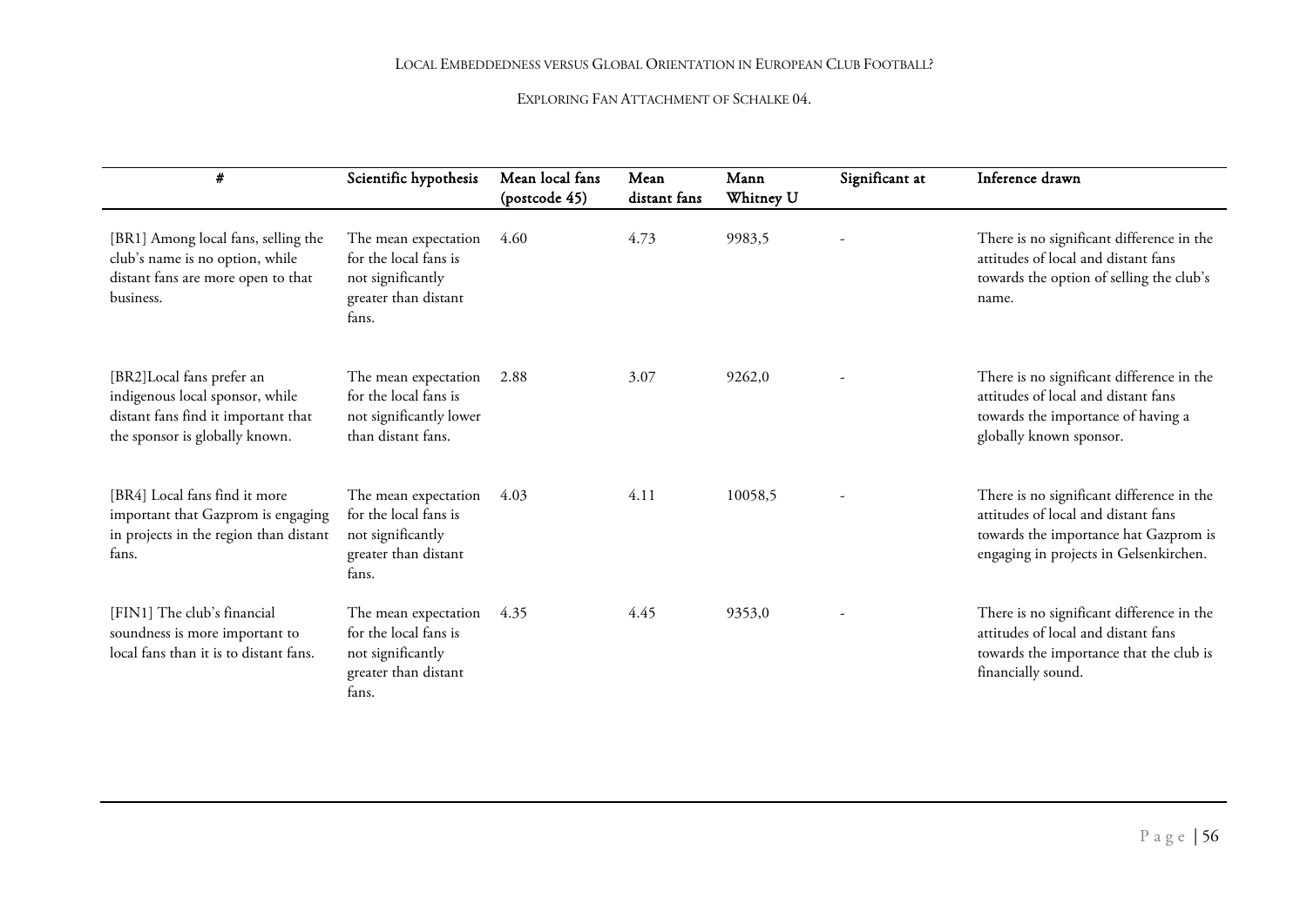| # | Scientific hypothesis | Mean local fans (postcode 45) | Mean distant fans | Mann Whitney U | Significant at | Inference drawn |
|---|---|---|---|---|---|---|
| [BR1] Among local fans, selling the club's name is no option, while distant fans are more open to that business. | The mean expectation for the local fans is not significantly greater than distant fans. | 4.60 | 4.73 | 9983,5 | - | There is no significant difference in the attitudes of local and distant fans towards the option of selling the club's name. |
| [BR2]Local fans prefer an indigenous local sponsor, while distant fans find it important that the sponsor is globally known. | The mean expectation for the local fans is not significantly lower than distant fans. | 2.88 | 3.07 | 9262,0 | - | There is no significant difference in the attitudes of local and distant fans towards the importance of having a globally known sponsor. |
| [BR4] Local fans find it more important that Gazprom is engaging in projects in the region than distant fans. | The mean expectation for the local fans is not significantly greater than distant fans. | 4.03 | 4.11 | 10058,5 | - | There is no significant difference in the attitudes of local and distant fans towards the importance hat Gazprom is engaging in projects in Gelsenkirchen. |
| [FIN1] The club's financial soundness is more important to local fans than it is to distant fans. | The mean expectation for the local fans is not significantly greater than distant fans. | 4.35 | 4.45 | 9353,0 | - | There is no significant difference in the attitudes of local and distant fans towards the importance that the club is financially sound. |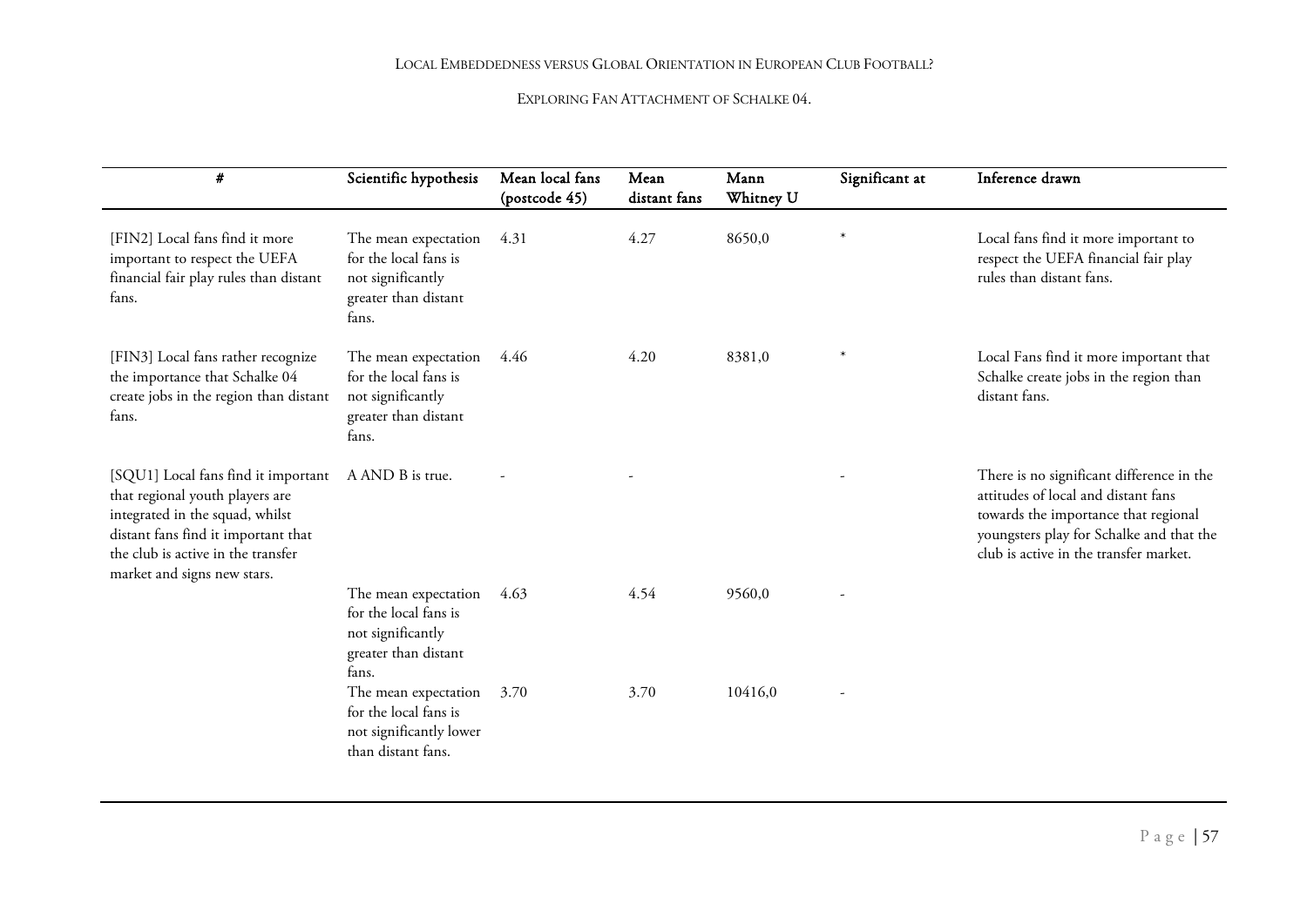| # | Scientific hypothesis | Mean local fans (postcode 45) | Mean distant fans | Mann Whitney U | Significant at | Inference drawn |
|---|---|---|---|---|---|---|
| [FIN2] Local fans find it more important to respect the UEFA financial fair play rules than distant fans. | The mean expectation for the local fans is not significantly greater than distant fans. | 4.31 | 4.27 | 8650,0 | * | Local fans find it more important to respect the UEFA financial fair play rules than distant fans. |
| [FIN3] Local fans rather recognize the importance that Schalke 04 create jobs in the region than distant fans. | The mean expectation for the local fans is not significantly greater than distant fans. | 4.46 | 4.20 | 8381,0 | * | Local Fans find it more important that Schalke create jobs in the region than distant fans. |
| [SQU1] Local fans find it important that regional youth players are integrated in the squad, whilst distant fans find it important that the club is active in the transfer market and signs new stars. | A AND B is true. | - | - | | - | There is no significant difference in the attitudes of local and distant fans towards the importance that regional youngsters play for Schalke and that the club is active in the transfer market. |
| | The mean expectation for the local fans is not significantly greater than distant fans. | 4.63 | 4.54 | 9560,0 | - | |
| | The mean expectation for the local fans is not significantly lower than distant fans. | 3.70 | 3.70 | 10416,0 | - | |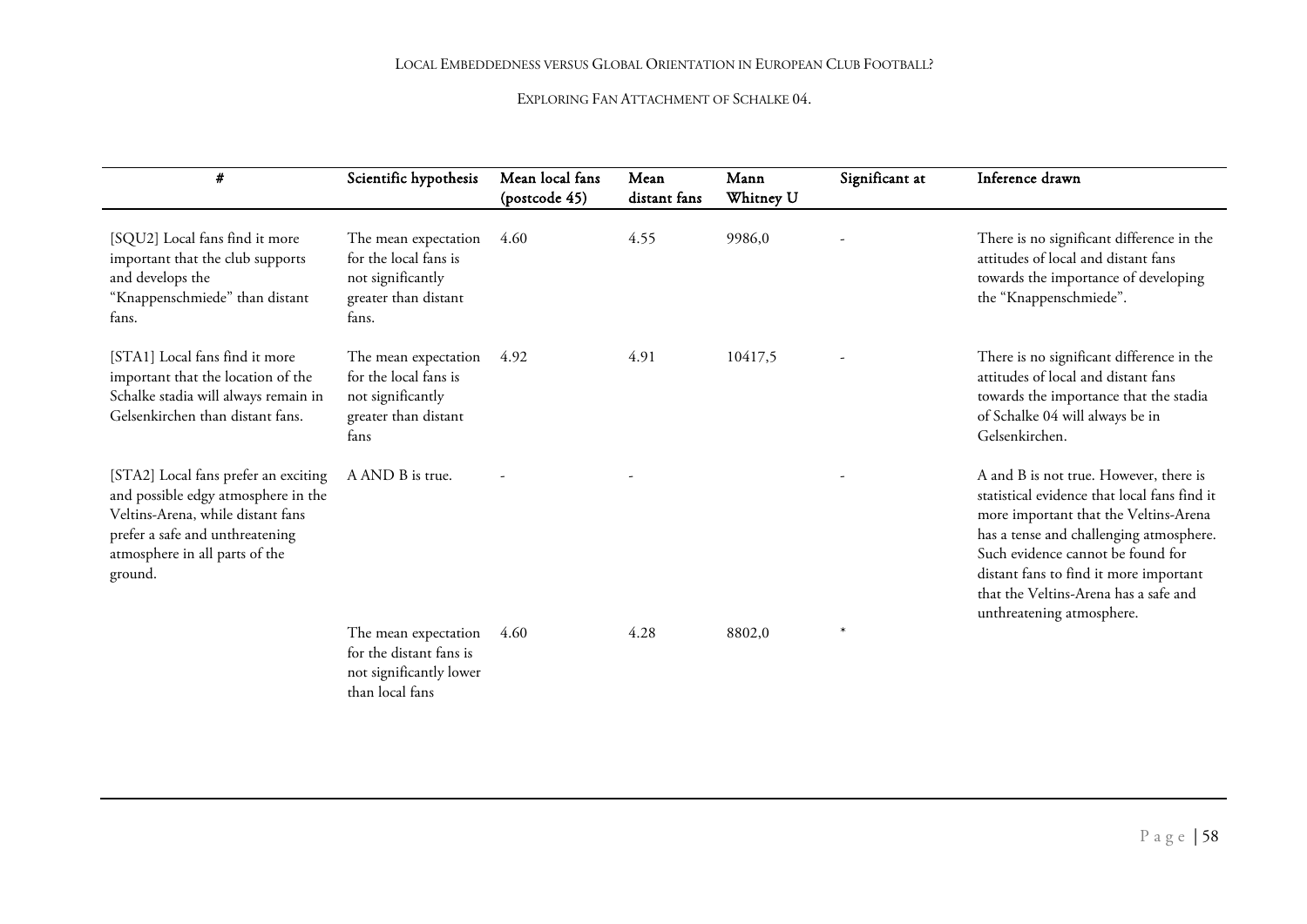| # | Scientific hypothesis | Mean local fans (postcode 45) | Mean distant fans | Mann Whitney U | Significant at | Inference drawn |
|---|---|---|---|---|---|---|
| [SQU2] Local fans find it more important that the club supports and develops the "Knappenschmiede" than distant fans. | The mean expectation for the local fans is not significantly greater than distant fans. | 4.60 | 4.55 | 9986,0 | - | There is no significant difference in the attitudes of local and distant fans towards the importance of developing the "Knappenschmiede". |
| [STA1] Local fans find it more important that the location of the Schalke stadia will always remain in Gelsenkirchen than distant fans. | The mean expectation for the local fans is not significantly greater than distant fans | 4.92 | 4.91 | 10417,5 | - | There is no significant difference in the attitudes of local and distant fans towards the importance that the stadia of Schalke 04 will always be in Gelsenkirchen. |
| [STA2] Local fans prefer an exciting and possible edgy atmosphere in the Veltins-Arena, while distant fans prefer a safe and unthreatening atmosphere in all parts of the ground. | A AND B is true. | - | - | | - | A and B is not true. However, there is statistical evidence that local fans find it more important that the Veltins-Arena has a tense and challenging atmosphere. Such evidence cannot be found for distant fans to find it more important that the Veltins-Arena has a safe and unthreatening atmosphere. |
| | The mean expectation for the distant fans is not significantly lower than local fans | 4.60 | 4.28 | 8802,0 | * | |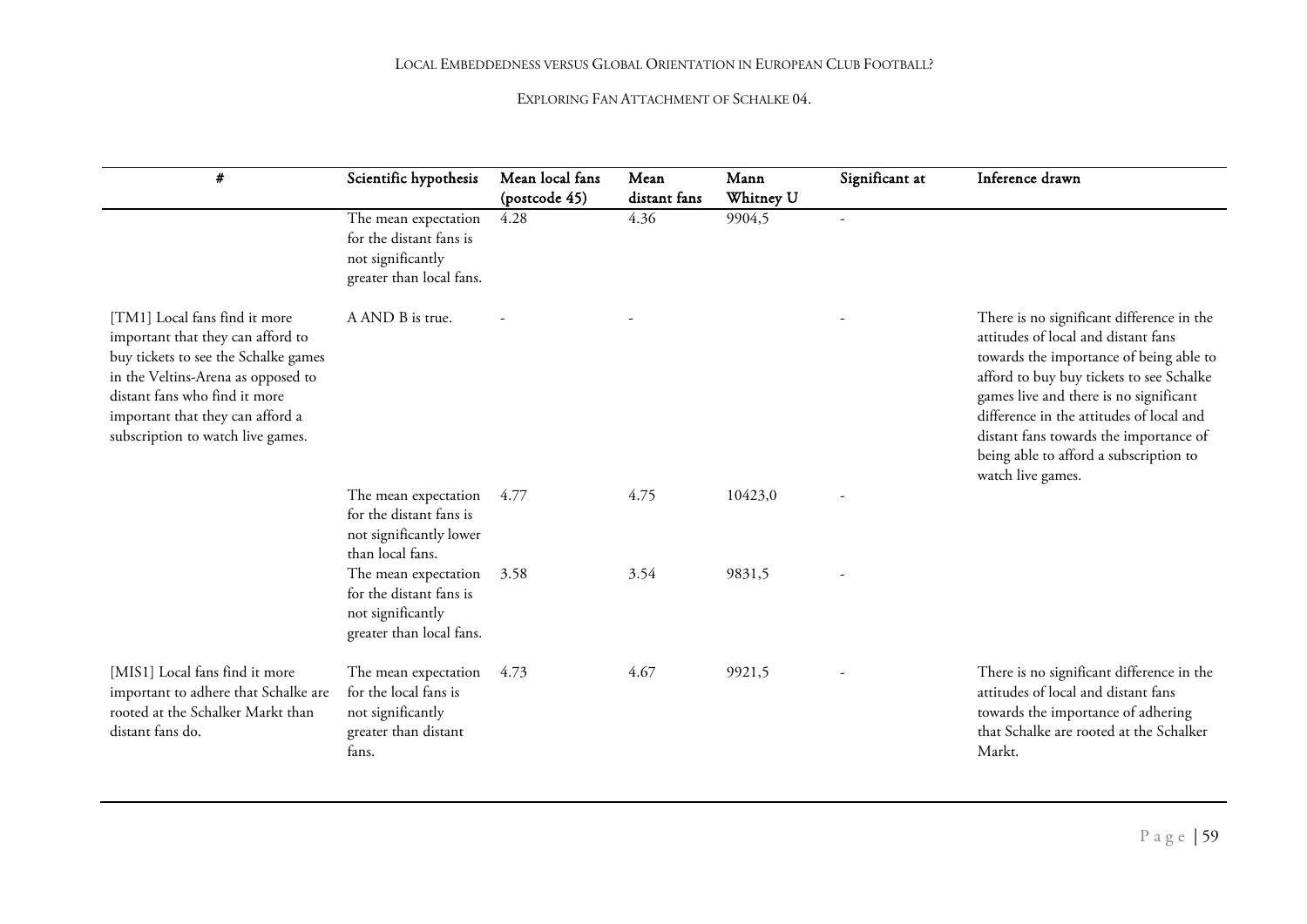| # | Scientific hypothesis | Mean local fans (postcode 45) | Mean distant fans | Mann Whitney U | Significant at | Inference drawn |
|---|---|---|---|---|---|---|
| | The mean expectation for the distant fans is not significantly greater than local fans. | 4.28 | 4.36 | 9904,5 | - | |
| [TM1] Local fans find it more important that they can afford to buy tickets to see the Schalke games in the Veltins-Arena as opposed to distant fans who find it more important that they can afford a subscription to watch live games. | A AND B is true. | - | - | | - | There is no significant difference in the attitudes of local and distant fans towards the importance of being able to afford to buy buy tickets to see Schalke games live and there is no significant difference in the attitudes of local and distant fans towards the importance of being able to afford a subscription to watch live games. |
| | The mean expectation for the distant fans is not significantly lower than local fans. | 4.77 | 4.75 | 10423,0 | - | |
| | The mean expectation for the distant fans is not significantly greater than local fans. | 3.58 | 3.54 | 9831,5 | - | |
| [MIS1] Local fans find it more important to adhere that Schalke are rooted at the Schalker Markt than distant fans do. | The mean expectation for the local fans is not significantly greater than distant fans. | 4.73 | 4.67 | 9921,5 | - | There is no significant difference in the attitudes of local and distant fans towards the importance of adhering that Schalke are rooted at the Schalker Markt. |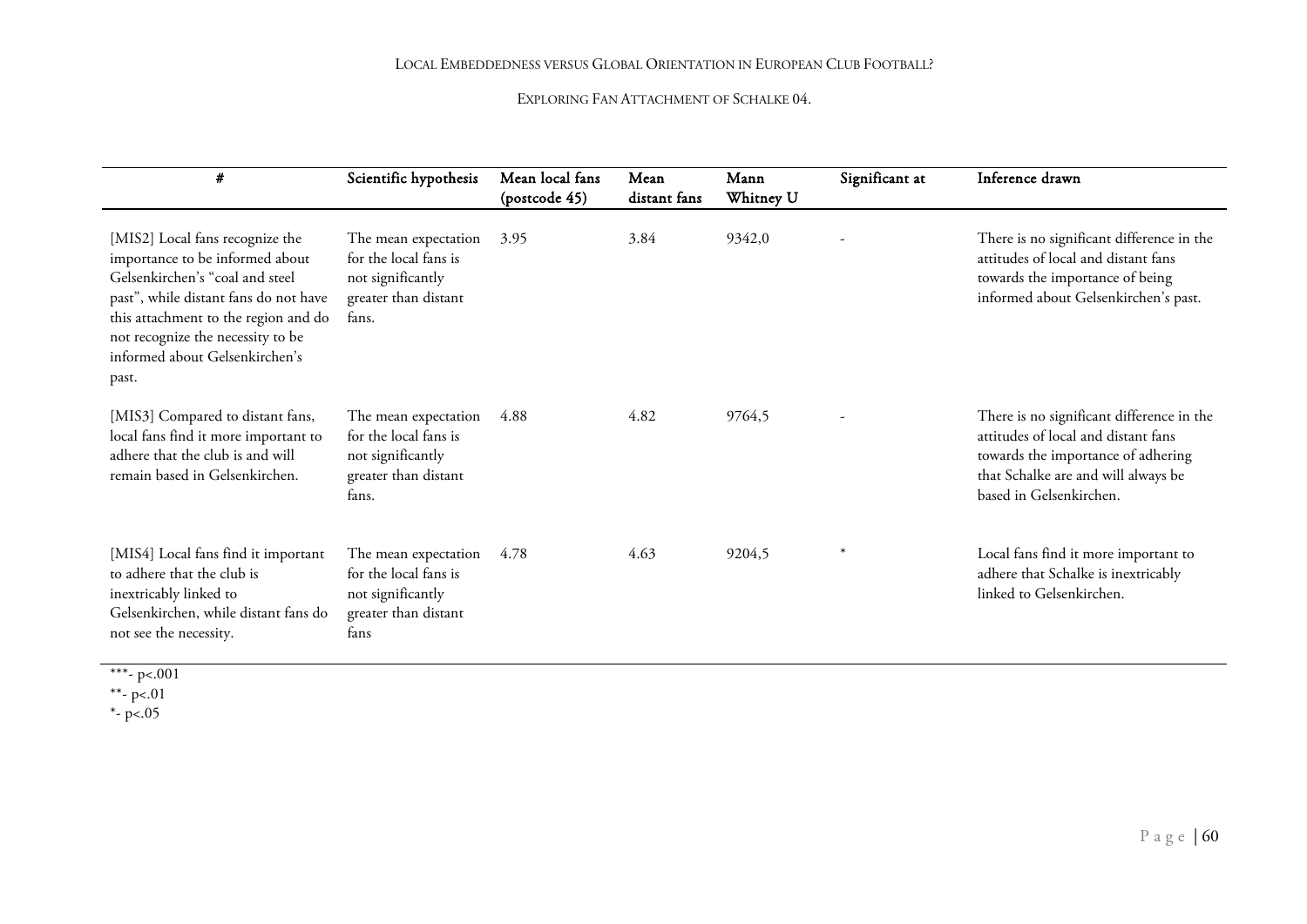| # | Scientific hypothesis | Mean local fans (postcode 45) | Mean distant fans | Mann Whitney U | Significant at | Inference drawn |
|---|---|---|---|---|---|---|
| [MIS2] Local fans recognize the importance to be informed about Gelsenkirchen's "coal and steel past", while distant fans do not have this attachment to the region and do not recognize the necessity to be informed about Gelsenkirchen's past. | The mean expectation for the local fans is not significantly greater than distant fans. | 3.95 | 3.84 | 9342,0 | - | There is no significant difference in the attitudes of local and distant fans towards the importance of being informed about Gelsenkirchen's past. |
| [MIS3] Compared to distant fans, local fans find it more important to adhere that the club is and will remain based in Gelsenkirchen. | The mean expectation for the local fans is not significantly greater than distant fans. | 4.88 | 4.82 | 9764,5 | - | There is no significant difference in the attitudes of local and distant fans towards the importance of adhering that Schalke are and will always be based in Gelsenkirchen. |
| [MIS4] Local fans find it important to adhere that the club is inextricably linked to Gelsenkirchen, while distant fans do not see the necessity. | The mean expectation for the local fans is not significantly greater than distant fans | 4.78 | 4.63 | 9204,5 | * | Local fans find it more important to adhere that Schalke is inextricably linked to Gelsenkirchen. |

***- $p<.001$

**- $p<.01$

*- $p<.05$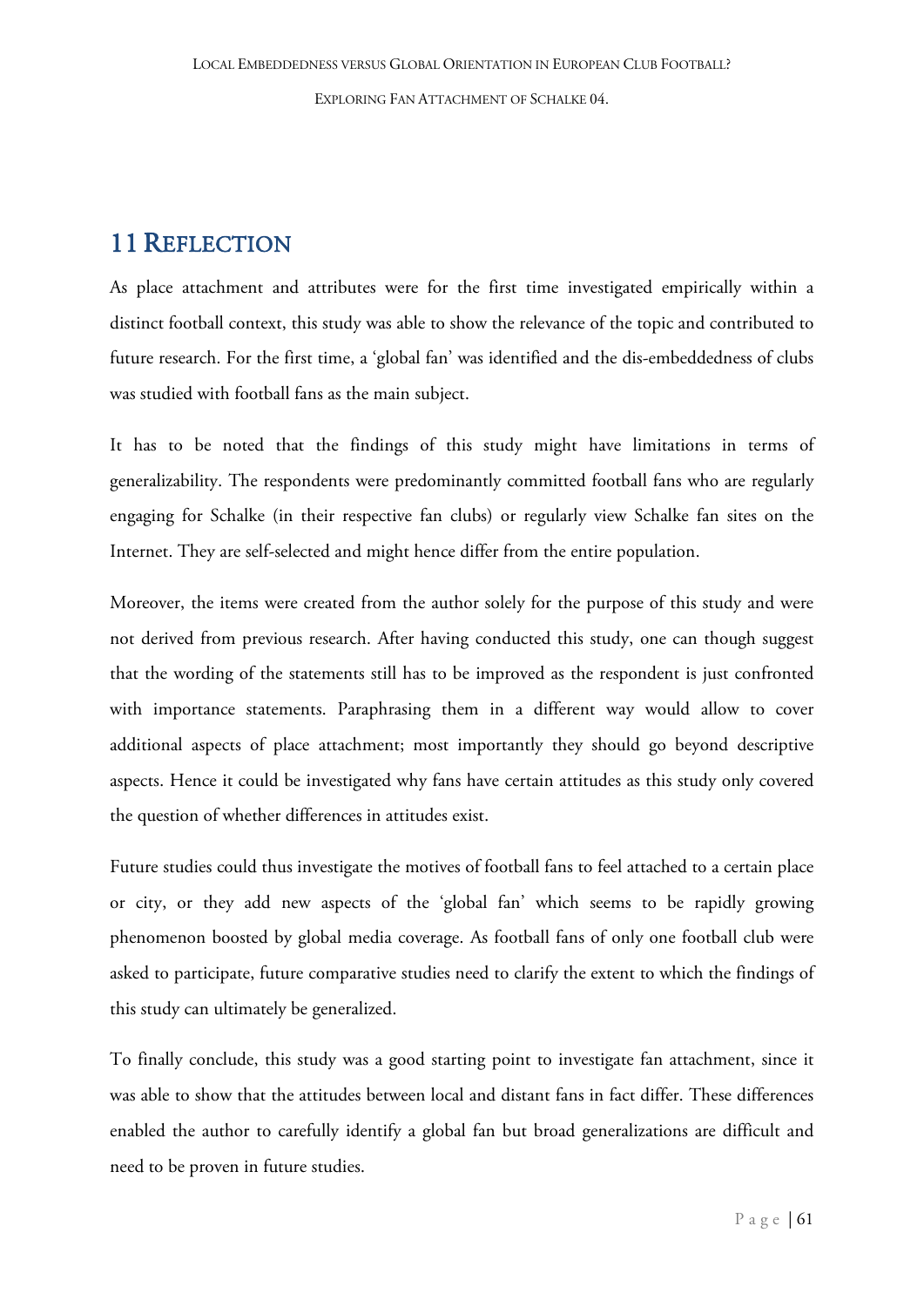# 11 Reflection

As place attachment and attributes were for the first time investigated empirically within a distinct football context, this study was able to show the relevance of the topic and contributed to future research. For the first time, a 'global fan' was identified and the dis-embeddedness of clubs was studied with football fans as the main subject.

It has to be noted that the findings of this study might have limitations in terms of generalizability. The respondents were predominantly committed football fans who are regularly engaging for Schalke (in their respective fan clubs) or regularly view Schalke fan sites on the Internet. They are self-selected and might hence differ from the entire population.

Moreover, the items were created from the author solely for the purpose of this study and were not derived from previous research. After having conducted this study, one can though suggest that the wording of the statements still has to be improved as the respondent is just confronted with importance statements. Paraphrasing them in a different way would allow to cover additional aspects of place attachment; most importantly they should go beyond descriptive aspects. Hence it could be investigated why fans have certain attitudes as this study only covered the question of whether differences in attitudes exist.

Future studies could thus investigate the motives of football fans to feel attached to a certain place or city, or they add new aspects of the 'global fan' which seems to be rapidly growing phenomenon boosted by global media coverage. As football fans of only one football club were asked to participate, future comparative studies need to clarify the extent to which the findings of this study can ultimately be generalized.

To finally conclude, this study was a good starting point to investigate fan attachment, since it was able to show that the attitudes between local and distant fans in fact differ. These differences enabled the author to carefully identify a global fan but broad generalizations are difficult and need to be proven in future studies.